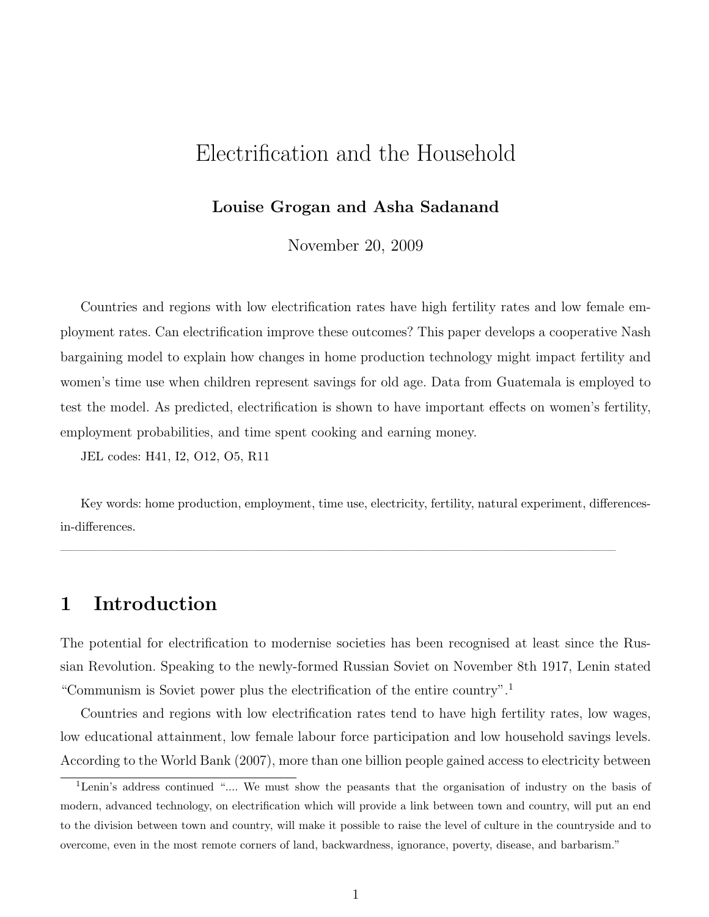# Electrification and the Household

**Louise Grogan and Asha Sadanand**

November 20, 2009

Countries and regions with low electrification rates have high fertility rates and low female employment rates. Can electrification improve these outcomes? This paper develops a cooperative Nash bargaining model to explain how changes in home production technology might impact fertility and women's time use when children represent savings for old age. Data from Guatemala is employed to test the model. As predicted, electrification is shown to have important effects on women's fertility, employment probabilities, and time spent cooking and earning money.

JEL codes: H41, I2, O12, O5, R11

Key words: home production, employment, time use, electricity, fertility, natural experiment, differences-in-differences.

---

## 1 Introduction

The potential for electrification to modernise societies has been recognised at least since the Russian Revolution. Speaking to the newly-formed Russian Soviet on November 8th 1917, Lenin stated "Communism is Soviet power plus the electrification of the entire country".[1]

Countries and regions with low electrification rates tend to have high fertility rates, low wages, low educational attainment, low female labour force participation and low household savings levels. According to the World Bank (2007), more than one billion people gained access to electricity between

[1] Lenin's address continued ".... We must show the peasants that the organisation of industry on the basis of modern, advanced technology, on electrification which will provide a link between town and country, will put an end to the division between town and country, will make it possible to raise the level of culture in the countryside and to overcome, even in the most remote corners of land, backwardness, ignorance, poverty, disease, and barbarism."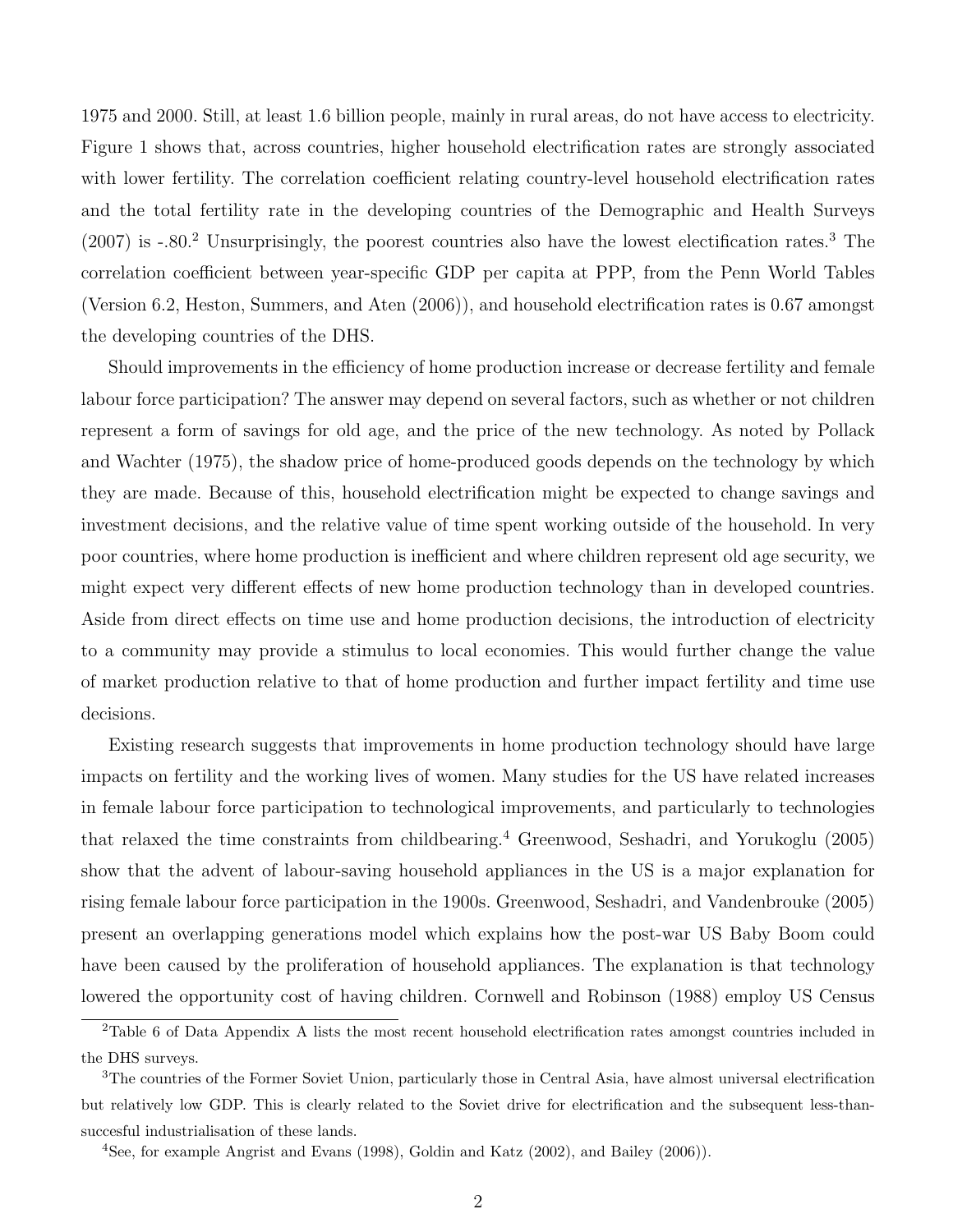1975 and 2000. Still, at least 1.6 billion people, mainly in rural areas, do not have access to electricity. Figure 1 shows that, across countries, higher household electrification rates are strongly associated with lower fertility. The correlation coefficient relating country-level household electrification rates and the total fertility rate in the developing countries of the Demographic and Health Surveys (2007) is -.80.[2] Unsurprisingly, the poorest countries also have the lowest electification rates.[3] The correlation coefficient between year-specific GDP per capita at PPP, from the Penn World Tables (Version 6.2, Heston, Summers, and Aten (2006)), and household electrification rates is 0.67 amongst the developing countries of the DHS.

Should improvements in the efficiency of home production increase or decrease fertility and female labour force participation? The answer may depend on several factors, such as whether or not children represent a form of savings for old age, and the price of the new technology. As noted by Pollack and Wachter (1975), the shadow price of home-produced goods depends on the technology by which they are made. Because of this, household electrification might be expected to change savings and investment decisions, and the relative value of time spent working outside of the household. In very poor countries, where home production is inefficient and where children represent old age security, we might expect very different effects of new home production technology than in developed countries. Aside from direct effects on time use and home production decisions, the introduction of electricity to a community may provide a stimulus to local economies. This would further change the value of market production relative to that of home production and further impact fertility and time use decisions.

Existing research suggests that improvements in home production technology should have large impacts on fertility and the working lives of women. Many studies for the US have related increases in female labour force participation to technological improvements, and particularly to technologies that relaxed the time constraints from childbearing.[4] Greenwood, Seshadri, and Yorukoglu (2005) show that the advent of labour-saving household appliances in the US is a major explanation for rising female labour force participation in the 1900s. Greenwood, Seshadri, and Vandenbrouke (2005) present an overlapping generations model which explains how the post-war US Baby Boom could have been caused by the proliferation of household appliances. The explanation is that technology lowered the opportunity cost of having children. Cornwell and Robinson (1988) employ US Census

[2] Table 6 of Data Appendix A lists the most recent household electrification rates amongst countries included in the DHS surveys.

[3] The countries of the Former Soviet Union, particularly those in Central Asia, have almost universal electrification but relatively low GDP. This is clearly related to the Soviet drive for electrification and the subsequent less-than-succesful industrialisation of these lands.

[4] See, for example Angrist and Evans (1998), Goldin and Katz (2002), and Bailey (2006)).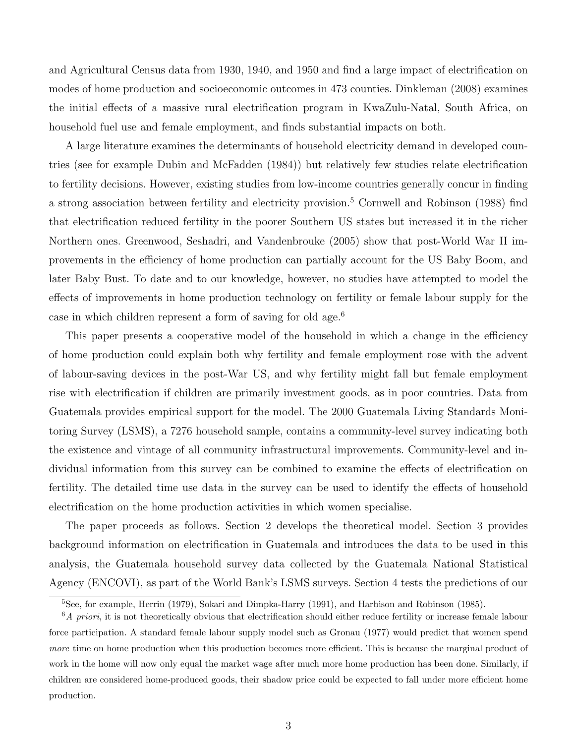and Agricultural Census data from 1930, 1940, and 1950 and find a large impact of electrification on modes of home production and socioeconomic outcomes in 473 counties. Dinkleman (2008) examines the initial effects of a massive rural electrification program in KwaZulu-Natal, South Africa, on household fuel use and female employment, and finds substantial impacts on both.

A large literature examines the determinants of household electricity demand in developed countries (see for example Dubin and McFadden (1984)) but relatively few studies relate electrification to fertility decisions. However, existing studies from low-income countries generally concur in finding a strong association between fertility and electricity provision.[5] Cornwell and Robinson (1988) find that electrification reduced fertility in the poorer Southern US states but increased it in the richer Northern ones. Greenwood, Seshadri, and Vandenbrouke (2005) show that post-World War II improvements in the efficiency of home production can partially account for the US Baby Boom, and later Baby Bust. To date and to our knowledge, however, no studies have attempted to model the effects of improvements in home production technology on fertility or female labour supply for the case in which children represent a form of saving for old age.[6]

This paper presents a cooperative model of the household in which a change in the efficiency of home production could explain both why fertility and female employment rose with the advent of labour-saving devices in the post-War US, and why fertility might fall but female employment rise with electrification if children are primarily investment goods, as in poor countries. Data from Guatemala provides empirical support for the model. The 2000 Guatemala Living Standards Monitoring Survey (LSMS), a 7276 household sample, contains a community-level survey indicating both the existence and vintage of all community infrastructural improvements. Community-level and individual information from this survey can be combined to examine the effects of electrification on fertility. The detailed time use data in the survey can be used to identify the effects of household electrification on the home production activities in which women specialise.

The paper proceeds as follows. Section 2 develops the theoretical model. Section 3 provides background information on electrification in Guatemala and introduces the data to be used in this analysis, the Guatemala household survey data collected by the Guatemala National Statistical Agency (ENCOVI), as part of the World Bank's LSMS surveys. Section 4 tests the predictions of our

[5] See, for example, Herrin (1979), Sokari and Dimpka-Harry (1991), and Harbison and Robinson (1985).

[6] *A priori*, it is not theoretically obvious that electrification should either reduce fertility or increase female labour force participation. A standard female labour supply model such as Gronau (1977) would predict that women spend *more* time on home production when this production becomes more efficient. This is because the marginal product of work in the home will now only equal the market wage after much more home production has been done. Similarly, if children are considered home-produced goods, their shadow price could be expected to fall under more efficient home production.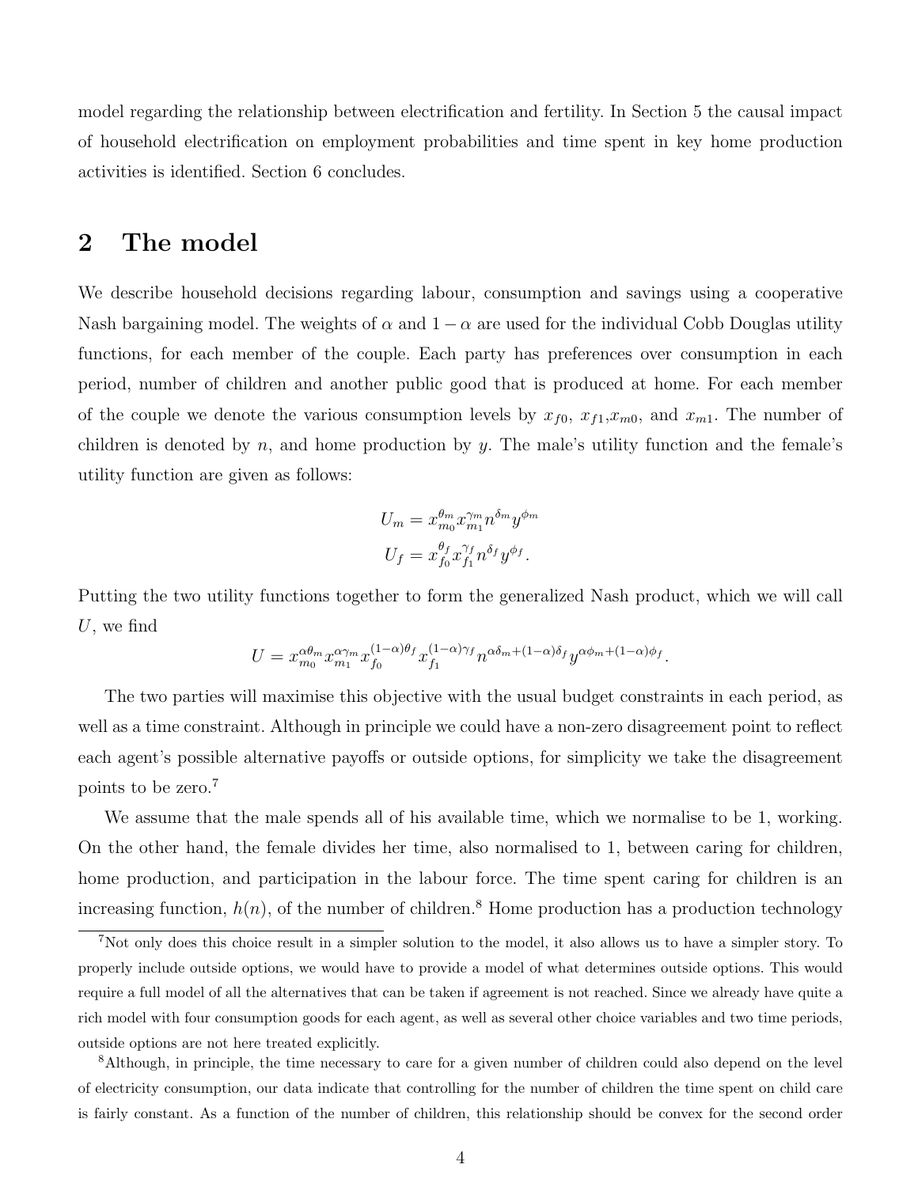model regarding the relationship between electrification and fertility. In Section 5 the causal impact of household electrification on employment probabilities and time spent in key home production activities is identified. Section 6 concludes.

## 2 The model

We describe household decisions regarding labour, consumption and savings using a cooperative Nash bargaining model. The weights of $\alpha$ and $1-\alpha$ are used for the individual Cobb Douglas utility functions, for each member of the couple. Each party has preferences over consumption in each period, number of children and another public good that is produced at home. For each member of the couple we denote the various consumption levels by $x_{f0}$, $x_{f1}$,$x_{m0}$, and $x_{m1}$. The number of children is denoted by $n$, and home production by $y$. The male's utility function and the female's utility function are given as follows:

$$U_m = x_{m_0}^{\theta_m} x_{m_1}^{\gamma_m} n^{\delta_m} y^{\phi_m}$$
$$U_f = x_{f_0}^{\theta_f} x_{f_1}^{\gamma_f} n^{\delta_f} y^{\phi_f}.$$

Putting the two utility functions together to form the generalized Nash product, which we will call $U$, we find

$$U = x_{m_0}^{\alpha\theta_m} x_{m_1}^{\alpha\gamma_m} x_{f_0}^{(1-\alpha)\theta_f} x_{f_1}^{(1-\alpha)\gamma_f} n^{\alpha\delta_m+(1-\alpha)\delta_f} y^{\alpha\phi_m+(1-\alpha)\phi_f}.$$

The two parties will maximise this objective with the usual budget constraints in each period, as well as a time constraint. Although in principle we could have a non-zero disagreement point to reflect each agent's possible alternative payoffs or outside options, for simplicity we take the disagreement points to be zero.[7]

We assume that the male spends all of his available time, which we normalise to be 1, working. On the other hand, the female divides her time, also normalised to 1, between caring for children, home production, and participation in the labour force. The time spent caring for children is an increasing function, $h(n)$, of the number of children.[8] Home production has a production technology

[7] Not only does this choice result in a simpler solution to the model, it also allows us to have a simpler story. To properly include outside options, we would have to provide a model of what determines outside options. This would require a full model of all the alternatives that can be taken if agreement is not reached. Since we already have quite a rich model with four consumption goods for each agent, as well as several other choice variables and two time periods, outside options are not here treated explicitly.

[8] Although, in principle, the time necessary to care for a given number of children could also depend on the level of electricity consumption, our data indicate that controlling for the number of children the time spent on child care is fairly constant. As a function of the number of children, this relationship should be convex for the second order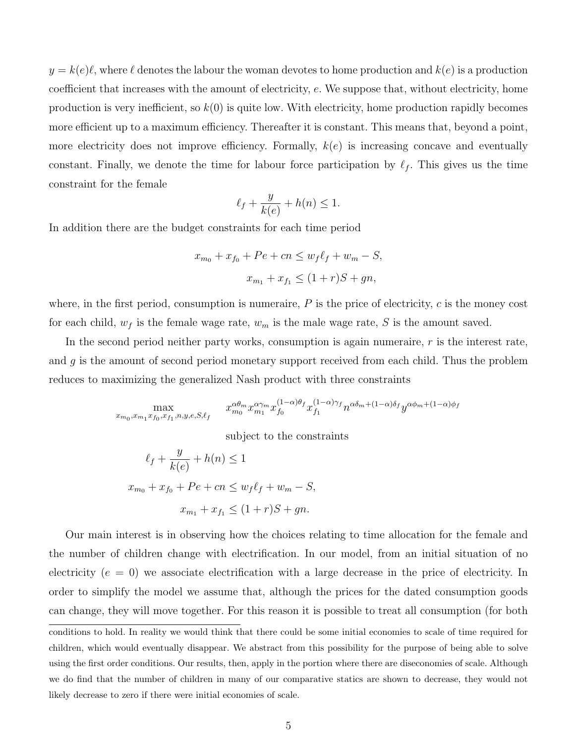$y = k(e)\ell$, where $\ell$ denotes the labour the woman devotes to home production and $k(e)$ is a production coefficient that increases with the amount of electricity, $e$. We suppose that, without electricity, home production is very inefficient, so $k(0)$ is quite low. With electricity, home production rapidly becomes more efficient up to a maximum efficiency. Thereafter it is constant. This means that, beyond a point, more electricity does not improve efficiency. Formally, $k(e)$ is increasing concave and eventually constant. Finally, we denote the time for labour force participation by $\ell_f$. This gives us the time constraint for the female

$$\ell_f + \frac{y}{k(e)} + h(n) \leq 1.$$

In addition there are the budget constraints for each time period

$$x_{m_0} + x_{f_0} + Pe + cn \leq w_f \ell_f + w_m - S,$$
$$x_{m_1} + x_{f_1} \leq (1+r)S + gn,$$

where, in the first period, consumption is numeraire, $P$ is the price of electricity, $c$ is the money cost for each child, $w_f$ is the female wage rate, $w_m$ is the male wage rate, $S$ is the amount saved.

In the second period neither party works, consumption is again numeraire, $r$ is the interest rate, and $g$ is the amount of second period monetary support received from each child. Thus the problem reduces to maximizing the generalized Nash product with three constraints

$$\max_{x_{m_0}, x_{m_1} x_{f_0}, x_{f_1}, n, y, e, S, \ell_f} \quad x_{m_0}^{\alpha\theta_m} x_{m_1}^{\alpha\gamma_m} x_{f_0}^{(1-\alpha)\theta_f} x_{f_1}^{(1-\alpha)\gamma_f} n^{\alpha\delta_m + (1-\alpha)\delta_f} y^{\alpha\phi_m + (1-\alpha)\phi_f}$$

subject to the constraints

$$\ell_f + \frac{y}{k(e)} + h(n) \leq 1$$

$$x_{m_0} + x_{f_0} + Pe + cn \leq w_f \ell_f + w_m - S,$$

$$x_{m_1} + x_{f_1} \leq (1+r)S + gn.$$

Our main interest is in observing how the choices relating to time allocation for the female and the number of children change with electrification. In our model, from an initial situation of no electricity ($e = 0$) we associate electrification with a large decrease in the price of electricity. In order to simplify the model we assume that, although the prices for the dated consumption goods can change, they will move together. For this reason it is possible to treat all consumption (for both

---

conditions to hold. In reality we would think that there could be some initial economies to scale of time required for children, which would eventually disappear. We abstract from this possibility for the purpose of being able to solve using the first order conditions. Our results, then, apply in the portion where there are diseconomies of scale. Although we do find that the number of children in many of our comparative statics are shown to decrease, they would not likely decrease to zero if there were initial economies of scale.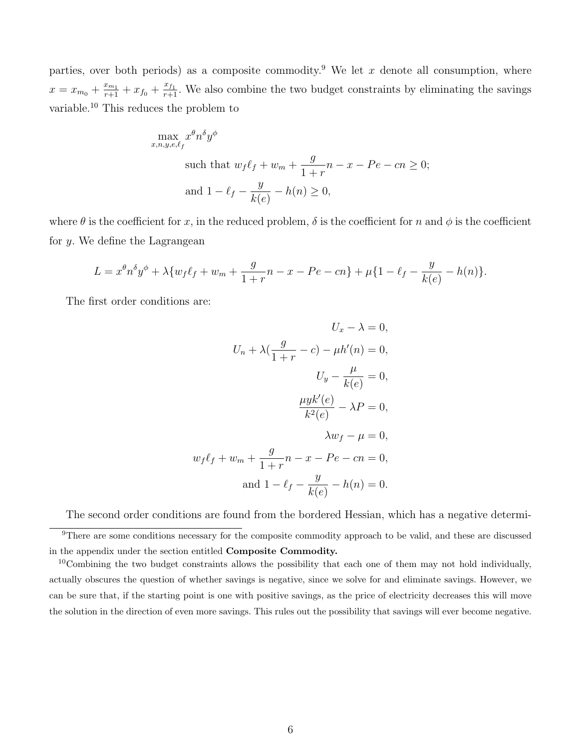parties, over both periods) as a composite commodity.[9] We let $x$ denote all consumption, where $x = x_{m_0} + \frac{x_{m_1}}{r+1} + x_{f_0} + \frac{x_{f_1}}{r+1}$. We also combine the two budget constraints by eliminating the savings variable.[10] This reduces the problem to

$$\max_{x,n,y,e,\ell_f} x^\theta n^\delta y^\phi$$

$$\text{such that } w_f \ell_f + w_m + \frac{g}{1+r} n - x - Pe - cn \geq 0;$$

$$\text{and } 1 - \ell_f - \frac{y}{k(e)} - h(n) \geq 0,$$

where $\theta$ is the coefficient for $x$, in the reduced problem, $\delta$ is the coefficient for $n$ and $\phi$ is the coefficient for $y$. We define the Lagrangean

$$L = x^\theta n^\delta y^\phi + \lambda\{w_f \ell_f + w_m + \frac{g}{1+r} n - x - Pe - cn\} + \mu\{1 - \ell_f - \frac{y}{k(e)} - h(n)\}.$$

The first order conditions are:

$$U_x - \lambda = 0,$$

$$U_n + \lambda(\frac{g}{1+r} - c) - \mu h'(n) = 0,$$

$$U_y - \frac{\mu}{k(e)} = 0,$$

$$\frac{\mu y k'(e)}{k^2(e)} - \lambda P = 0,$$

$$\lambda w_f - \mu = 0,$$

$$w_f \ell_f + w_m + \frac{g}{1+r} n - x - Pe - cn = 0,$$

$$\text{and } 1 - \ell_f - \frac{y}{k(e)} - h(n) = 0.$$

The second order conditions are found from the bordered Hessian, which has a negative determi-

[9] There are some conditions necessary for the composite commodity approach to be valid, and these are discussed in the appendix under the section entitled **Composite Commodity.**

[10] Combining the two budget constraints allows the possibility that each one of them may not hold individually, actually obscures the question of whether savings is negative, since we solve for and eliminate savings. However, we can be sure that, if the starting point is one with positive savings, as the price of electricity decreases this will move the solution in the direction of even more savings. This rules out the possibility that savings will ever become negative.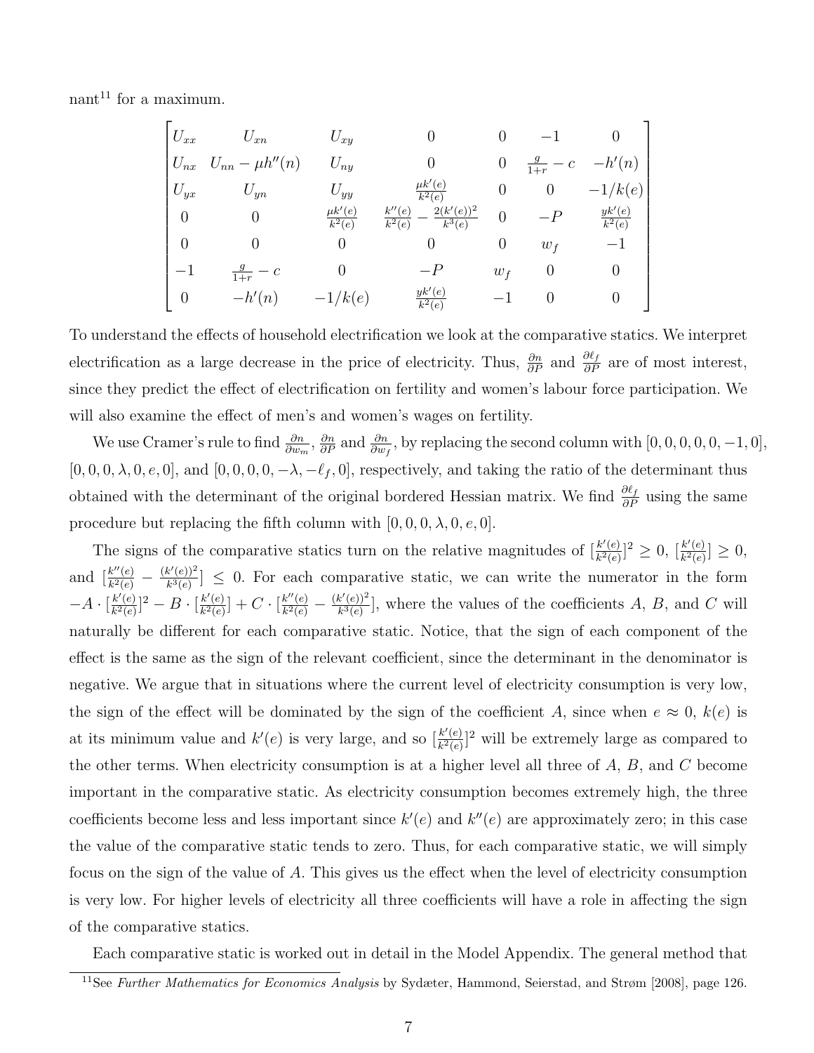nant[11] for a maximum.

$$
\begin{bmatrix}
U_{xx} & U_{xn} & U_{xy} & 0 & 0 & -1 & 0 \\
U_{nx} & U_{nn} - \mu h''(n) & U_{ny} & 0 & 0 & \frac{g}{1+r} - c & -h'(n) \\
U_{yx} & U_{yn} & U_{yy} & \frac{\mu k'(e)}{k^2(e)} & 0 & 0 & -1/k(e) \\
0 & 0 & \frac{\mu k'(e)}{k^2(e)} & \frac{k''(e)}{k^2(e)} - \frac{2(k'(e))^2}{k^3(e)} & 0 & -P & \frac{yk'(e)}{k^2(e)} \\
0 & 0 & 0 & 0 & 0 & w_f & -1 \\
-1 & \frac{g}{1+r} - c & 0 & -P & w_f & 0 & 0 \\
0 & -h'(n) & -1/k(e) & \frac{yk'(e)}{k^2(e)} & -1 & 0 & 0
\end{bmatrix}
$$

To understand the effects of household electrification we look at the comparative statics. We interpret electrification as a large decrease in the price of electricity. Thus, $\frac{\partial n}{\partial P}$ and $\frac{\partial \ell_f}{\partial P}$ are of most interest, since they predict the effect of electrification on fertility and women's labour force participation. We will also examine the effect of men's and women's wages on fertility.

We use Cramer's rule to find $\frac{\partial n}{\partial w_m}$, $\frac{\partial n}{\partial P}$ and $\frac{\partial n}{\partial w_f}$, by replacing the second column with $[0, 0, 0, 0, 0, -1, 0]$, $[0, 0, 0, \lambda, 0, e, 0]$, and $[0, 0, 0, 0, -\lambda, -\ell_f, 0]$, respectively, and taking the ratio of the determinant thus obtained with the determinant of the original bordered Hessian matrix. We find $\frac{\partial \ell_f}{\partial P}$ using the same procedure but replacing the fifth column with $[0, 0, 0, \lambda, 0, e, 0]$.

The signs of the comparative statics turn on the relative magnitudes of $[\frac{k'(e)}{k^2(e)}]^2 \geq 0$, $[\frac{k'(e)}{k^2(e)}] \geq 0$, and $[\frac{k''(e)}{k^2(e)} - \frac{(k'(e))^2}{k^3(e)}] \leq 0$. For each comparative static, we can write the numerator in the form $-A \cdot [\frac{k'(e)}{k^2(e)}]^2 - B \cdot [\frac{k'(e)}{k^2(e)}] + C \cdot [\frac{k''(e)}{k^2(e)} - \frac{(k'(e))^2}{k^3(e)}]$, where the values of the coefficients $A$, $B$, and $C$ will naturally be different for each comparative static. Notice, that the sign of each component of the effect is the same as the sign of the relevant coefficient, since the determinant in the denominator is negative. We argue that in situations where the current level of electricity consumption is very low, the sign of the effect will be dominated by the sign of the coefficient $A$, since when $e \approx 0$, $k(e)$ is at its minimum value and $k'(e)$ is very large, and so $[\frac{k'(e)}{k^2(e)}]^2$ will be extremely large as compared to the other terms. When electricity consumption is at a higher level all three of $A$, $B$, and $C$ become important in the comparative static. As electricity consumption becomes extremely high, the three coefficients become less and less important since $k'(e)$ and $k''(e)$ are approximately zero; in this case the value of the comparative static tends to zero. Thus, for each comparative static, we will simply focus on the sign of the value of $A$. This gives us the effect when the level of electricity consumption is very low. For higher levels of electricity all three coefficients will have a role in affecting the sign of the comparative statics.

Each comparative static is worked out in detail in the Model Appendix. The general method that

[11] See *Further Mathematics for Economics Analysis* by Sydæter, Hammond, Seierstad, and Strøm [2008], page 126.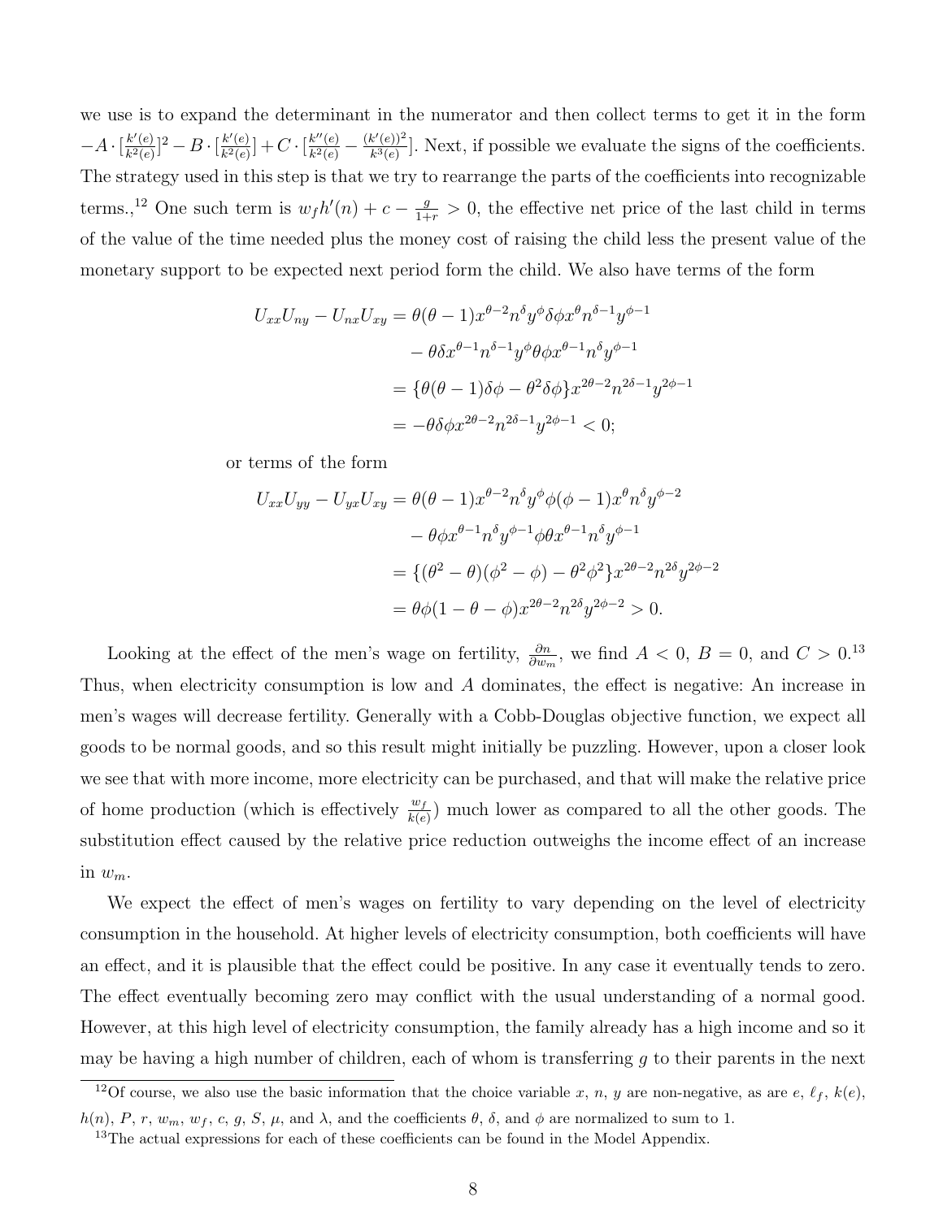we use is to expand the determinant in the numerator and then collect terms to get it in the form $-A \cdot [\frac{k'(e)}{k^2(e)}]^2 - B \cdot [\frac{k'(e)}{k^2(e)}] + C \cdot [\frac{k''(e)}{k^2(e)} - \frac{(k'(e))^2}{k^3(e)}]$. Next, if possible we evaluate the signs of the coefficients. The strategy used in this step is that we try to rearrange the parts of the coefficients into recognizable terms.,[12] One such term is $w_f h'(n) + c - \frac{g}{1+r} > 0$, the effective net price of the last child in terms of the value of the time needed plus the money cost of raising the child less the present value of the monetary support to be expected next period form the child. We also have terms of the form

$$
\begin{aligned}
U_{xx}U_{ny} - U_{nx}U_{xy} &= \theta(\theta-1)x^{\theta-2}n^{\delta}y^{\phi}\delta\phi x^{\theta}n^{\delta-1}y^{\phi-1} \\
&\quad - \theta\delta x^{\theta-1}n^{\delta-1}y^{\phi}\theta\phi x^{\theta-1}n^{\delta}y^{\phi-1} \\
&= \{\theta(\theta-1)\delta\phi - \theta^2\delta\phi\}x^{2\theta-2}n^{2\delta-1}y^{2\phi-1} \\
&= -\theta\delta\phi x^{2\theta-2}n^{2\delta-1}y^{2\phi-1} < 0;
\end{aligned}
$$

or terms of the form

$$
\begin{aligned}
U_{xx}U_{yy} - U_{yx}U_{xy} &= \theta(\theta-1)x^{\theta-2}n^{\delta}y^{\phi}\phi(\phi-1)x^{\theta}n^{\delta}y^{\phi-2} \\
&\quad - \theta\phi x^{\theta-1}n^{\delta}y^{\phi-1}\phi\theta x^{\theta-1}n^{\delta}y^{\phi-1} \\
&= \{(\theta^2-\theta)(\phi^2-\phi) - \theta^2\phi^2\}x^{2\theta-2}n^{2\delta}y^{2\phi-2} \\
&= \theta\phi(1-\theta-\phi)x^{2\theta-2}n^{2\delta}y^{2\phi-2} > 0.
\end{aligned}
$$

Looking at the effect of the men's wage on fertility, $\frac{\partial n}{\partial w_m}$, we find $A < 0$, $B = 0$, and $C > 0$.[13] Thus, when electricity consumption is low and $A$ dominates, the effect is negative: An increase in men's wages will decrease fertility. Generally with a Cobb-Douglas objective function, we expect all goods to be normal goods, and so this result might initially be puzzling. However, upon a closer look we see that with more income, more electricity can be purchased, and that will make the relative price of home production (which is effectively $\frac{w_f}{k(e)}$) much lower as compared to all the other goods. The substitution effect caused by the relative price reduction outweighs the income effect of an increase in $w_m$.

We expect the effect of men's wages on fertility to vary depending on the level of electricity consumption in the household. At higher levels of electricity consumption, both coefficients will have an effect, and it is plausible that the effect could be positive. In any case it eventually tends to zero. The effect eventually becoming zero may conflict with the usual understanding of a normal good. However, at this high level of electricity consumption, the family already has a high income and so it may be having a high number of children, each of whom is transferring $g$ to their parents in the next

[12] Of course, we also use the basic information that the choice variable $x$, $n$, $y$ are non-negative, as are $e$, $\ell_f$, $k(e)$, $h(n)$, $P$, $r$, $w_m$, $w_f$, $c$, $g$, $S$, $\mu$, and $\lambda$, and the coefficients $\theta$, $\delta$, and $\phi$ are normalized to sum to 1.

[13] The actual expressions for each of these coefficients can be found in the Model Appendix.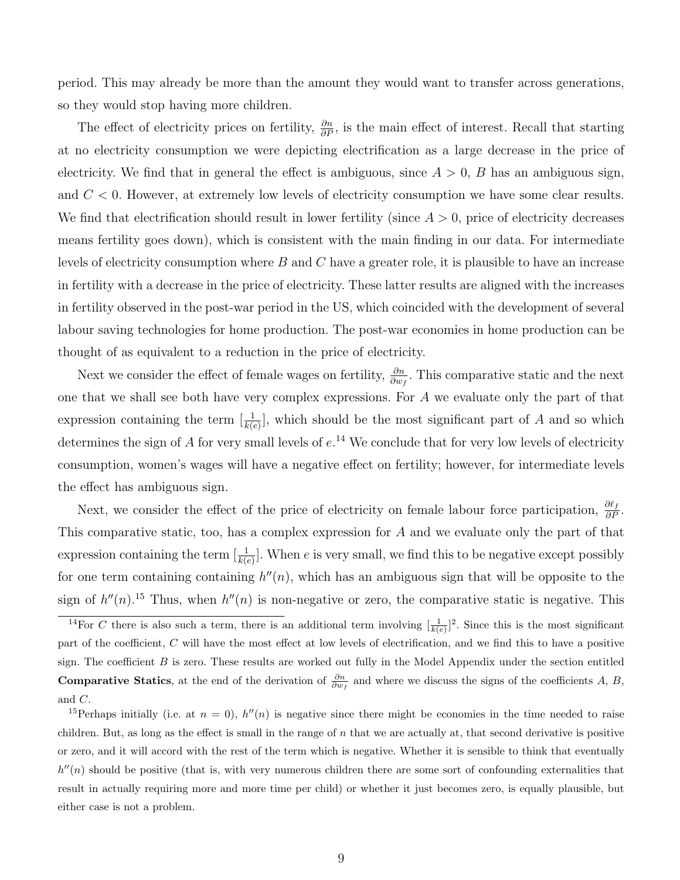period. This may already be more than the amount they would want to transfer across generations, so they would stop having more children.

The effect of electricity prices on fertility, $\frac{\partial n}{\partial P}$, is the main effect of interest. Recall that starting at no electricity consumption we were depicting electrification as a large decrease in the price of electricity. We find that in general the effect is ambiguous, since $A > 0$, $B$ has an ambiguous sign, and $C < 0$. However, at extremely low levels of electricity consumption we have some clear results. We find that electrification should result in lower fertility (since $A > 0$, price of electricity decreases means fertility goes down), which is consistent with the main finding in our data. For intermediate levels of electricity consumption where $B$ and $C$ have a greater role, it is plausible to have an increase in fertility with a decrease in the price of electricity. These latter results are aligned with the increases in fertility observed in the post-war period in the US, which coincided with the development of several labour saving technologies for home production. The post-war economies in home production can be thought of as equivalent to a reduction in the price of electricity.

Next we consider the effect of female wages on fertility, $\frac{\partial n}{\partial w_f}$. This comparative static and the next one that we shall see both have very complex expressions. For $A$ we evaluate only the part of that expression containing the term $[\frac{1}{k(e)}]$, which should be the most significant part of $A$ and so which determines the sign of $A$ for very small levels of $e$.[14] We conclude that for very low levels of electricity consumption, women's wages will have a negative effect on fertility; however, for intermediate levels the effect has ambiguous sign.

Next, we consider the effect of the price of electricity on female labour force participation, $\frac{\partial \ell_f}{\partial P}$. This comparative static, too, has a complex expression for $A$ and we evaluate only the part of that expression containing the term $[\frac{1}{k(e)}]$. When $e$ is very small, we find this to be negative except possibly for one term containing containing $h''(n)$, which has an ambiguous sign that will be opposite to the sign of $h''(n)$.[15] Thus, when $h''(n)$ is non-negative or zero, the comparative static is negative. This

[14] For $C$ there is also such a term, there is an additional term involving $[\frac{1}{k(e)}]^2$. Since this is the most significant part of the coefficient, $C$ will have the most effect at low levels of electrification, and we find this to have a positive sign. The coefficient $B$ is zero. These results are worked out fully in the Model Appendix under the section entitled **Comparative Statics**, at the end of the derivation of $\frac{\partial n}{\partial w_f}$ and where we discuss the signs of the coefficients $A$, $B$, and $C$.

[15] Perhaps initially (i.e. at $n = 0$), $h''(n)$ is negative since there might be economies in the time needed to raise children. But, as long as the effect is small in the range of $n$ that we are actually at, that second derivative is positive or zero, and it will accord with the rest of the term which is negative. Whether it is sensible to think that eventually $h''(n)$ should be positive (that is, with very numerous children there are some sort of confounding externalities that result in actually requiring more and more time per child) or whether it just becomes zero, is equally plausible, but either case is not a problem.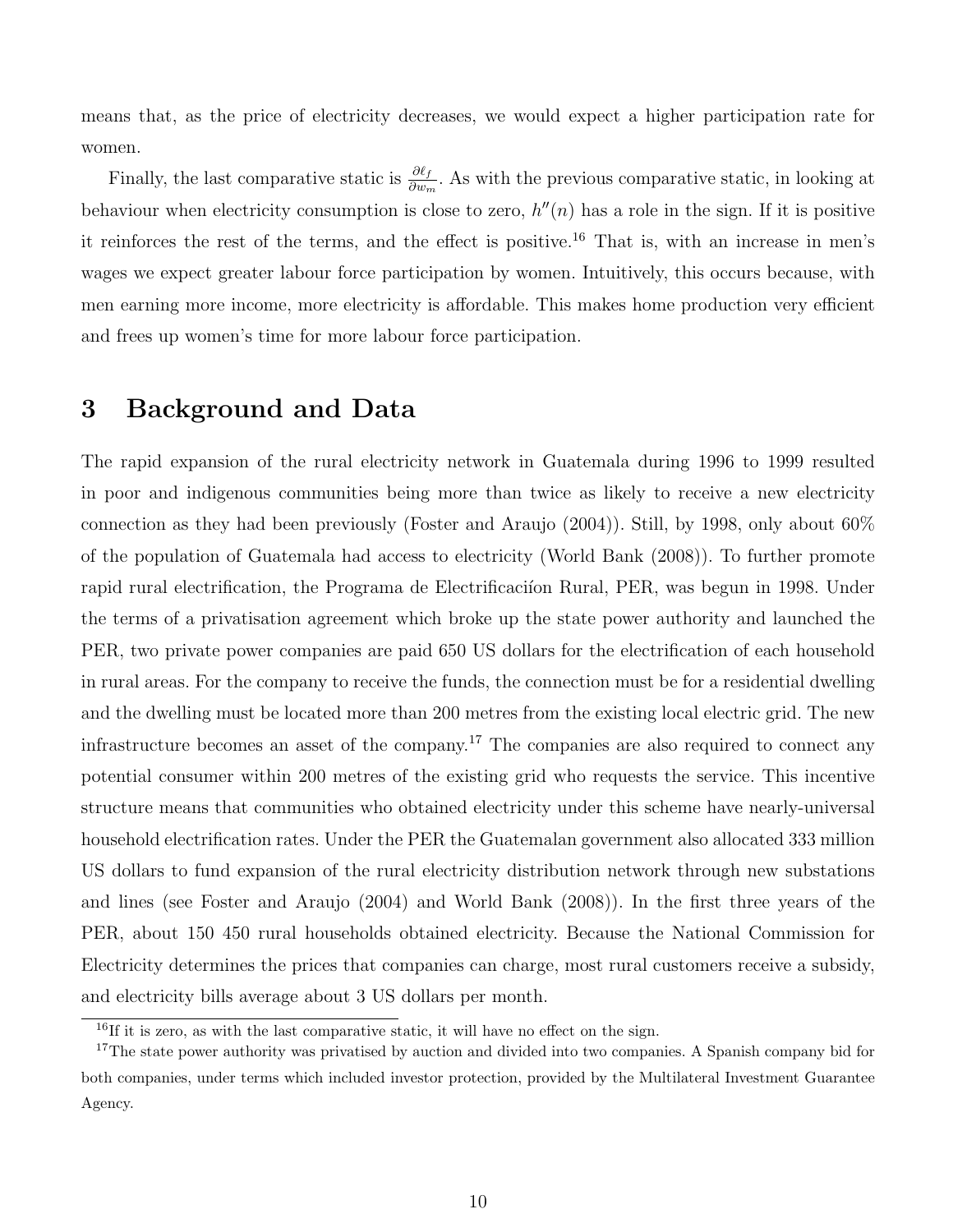means that, as the price of electricity decreases, we would expect a higher participation rate for women.

Finally, the last comparative static is $\frac{\partial \ell_f}{\partial w_m}$. As with the previous comparative static, in looking at behaviour when electricity consumption is close to zero, $h''(n)$ has a role in the sign. If it is positive it reinforces the rest of the terms, and the effect is positive.[16] That is, with an increase in men's wages we expect greater labour force participation by women. Intuitively, this occurs because, with men earning more income, more electricity is affordable. This makes home production very efficient and frees up women's time for more labour force participation.

# 3 Background and Data

The rapid expansion of the rural electricity network in Guatemala during 1996 to 1999 resulted in poor and indigenous communities being more than twice as likely to receive a new electricity connection as they had been previously (Foster and Araujo (2004)). Still, by 1998, only about 60% of the population of Guatemala had access to electricity (World Bank (2008)). To further promote rapid rural electrification, the Programa de Electrificacíon Rural, PER, was begun in 1998. Under the terms of a privatisation agreement which broke up the state power authority and launched the PER, two private power companies are paid 650 US dollars for the electrification of each household in rural areas. For the company to receive the funds, the connection must be for a residential dwelling and the dwelling must be located more than 200 metres from the existing local electric grid. The new infrastructure becomes an asset of the company.[17] The companies are also required to connect any potential consumer within 200 metres of the existing grid who requests the service. This incentive structure means that communities who obtained electricity under this scheme have nearly-universal household electrification rates. Under the PER the Guatemalan government also allocated 333 million US dollars to fund expansion of the rural electricity distribution network through new substations and lines (see Foster and Araujo (2004) and World Bank (2008)). In the first three years of the PER, about 150 450 rural households obtained electricity. Because the National Commission for Electricity determines the prices that companies can charge, most rural customers receive a subsidy, and electricity bills average about 3 US dollars per month.

[16] If it is zero, as with the last comparative static, it will have no effect on the sign.

[17] The state power authority was privatised by auction and divided into two companies. A Spanish company bid for both companies, under terms which included investor protection, provided by the Multilateral Investment Guarantee Agency.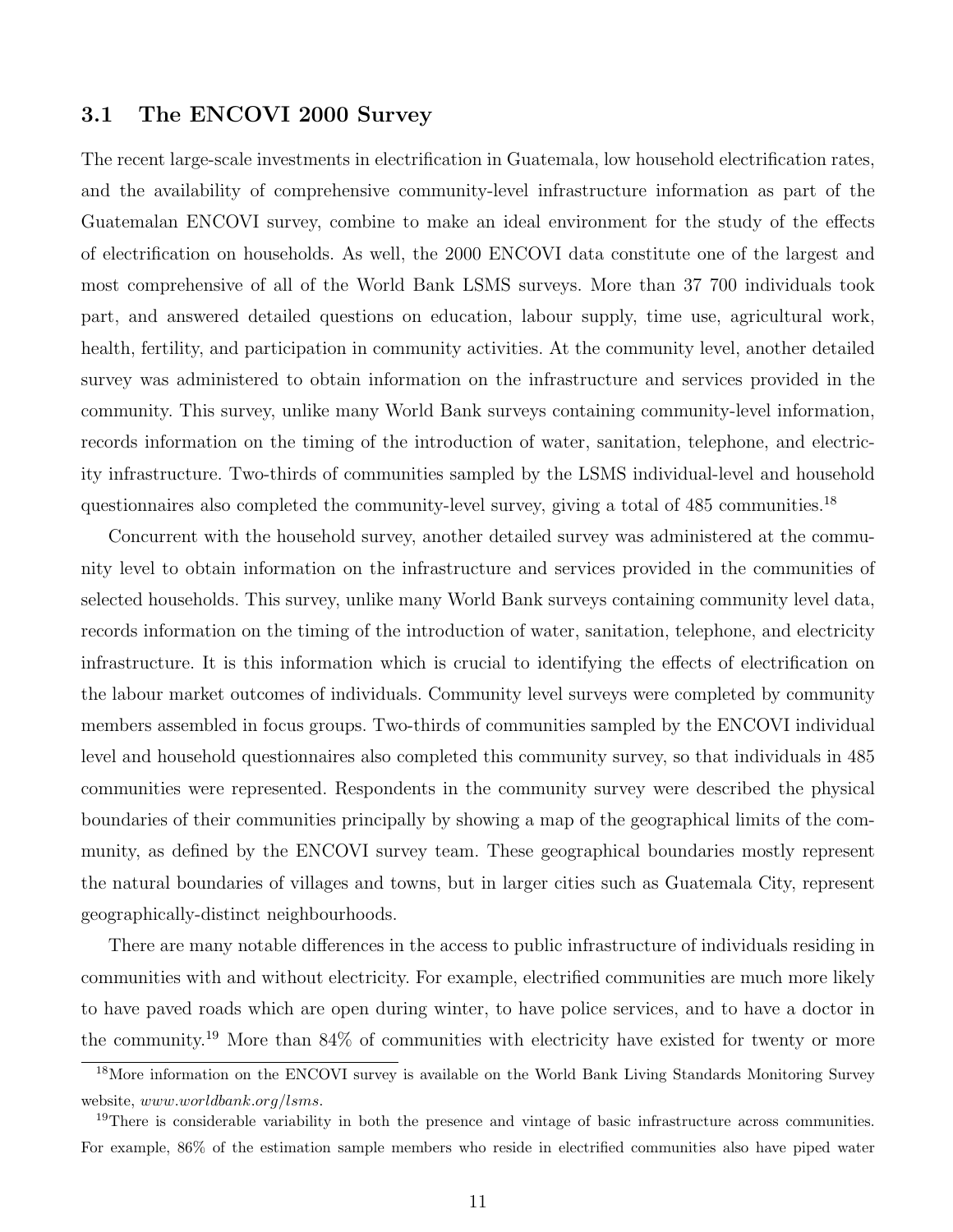### 3.1 The ENCOVI 2000 Survey

The recent large-scale investments in electrification in Guatemala, low household electrification rates, and the availability of comprehensive community-level infrastructure information as part of the Guatemalan ENCOVI survey, combine to make an ideal environment for the study of the effects of electrification on households. As well, the 2000 ENCOVI data constitute one of the largest and most comprehensive of all of the World Bank LSMS surveys. More than 37 700 individuals took part, and answered detailed questions on education, labour supply, time use, agricultural work, health, fertility, and participation in community activities. At the community level, another detailed survey was administered to obtain information on the infrastructure and services provided in the community. This survey, unlike many World Bank surveys containing community-level information, records information on the timing of the introduction of water, sanitation, telephone, and electricity infrastructure. Two-thirds of communities sampled by the LSMS individual-level and household questionnaires also completed the community-level survey, giving a total of 485 communities.[18]

Concurrent with the household survey, another detailed survey was administered at the community level to obtain information on the infrastructure and services provided in the communities of selected households. This survey, unlike many World Bank surveys containing community level data, records information on the timing of the introduction of water, sanitation, telephone, and electricity infrastructure. It is this information which is crucial to identifying the effects of electrification on the labour market outcomes of individuals. Community level surveys were completed by community members assembled in focus groups. Two-thirds of communities sampled by the ENCOVI individual level and household questionnaires also completed this community survey, so that individuals in 485 communities were represented. Respondents in the community survey were described the physical boundaries of their communities principally by showing a map of the geographical limits of the community, as defined by the ENCOVI survey team. These geographical boundaries mostly represent the natural boundaries of villages and towns, but in larger cities such as Guatemala City, represent geographically-distinct neighbourhoods.

There are many notable differences in the access to public infrastructure of individuals residing in communities with and without electricity. For example, electrified communities are much more likely to have paved roads which are open during winter, to have police services, and to have a doctor in the community.[19] More than 84% of communities with electricity have existed for twenty or more

[18] More information on the ENCOVI survey is available on the World Bank Living Standards Monitoring Survey website, *www.worldbank.org/lsms*.

[19] There is considerable variability in both the presence and vintage of basic infrastructure across communities. For example, 86% of the estimation sample members who reside in electrified communities also have piped water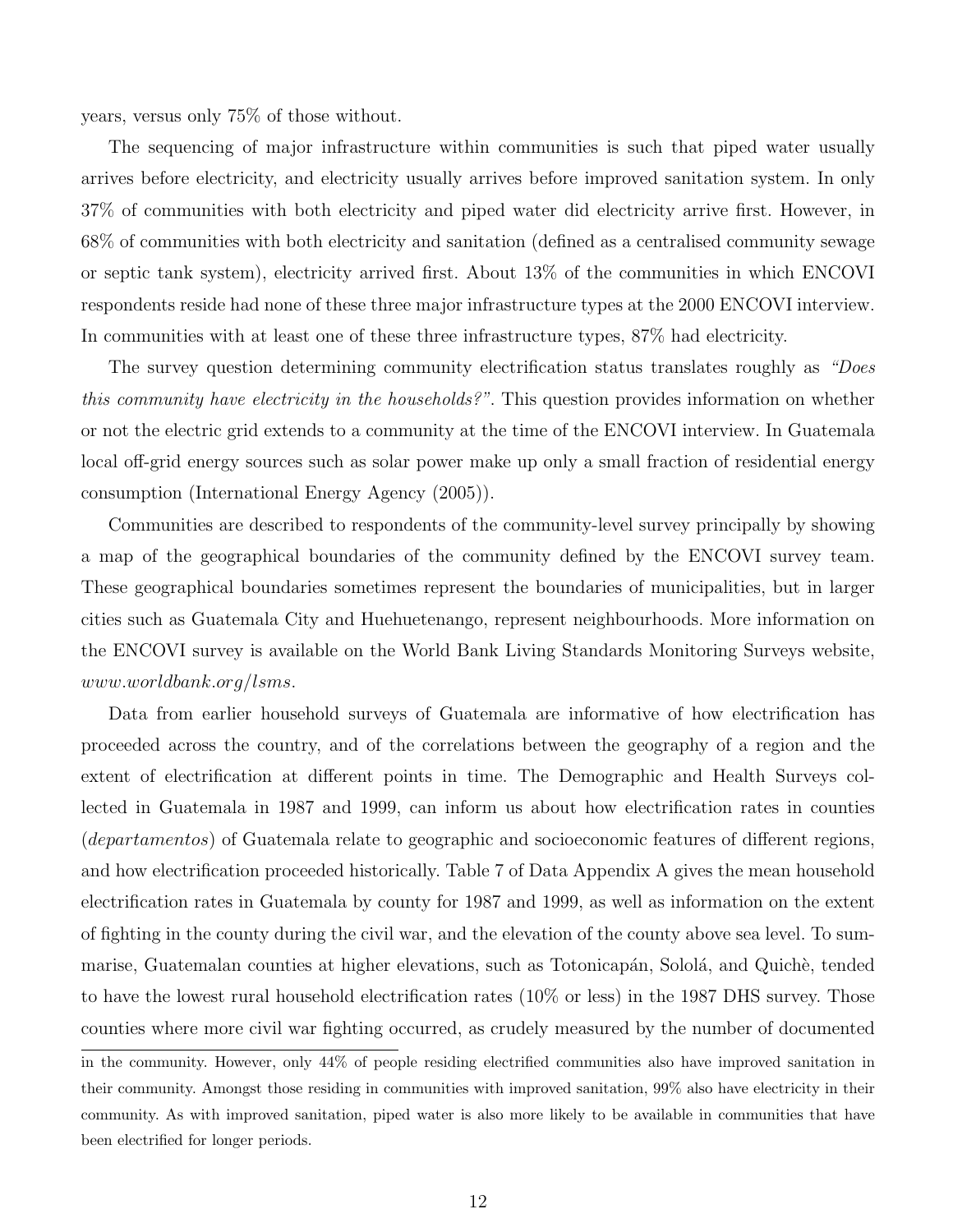years, versus only 75% of those without.

The sequencing of major infrastructure within communities is such that piped water usually arrives before electricity, and electricity usually arrives before improved sanitation system. In only 37% of communities with both electricity and piped water did electricity arrive first. However, in 68% of communities with both electricity and sanitation (defined as a centralised community sewage or septic tank system), electricity arrived first. About 13% of the communities in which ENCOVI respondents reside had none of these three major infrastructure types at the 2000 ENCOVI interview. In communities with at least one of these three infrastructure types, 87% had electricity.

The survey question determining community electrification status translates roughly as *"Does this community have electricity in the households?"*. This question provides information on whether or not the electric grid extends to a community at the time of the ENCOVI interview. In Guatemala local off-grid energy sources such as solar power make up only a small fraction of residential energy consumption (International Energy Agency (2005)).

Communities are described to respondents of the community-level survey principally by showing a map of the geographical boundaries of the community defined by the ENCOVI survey team. These geographical boundaries sometimes represent the boundaries of municipalities, but in larger cities such as Guatemala City and Huehuetenango, represent neighbourhoods. More information on the ENCOVI survey is available on the World Bank Living Standards Monitoring Surveys website, *www.worldbank.org/lsms*.

Data from earlier household surveys of Guatemala are informative of how electrification has proceeded across the country, and of the correlations between the geography of a region and the extent of electrification at different points in time. The Demographic and Health Surveys collected in Guatemala in 1987 and 1999, can inform us about how electrification rates in counties (*departamentos*) of Guatemala relate to geographic and socioeconomic features of different regions, and how electrification proceeded historically. Table 7 of Data Appendix A gives the mean household electrification rates in Guatemala by county for 1987 and 1999, as well as information on the extent of fighting in the county during the civil war, and the elevation of the county above sea level. To summarise, Guatemalan counties at higher elevations, such as Totonicapán, Sololá, and Quichè, tended to have the lowest rural household electrification rates (10% or less) in the 1987 DHS survey. Those counties where more civil war fighting occurred, as crudely measured by the number of documented

in the community. However, only 44% of people residing electrified communities also have improved sanitation in their community. Amongst those residing in communities with improved sanitation, 99% also have electricity in their community. As with improved sanitation, piped water is also more likely to be available in communities that have been electrified for longer periods.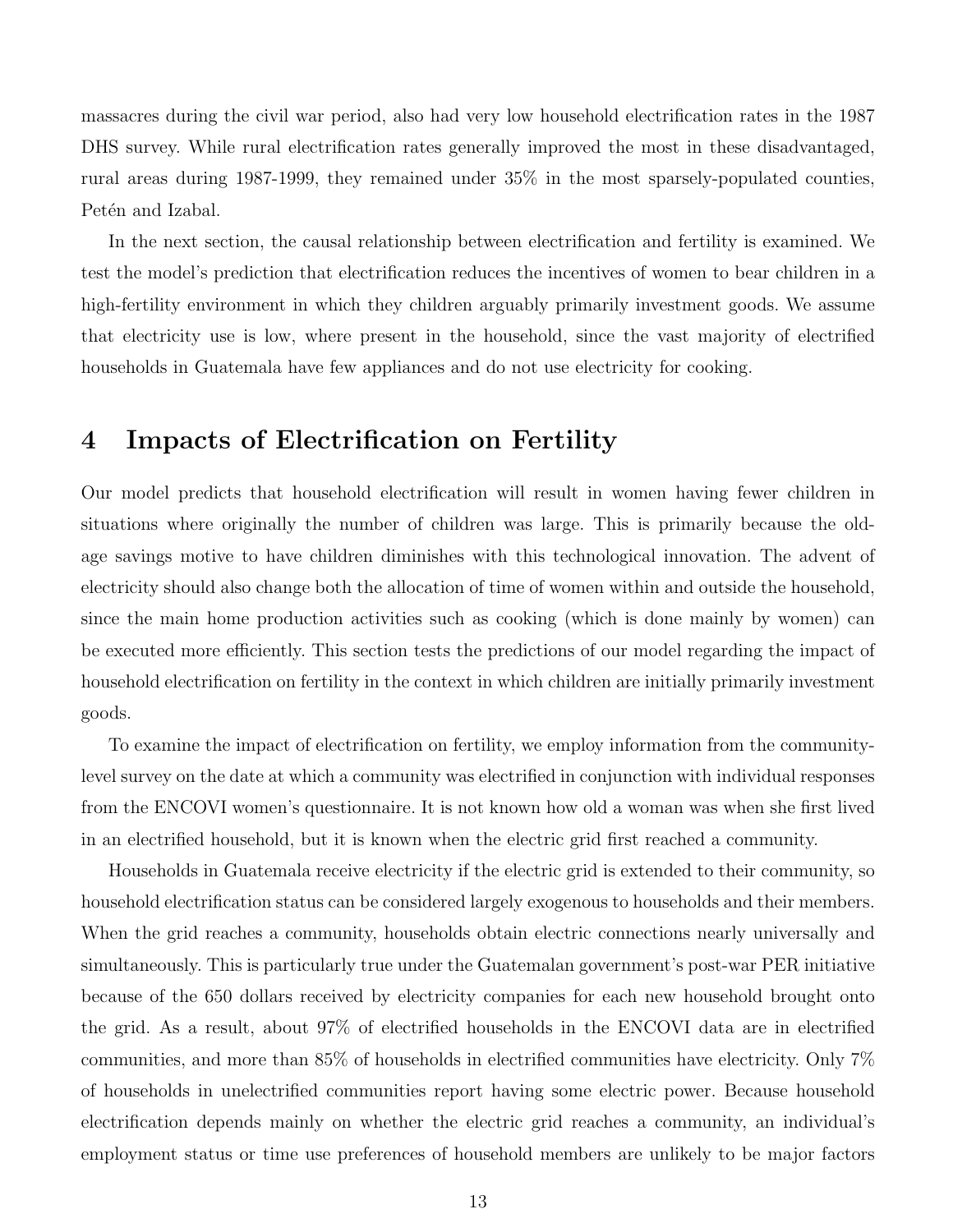massacres during the civil war period, also had very low household electrification rates in the 1987 DHS survey. While rural electrification rates generally improved the most in these disadvantaged, rural areas during 1987-1999, they remained under 35% in the most sparsely-populated counties, Petén and Izabal.

In the next section, the causal relationship between electrification and fertility is examined. We test the model's prediction that electrification reduces the incentives of women to bear children in a high-fertility environment in which they children arguably primarily investment goods. We assume that electricity use is low, where present in the household, since the vast majority of electrified households in Guatemala have few appliances and do not use electricity for cooking.

# 4 Impacts of Electrification on Fertility

Our model predicts that household electrification will result in women having fewer children in situations where originally the number of children was large. This is primarily because the old-age savings motive to have children diminishes with this technological innovation. The advent of electricity should also change both the allocation of time of women within and outside the household, since the main home production activities such as cooking (which is done mainly by women) can be executed more efficiently. This section tests the predictions of our model regarding the impact of household electrification on fertility in the context in which children are initially primarily investment goods.

To examine the impact of electrification on fertility, we employ information from the community-level survey on the date at which a community was electrified in conjunction with individual responses from the ENCOVI women's questionnaire. It is not known how old a woman was when she first lived in an electrified household, but it is known when the electric grid first reached a community.

Households in Guatemala receive electricity if the electric grid is extended to their community, so household electrification status can be considered largely exogenous to households and their members. When the grid reaches a community, households obtain electric connections nearly universally and simultaneously. This is particularly true under the Guatemalan government's post-war PER initiative because of the 650 dollars received by electricity companies for each new household brought onto the grid. As a result, about 97% of electrified households in the ENCOVI data are in electrified communities, and more than 85% of households in electrified communities have electricity. Only 7% of households in unelectrified communities report having some electric power. Because household electrification depends mainly on whether the electric grid reaches a community, an individual's employment status or time use preferences of household members are unlikely to be major factors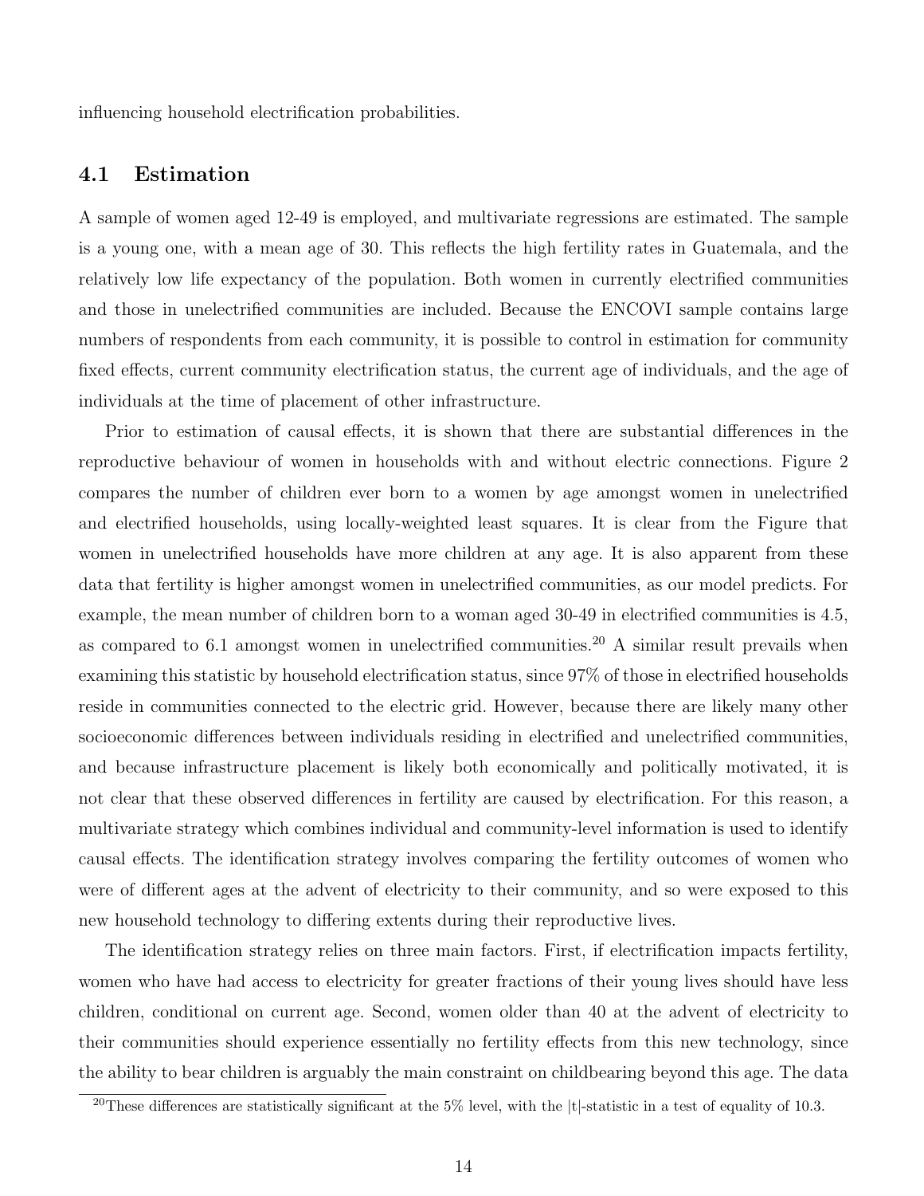influencing household electrification probabilities.

## 4.1 Estimation

A sample of women aged 12-49 is employed, and multivariate regressions are estimated. The sample is a young one, with a mean age of 30. This reflects the high fertility rates in Guatemala, and the relatively low life expectancy of the population. Both women in currently electrified communities and those in unelectrified communities are included. Because the ENCOVI sample contains large numbers of respondents from each community, it is possible to control in estimation for community fixed effects, current community electrification status, the current age of individuals, and the age of individuals at the time of placement of other infrastructure.

Prior to estimation of causal effects, it is shown that there are substantial differences in the reproductive behaviour of women in households with and without electric connections. Figure 2 compares the number of children ever born to a women by age amongst women in unelectrified and electrified households, using locally-weighted least squares. It is clear from the Figure that women in unelectrified households have more children at any age. It is also apparent from these data that fertility is higher amongst women in unelectrified communities, as our model predicts. For example, the mean number of children born to a woman aged 30-49 in electrified communities is 4.5, as compared to 6.1 amongst women in unelectrified communities.[20] A similar result prevails when examining this statistic by household electrification status, since 97% of those in electrified households reside in communities connected to the electric grid. However, because there are likely many other socioeconomic differences between individuals residing in electrified and unelectrified communities, and because infrastructure placement is likely both economically and politically motivated, it is not clear that these observed differences in fertility are caused by electrification. For this reason, a multivariate strategy which combines individual and community-level information is used to identify causal effects. The identification strategy involves comparing the fertility outcomes of women who were of different ages at the advent of electricity to their community, and so were exposed to this new household technology to differing extents during their reproductive lives.

The identification strategy relies on three main factors. First, if electrification impacts fertility, women who have had access to electricity for greater fractions of their young lives should have less children, conditional on current age. Second, women older than 40 at the advent of electricity to their communities should experience essentially no fertility effects from this new technology, since the ability to bear children is arguably the main constraint on childbearing beyond this age. The data

[20] These differences are statistically significant at the 5% level, with the |t|-statistic in a test of equality of 10.3.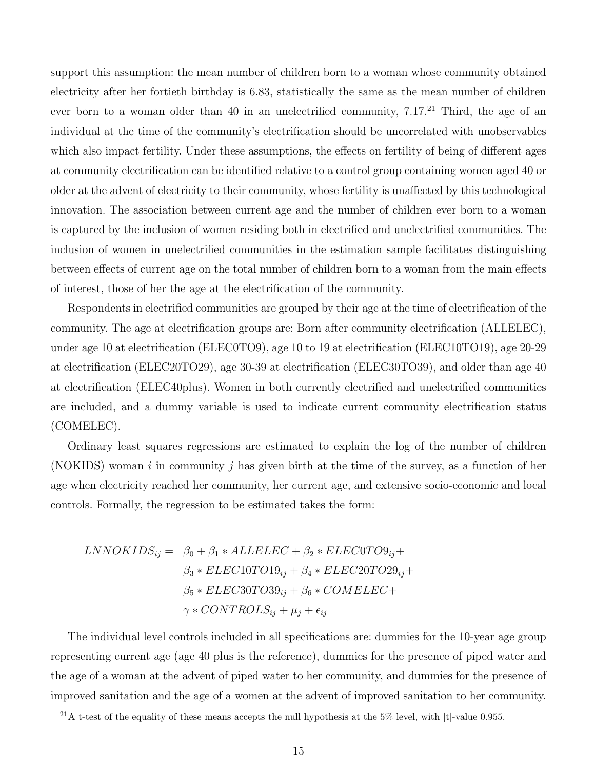support this assumption: the mean number of children born to a woman whose community obtained electricity after her fortieth birthday is 6.83, statistically the same as the mean number of children ever born to a woman older than 40 in an unelectrified community, 7.17.[21] Third, the age of an individual at the time of the community's electrification should be uncorrelated with unobservables which also impact fertility. Under these assumptions, the effects on fertility of being of different ages at community electrification can be identified relative to a control group containing women aged 40 or older at the advent of electricity to their community, whose fertility is unaffected by this technological innovation. The association between current age and the number of children ever born to a woman is captured by the inclusion of women residing both in electrified and unelectrified communities. The inclusion of women in unelectrified communities in the estimation sample facilitates distinguishing between effects of current age on the total number of children born to a woman from the main effects of interest, those of her the age at the electrification of the community.

Respondents in electrified communities are grouped by their age at the time of electrification of the community. The age at electrification groups are: Born after community electrification (ALLELEC), under age 10 at electrification (ELEC0TO9), age 10 to 19 at electrification (ELEC10TO19), age 20-29 at electrification (ELEC20TO29), age 30-39 at electrification (ELEC30TO39), and older than age 40 at electrification (ELEC40plus). Women in both currently electrified and unelectrified communities are included, and a dummy variable is used to indicate current community electrification status (COMELEC).

Ordinary least squares regressions are estimated to explain the log of the number of children (NOKIDS) woman $i$ in community $j$ has given birth at the time of the survey, as a function of her age when electricity reached her community, her current age, and extensive socio-economic and local controls. Formally, the regression to be estimated takes the form:

$$
\begin{aligned}
LNNOKIDS_{ij} = \;& \beta_0 + \beta_1 * ALLELEC + \beta_2 * ELEC0TO9_{ij} + \\
& \beta_3 * ELEC10TO19_{ij} + \beta_4 * ELEC20TO29_{ij} + \\
& \beta_5 * ELEC30TO39_{ij} + \beta_6 * COMELEC + \\
& \gamma * CONTROLS_{ij} + \mu_j + \epsilon_{ij}
\end{aligned}
$$

The individual level controls included in all specifications are: dummies for the 10-year age group representing current age (age 40 plus is the reference), dummies for the presence of piped water and the age of a woman at the advent of piped water to her community, and dummies for the presence of improved sanitation and the age of a women at the advent of improved sanitation to her community.

[21] A t-test of the equality of these means accepts the null hypothesis at the 5% level, with |t|-value 0.955.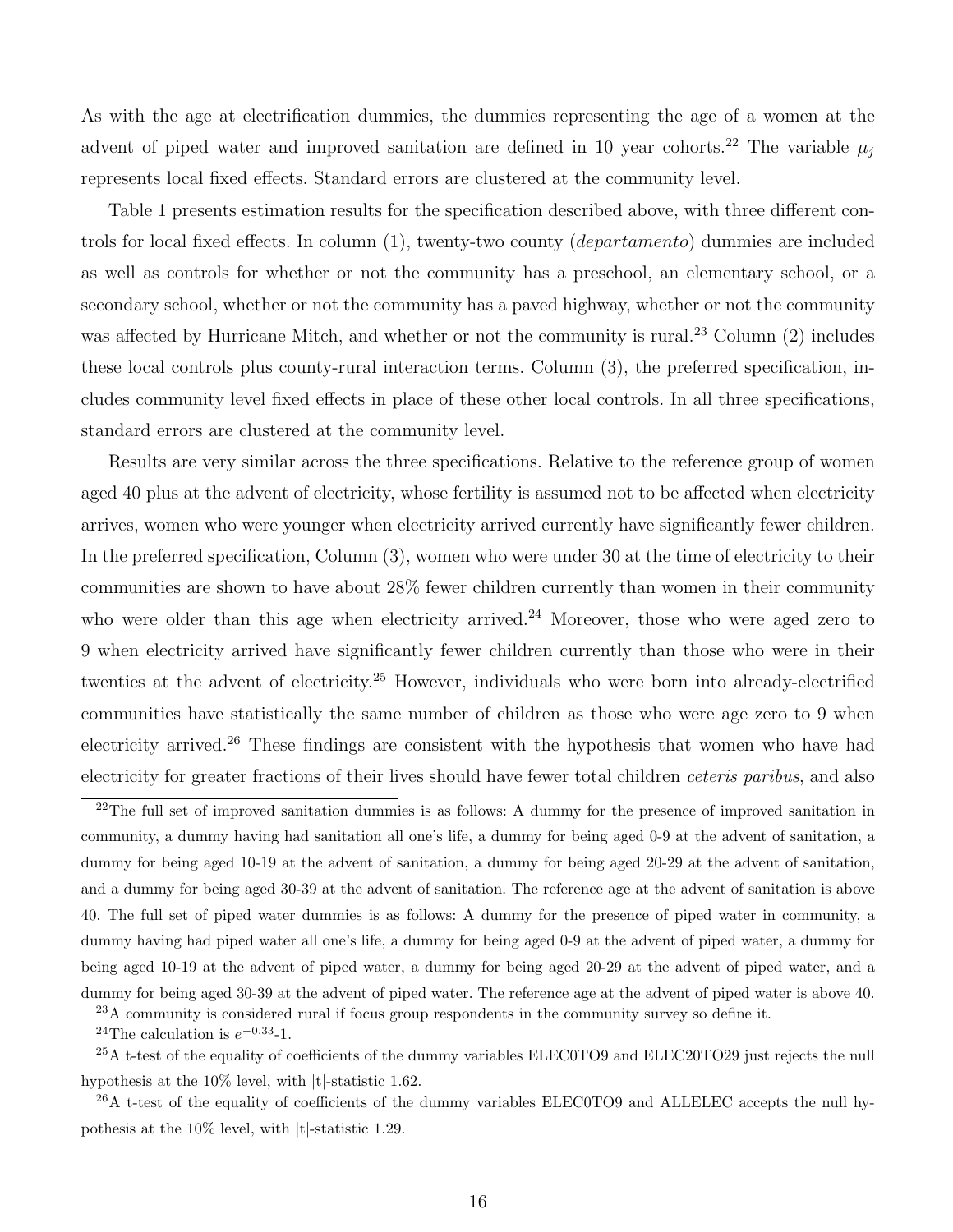As with the age at electrification dummies, the dummies representing the age of a women at the advent of piped water and improved sanitation are defined in 10 year cohorts.[22] The variable $\mu_j$ represents local fixed effects. Standard errors are clustered at the community level.

Table 1 presents estimation results for the specification described above, with three different controls for local fixed effects. In column (1), twenty-two county (*departamento*) dummies are included as well as controls for whether or not the community has a preschool, an elementary school, or a secondary school, whether or not the community has a paved highway, whether or not the community was affected by Hurricane Mitch, and whether or not the community is rural.[23] Column (2) includes these local controls plus county-rural interaction terms. Column (3), the preferred specification, includes community level fixed effects in place of these other local controls. In all three specifications, standard errors are clustered at the community level.

Results are very similar across the three specifications. Relative to the reference group of women aged 40 plus at the advent of electricity, whose fertility is assumed not to be affected when electricity arrives, women who were younger when electricity arrived currently have significantly fewer children. In the preferred specification, Column (3), women who were under 30 at the time of electricity to their communities are shown to have about 28% fewer children currently than women in their community who were older than this age when electricity arrived.[24] Moreover, those who were aged zero to 9 when electricity arrived have significantly fewer children currently than those who were in their twenties at the advent of electricity.[25] However, individuals who were born into already-electrified communities have statistically the same number of children as those who were age zero to 9 when electricity arrived.[26] These findings are consistent with the hypothesis that women who have had electricity for greater fractions of their lives should have fewer total children *ceteris paribus*, and also

[22]The full set of improved sanitation dummies is as follows: A dummy for the presence of improved sanitation in community, a dummy having had sanitation all one's life, a dummy for being aged 0-9 at the advent of sanitation, a dummy for being aged 10-19 at the advent of sanitation, a dummy for being aged 20-29 at the advent of sanitation, and a dummy for being aged 30-39 at the advent of sanitation. The reference age at the advent of sanitation is above 40. The full set of piped water dummies is as follows: A dummy for the presence of piped water in community, a dummy having had piped water all one's life, a dummy for being aged 0-9 at the advent of piped water, a dummy for being aged 10-19 at the advent of piped water, a dummy for being aged 20-29 at the advent of piped water, and a dummy for being aged 30-39 at the advent of piped water. The reference age at the advent of piped water is above 40.

[23]A community is considered rural if focus group respondents in the community survey so define it.

[24]The calculation is $e^{-0.33}$-1.

[25]A t-test of the equality of coefficients of the dummy variables ELEC0TO9 and ELEC20TO29 just rejects the null hypothesis at the 10% level, with |t|-statistic 1.62.

[26]A t-test of the equality of coefficients of the dummy variables ELEC0TO9 and ALLELEC accepts the null hypothesis at the 10% level, with |t|-statistic 1.29.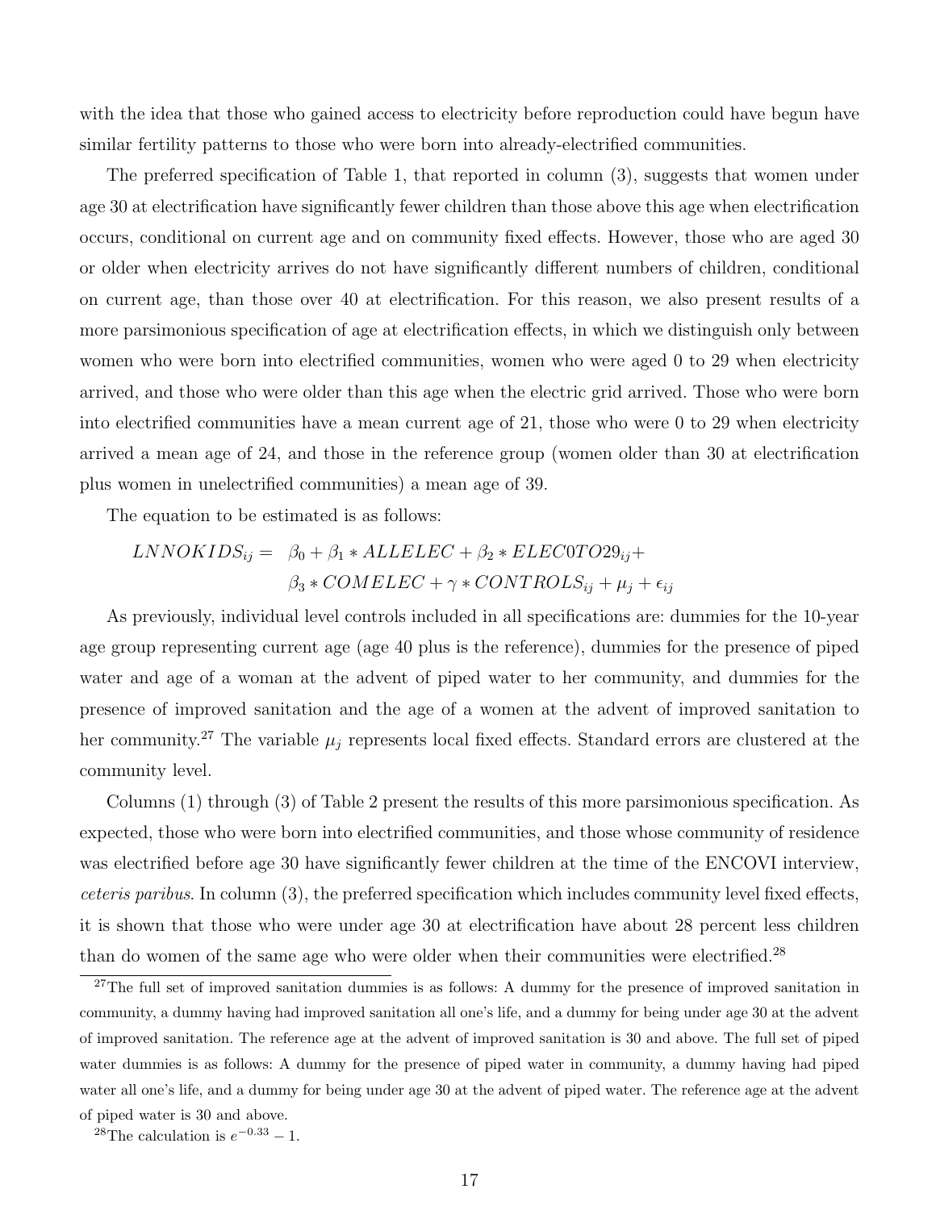with the idea that those who gained access to electricity before reproduction could have begun have similar fertility patterns to those who were born into already-electrified communities.

The preferred specification of Table 1, that reported in column (3), suggests that women under age 30 at electrification have significantly fewer children than those above this age when electrification occurs, conditional on current age and on community fixed effects. However, those who are aged 30 or older when electricity arrives do not have significantly different numbers of children, conditional on current age, than those over 40 at electrification. For this reason, we also present results of a more parsimonious specification of age at electrification effects, in which we distinguish only between women who were born into electrified communities, women who were aged 0 to 29 when electricity arrived, and those who were older than this age when the electric grid arrived. Those who were born into electrified communities have a mean current age of 21, those who were 0 to 29 when electricity arrived a mean age of 24, and those in the reference group (women older than 30 at electrification plus women in unelectrified communities) a mean age of 39.

The equation to be estimated is as follows:

$$
\begin{aligned}
LNNOKIDS_{ij} = \;& \beta_0 + \beta_1 * ALLELEC + \beta_2 * ELEC0TO29_{ij} + \\
& \beta_3 * COMELEC + \gamma * CONTROLS_{ij} + \mu_j + \epsilon_{ij}
\end{aligned}
$$

As previously, individual level controls included in all specifications are: dummies for the 10-year age group representing current age (age 40 plus is the reference), dummies for the presence of piped water and age of a woman at the advent of piped water to her community, and dummies for the presence of improved sanitation and the age of a women at the advent of improved sanitation to her community.[27] The variable $\mu_j$ represents local fixed effects. Standard errors are clustered at the community level.

Columns (1) through (3) of Table 2 present the results of this more parsimonious specification. As expected, those who were born into electrified communities, and those whose community of residence was electrified before age 30 have significantly fewer children at the time of the ENCOVI interview, *ceteris paribus*. In column (3), the preferred specification which includes community level fixed effects, it is shown that those who were under age 30 at electrification have about 28 percent less children than do women of the same age who were older when their communities were electrified.[28]

[27] The full set of improved sanitation dummies is as follows: A dummy for the presence of improved sanitation in community, a dummy having had improved sanitation all one's life, and a dummy for being under age 30 at the advent of improved sanitation. The reference age at the advent of improved sanitation is 30 and above. The full set of piped water dummies is as follows: A dummy for the presence of piped water in community, a dummy having had piped water all one's life, and a dummy for being under age 30 at the advent of piped water. The reference age at the advent of piped water is 30 and above.

[28] The calculation is $e^{-0.33} - 1$.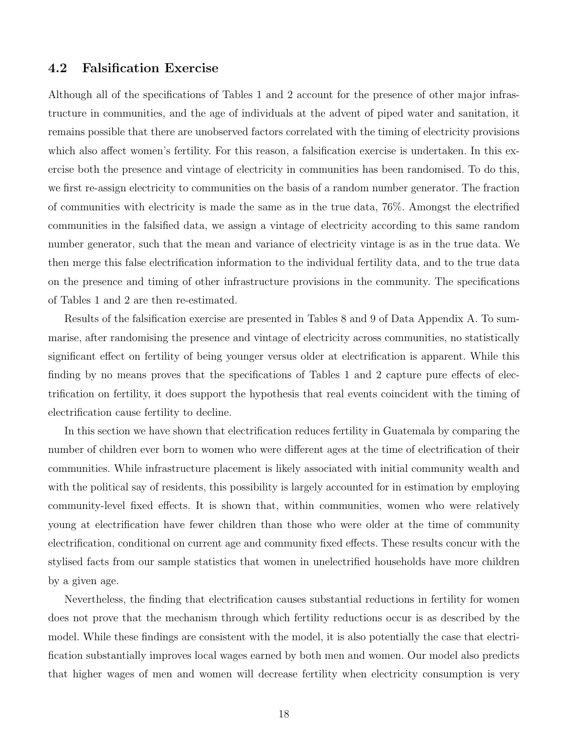### 4.2 Falsification Exercise

Although all of the specifications of Tables 1 and 2 account for the presence of other major infrastructure in communities, and the age of individuals at the advent of piped water and sanitation, it remains possible that there are unobserved factors correlated with the timing of electricity provisions which also affect women's fertility. For this reason, a falsification exercise is undertaken. In this exercise both the presence and vintage of electricity in communities has been randomised. To do this, we first re-assign electricity to communities on the basis of a random number generator. The fraction of communities with electricity is made the same as in the true data, 76%. Amongst the electrified communities in the falsified data, we assign a vintage of electricity according to this same random number generator, such that the mean and variance of electricity vintage is as in the true data. We then merge this false electrification information to the individual fertility data, and to the true data on the presence and timing of other infrastructure provisions in the community. The specifications of Tables 1 and 2 are then re-estimated.

Results of the falsification exercise are presented in Tables 8 and 9 of Data Appendix A. To summarise, after randomising the presence and vintage of electricity across communities, no statistically significant effect on fertility of being younger versus older at electrification is apparent. While this finding by no means proves that the specifications of Tables 1 and 2 capture pure effects of electrification on fertility, it does support the hypothesis that real events coincident with the timing of electrification cause fertility to decline.

In this section we have shown that electrification reduces fertility in Guatemala by comparing the number of children ever born to women who were different ages at the time of electrification of their communities. While infrastructure placement is likely associated with initial community wealth and with the political say of residents, this possibility is largely accounted for in estimation by employing community-level fixed effects. It is shown that, within communities, women who were relatively young at electrification have fewer children than those who were older at the time of community electrification, conditional on current age and community fixed effects. These results concur with the stylised facts from our sample statistics that women in unelectrified households have more children by a given age.

Nevertheless, the finding that electrification causes substantial reductions in fertility for women does not prove that the mechanism through which fertility reductions occur is as described by the model. While these findings are consistent with the model, it is also potentially the case that electrification substantially improves local wages earned by both men and women. Our model also predicts that higher wages of men and women will decrease fertility when electricity consumption is very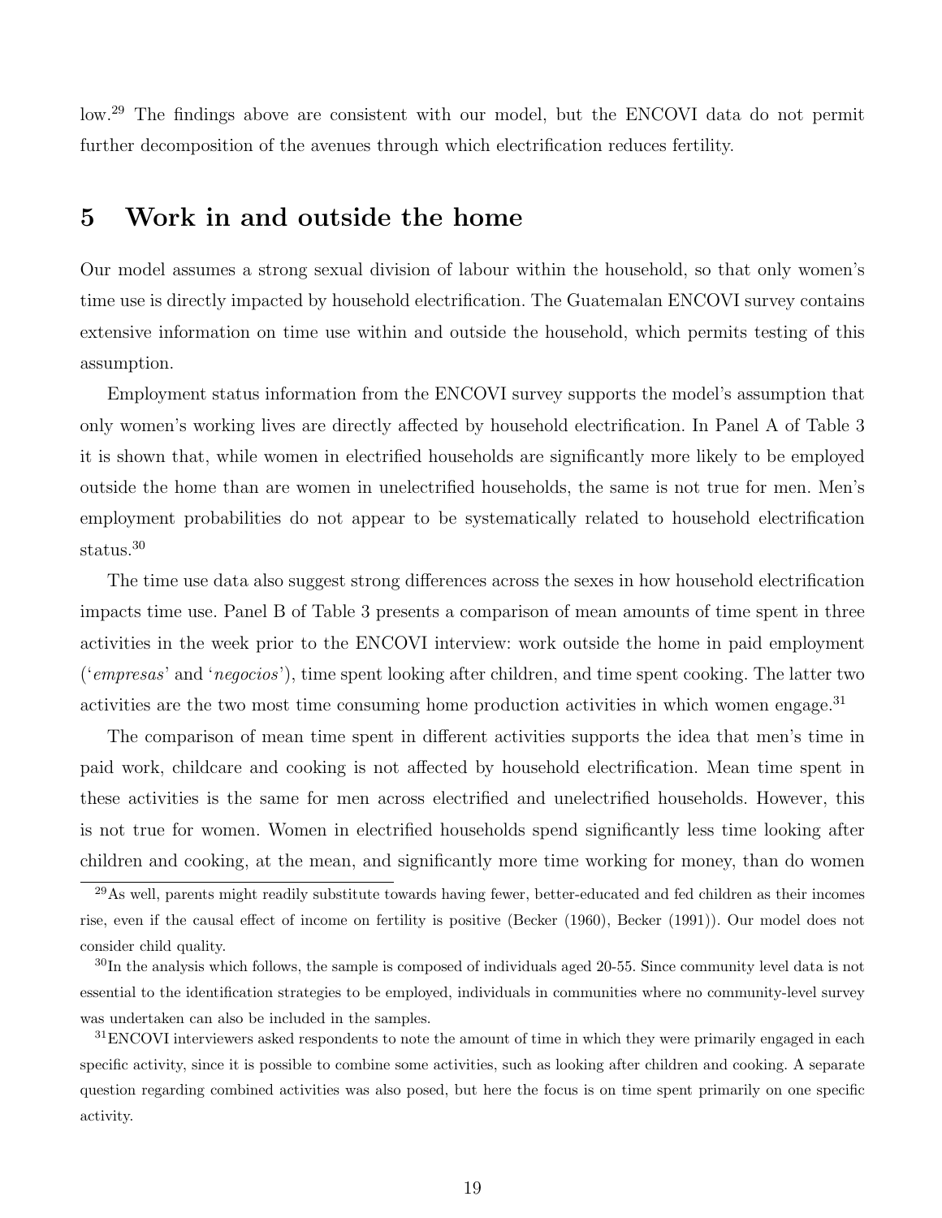low.[29] The findings above are consistent with our model, but the ENCOVI data do not permit further decomposition of the avenues through which electrification reduces fertility.

# 5 Work in and outside the home

Our model assumes a strong sexual division of labour within the household, so that only women's time use is directly impacted by household electrification. The Guatemalan ENCOVI survey contains extensive information on time use within and outside the household, which permits testing of this assumption.

Employment status information from the ENCOVI survey supports the model's assumption that only women's working lives are directly affected by household electrification. In Panel A of Table 3 it is shown that, while women in electrified households are significantly more likely to be employed outside the home than are women in unelectrified households, the same is not true for men. Men's employment probabilities do not appear to be systematically related to household electrification status.[30]

The time use data also suggest strong differences across the sexes in how household electrification impacts time use. Panel B of Table 3 presents a comparison of mean amounts of time spent in three activities in the week prior to the ENCOVI interview: work outside the home in paid employment ('*empresas*' and '*negocios*'), time spent looking after children, and time spent cooking. The latter two activities are the two most time consuming home production activities in which women engage.[31]

The comparison of mean time spent in different activities supports the idea that men's time in paid work, childcare and cooking is not affected by household electrification. Mean time spent in these activities is the same for men across electrified and unelectrified households. However, this is not true for women. Women in electrified households spend significantly less time looking after children and cooking, at the mean, and significantly more time working for money, than do women

[29] As well, parents might readily substitute towards having fewer, better-educated and fed children as their incomes rise, even if the causal effect of income on fertility is positive (Becker (1960), Becker (1991)). Our model does not consider child quality.

[30] In the analysis which follows, the sample is composed of individuals aged 20-55. Since community level data is not essential to the identification strategies to be employed, individuals in communities where no community-level survey was undertaken can also be included in the samples.

[31] ENCOVI interviewers asked respondents to note the amount of time in which they were primarily engaged in each specific activity, since it is possible to combine some activities, such as looking after children and cooking. A separate question regarding combined activities was also posed, but here the focus is on time spent primarily on one specific activity.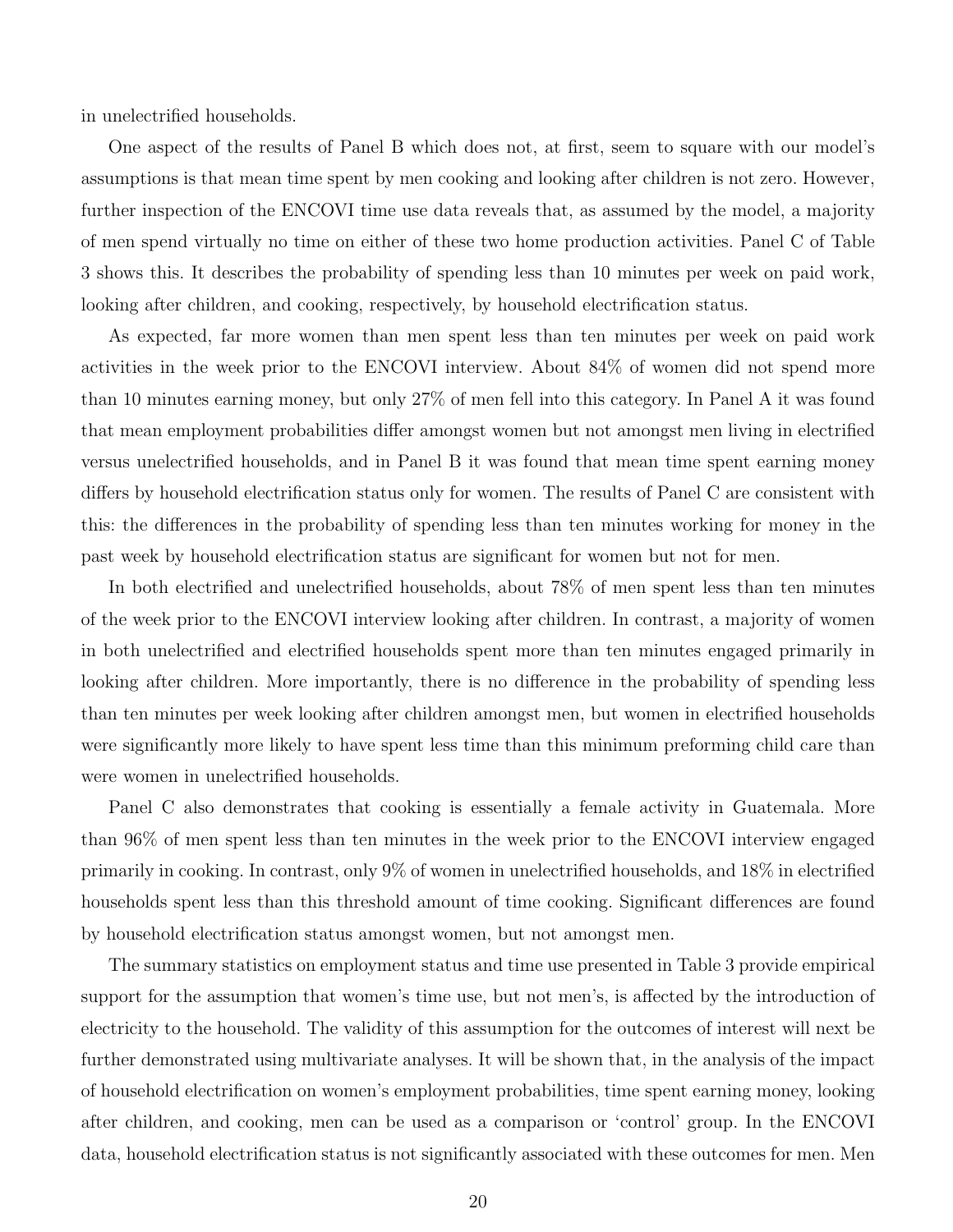in unelectrified households.

One aspect of the results of Panel B which does not, at first, seem to square with our model's assumptions is that mean time spent by men cooking and looking after children is not zero. However, further inspection of the ENCOVI time use data reveals that, as assumed by the model, a majority of men spend virtually no time on either of these two home production activities. Panel C of Table 3 shows this. It describes the probability of spending less than 10 minutes per week on paid work, looking after children, and cooking, respectively, by household electrification status.

As expected, far more women than men spent less than ten minutes per week on paid work activities in the week prior to the ENCOVI interview. About 84% of women did not spend more than 10 minutes earning money, but only 27% of men fell into this category. In Panel A it was found that mean employment probabilities differ amongst women but not amongst men living in electrified versus unelectrified households, and in Panel B it was found that mean time spent earning money differs by household electrification status only for women. The results of Panel C are consistent with this: the differences in the probability of spending less than ten minutes working for money in the past week by household electrification status are significant for women but not for men.

In both electrified and unelectrified households, about 78% of men spent less than ten minutes of the week prior to the ENCOVI interview looking after children. In contrast, a majority of women in both unelectrified and electrified households spent more than ten minutes engaged primarily in looking after children. More importantly, there is no difference in the probability of spending less than ten minutes per week looking after children amongst men, but women in electrified households were significantly more likely to have spent less time than this minimum preforming child care than were women in unelectrified households.

Panel C also demonstrates that cooking is essentially a female activity in Guatemala. More than 96% of men spent less than ten minutes in the week prior to the ENCOVI interview engaged primarily in cooking. In contrast, only 9% of women in unelectrified households, and 18% in electrified households spent less than this threshold amount of time cooking. Significant differences are found by household electrification status amongst women, but not amongst men.

The summary statistics on employment status and time use presented in Table 3 provide empirical support for the assumption that women's time use, but not men's, is affected by the introduction of electricity to the household. The validity of this assumption for the outcomes of interest will next be further demonstrated using multivariate analyses. It will be shown that, in the analysis of the impact of household electrification on women's employment probabilities, time spent earning money, looking after children, and cooking, men can be used as a comparison or 'control' group. In the ENCOVI data, household electrification status is not significantly associated with these outcomes for men. Men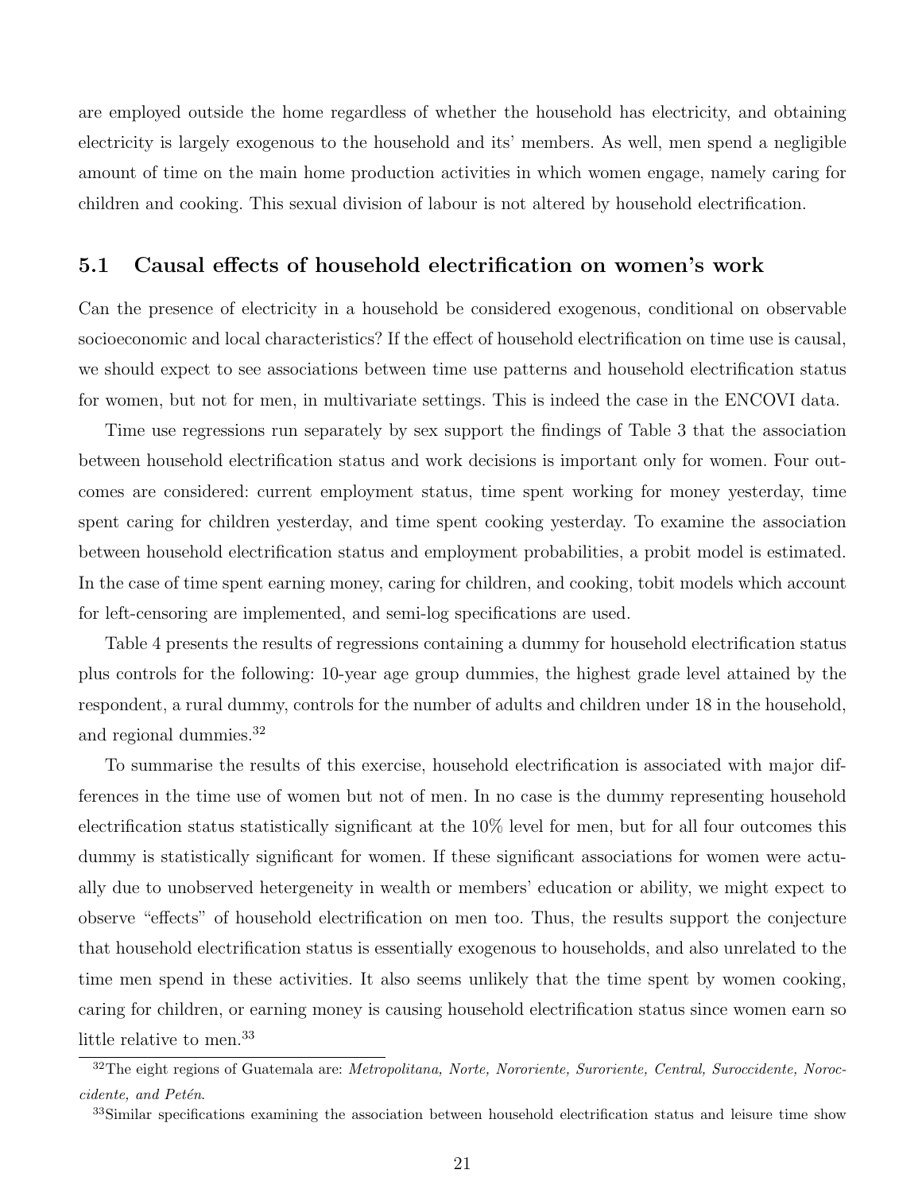are employed outside the home regardless of whether the household has electricity, and obtaining electricity is largely exogenous to the household and its' members. As well, men spend a negligible amount of time on the main home production activities in which women engage, namely caring for children and cooking. This sexual division of labour is not altered by household electrification.

## 5.1 Causal effects of household electrification on women's work

Can the presence of electricity in a household be considered exogenous, conditional on observable socioeconomic and local characteristics? If the effect of household electrification on time use is causal, we should expect to see associations between time use patterns and household electrification status for women, but not for men, in multivariate settings. This is indeed the case in the ENCOVI data.

Time use regressions run separately by sex support the findings of Table 3 that the association between household electrification status and work decisions is important only for women. Four outcomes are considered: current employment status, time spent working for money yesterday, time spent caring for children yesterday, and time spent cooking yesterday. To examine the association between household electrification status and employment probabilities, a probit model is estimated. In the case of time spent earning money, caring for children, and cooking, tobit models which account for left-censoring are implemented, and semi-log specifications are used.

Table 4 presents the results of regressions containing a dummy for household electrification status plus controls for the following: 10-year age group dummies, the highest grade level attained by the respondent, a rural dummy, controls for the number of adults and children under 18 in the household, and regional dummies.[32]

To summarise the results of this exercise, household electrification is associated with major differences in the time use of women but not of men. In no case is the dummy representing household electrification status statistically significant at the 10% level for men, but for all four outcomes this dummy is statistically significant for women. If these significant associations for women were actually due to unobserved hetergeneity in wealth or members' education or ability, we might expect to observe "effects" of household electrification on men too. Thus, the results support the conjecture that household electrification status is essentially exogenous to households, and also unrelated to the time men spend in these activities. It also seems unlikely that the time spent by women cooking, caring for children, or earning money is causing household electrification status since women earn so little relative to men.[33]

---

[32] The eight regions of Guatemala are: *Metropolitana, Norte, Nororiente, Suroriente, Central, Suroccidente, Noroccidente, and Petén*.

[33] Similar specifications examining the association between household electrification status and leisure time show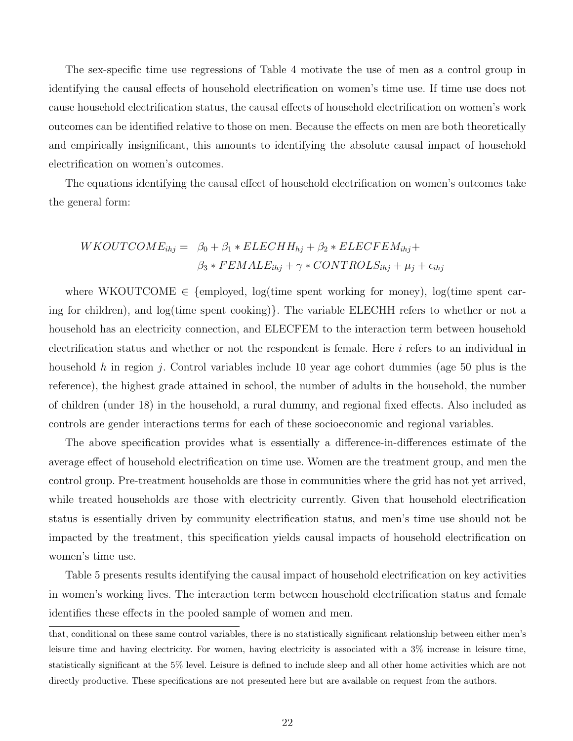The sex-specific time use regressions of Table 4 motivate the use of men as a control group in identifying the causal effects of household electrification on women's time use. If time use does not cause household electrification status, the causal effects of household electrification on women's work outcomes can be identified relative to those on men. Because the effects on men are both theoretically and empirically insignificant, this amounts to identifying the absolute causal impact of household electrification on women's outcomes.

The equations identifying the causal effect of household electrification on women's outcomes take the general form:

$$
\begin{aligned}
WKOUTCOME_{ihj} = \;& \beta_0 + \beta_1 * ELECHH_{hj} + \beta_2 * ELECFEM_{ihj} + \\
& \beta_3 * FEMALE_{ihj} + \gamma * CONTROLS_{ihj} + \mu_j + \epsilon_{ihj}
\end{aligned}
$$

where WKOUTCOME $\in$ {employed, log(time spent working for money), log(time spent caring for children), and log(time spent cooking)}. The variable ELECHH refers to whether or not a household has an electricity connection, and ELECFEM to the interaction term between household electrification status and whether or not the respondent is female. Here $i$ refers to an individual in household $h$ in region $j$. Control variables include 10 year age cohort dummies (age 50 plus is the reference), the highest grade attained in school, the number of adults in the household, the number of children (under 18) in the household, a rural dummy, and regional fixed effects. Also included as controls are gender interactions terms for each of these socioeconomic and regional variables.

The above specification provides what is essentially a difference-in-differences estimate of the average effect of household electrification on time use. Women are the treatment group, and men the control group. Pre-treatment households are those in communities where the grid has not yet arrived, while treated households are those with electricity currently. Given that household electrification status is essentially driven by community electrification status, and men's time use should not be impacted by the treatment, this specification yields causal impacts of household electrification on women's time use.

Table 5 presents results identifying the causal impact of household electrification on key activities in women's working lives. The interaction term between household electrification status and female identifies these effects in the pooled sample of women and men.

that, conditional on these same control variables, there is no statistically significant relationship between either men's leisure time and having electricity. For women, having electricity is associated with a 3% increase in leisure time, statistically significant at the 5% level. Leisure is defined to include sleep and all other home activities which are not directly productive. These specifications are not presented here but are available on request from the authors.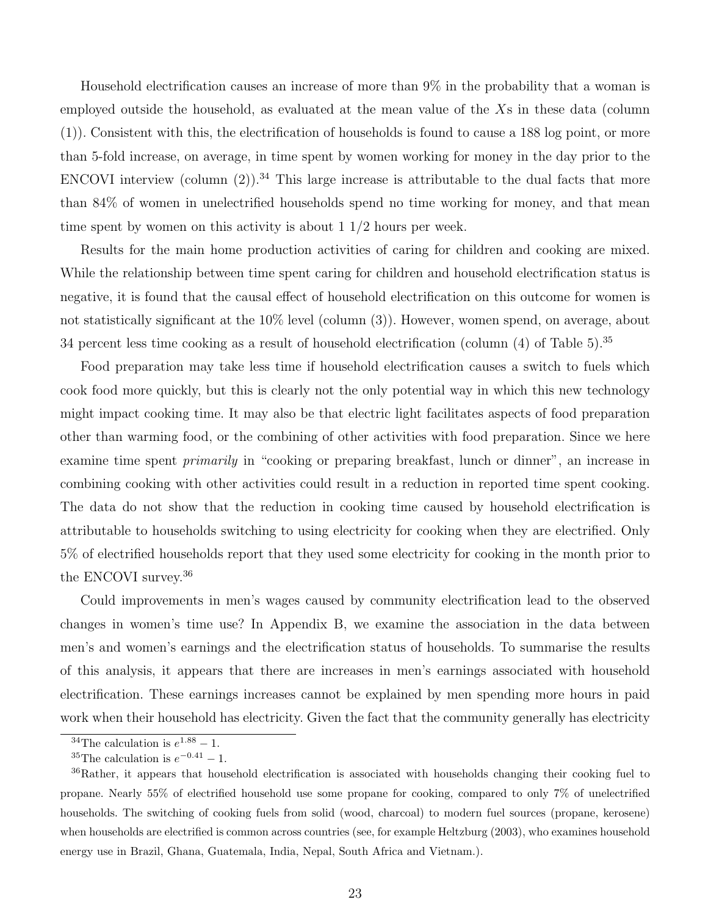Household electrification causes an increase of more than 9% in the probability that a woman is employed outside the household, as evaluated at the mean value of the $X$s in these data (column (1)). Consistent with this, the electrification of households is found to cause a 188 log point, or more than 5-fold increase, on average, in time spent by women working for money in the day prior to the ENCOVI interview (column (2)).[34] This large increase is attributable to the dual facts that more than 84% of women in unelectrified households spend no time working for money, and that mean time spent by women on this activity is about 1 1/2 hours per week.

Results for the main home production activities of caring for children and cooking are mixed. While the relationship between time spent caring for children and household electrification status is negative, it is found that the causal effect of household electrification on this outcome for women is not statistically significant at the 10% level (column (3)). However, women spend, on average, about 34 percent less time cooking as a result of household electrification (column (4) of Table 5).[35]

Food preparation may take less time if household electrification causes a switch to fuels which cook food more quickly, but this is clearly not the only potential way in which this new technology might impact cooking time. It may also be that electric light facilitates aspects of food preparation other than warming food, or the combining of other activities with food preparation. Since we here examine time spent *primarily* in "cooking or preparing breakfast, lunch or dinner", an increase in combining cooking with other activities could result in a reduction in reported time spent cooking. The data do not show that the reduction in cooking time caused by household electrification is attributable to households switching to using electricity for cooking when they are electrified. Only 5% of electrified households report that they used some electricity for cooking in the month prior to the ENCOVI survey.[36]

Could improvements in men's wages caused by community electrification lead to the observed changes in women's time use? In Appendix B, we examine the association in the data between men's and women's earnings and the electrification status of households. To summarise the results of this analysis, it appears that there are increases in men's earnings associated with household electrification. These earnings increases cannot be explained by men spending more hours in paid work when their household has electricity. Given the fact that the community generally has electricity

---

[34] The calculation is $e^{1.88} - 1$.

[35] The calculation is $e^{-0.41} - 1$.

[36] Rather, it appears that household electrification is associated with households changing their cooking fuel to propane. Nearly 55% of electrified household use some propane for cooking, compared to only 7% of unelectrified households. The switching of cooking fuels from solid (wood, charcoal) to modern fuel sources (propane, kerosene) when households are electrified is common across countries (see, for example Heltzburg (2003), who examines household energy use in Brazil, Ghana, Guatemala, India, Nepal, South Africa and Vietnam.).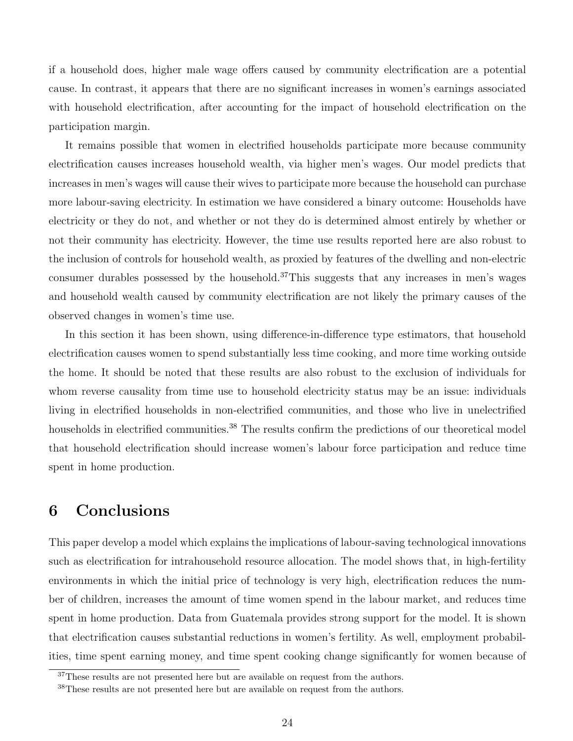if a household does, higher male wage offers caused by community electrification are a potential cause. In contrast, it appears that there are no significant increases in women's earnings associated with household electrification, after accounting for the impact of household electrification on the participation margin.

It remains possible that women in electrified households participate more because community electrification causes increases household wealth, via higher men's wages. Our model predicts that increases in men's wages will cause their wives to participate more because the household can purchase more labour-saving electricity. In estimation we have considered a binary outcome: Households have electricity or they do not, and whether or not they do is determined almost entirely by whether or not their community has electricity. However, the time use results reported here are also robust to the inclusion of controls for household wealth, as proxied by features of the dwelling and non-electric consumer durables possessed by the household.[37]This suggests that any increases in men's wages and household wealth caused by community electrification are not likely the primary causes of the observed changes in women's time use.

In this section it has been shown, using difference-in-difference type estimators, that household electrification causes women to spend substantially less time cooking, and more time working outside the home. It should be noted that these results are also robust to the exclusion of individuals for whom reverse causality from time use to household electricity status may be an issue: individuals living in electrified households in non-electrified communities, and those who live in unelectrified households in electrified communities.[38] The results confirm the predictions of our theoretical model that household electrification should increase women's labour force participation and reduce time spent in home production.

# 6 Conclusions

This paper develop a model which explains the implications of labour-saving technological innovations such as electrification for intrahousehold resource allocation. The model shows that, in high-fertility environments in which the initial price of technology is very high, electrification reduces the number of children, increases the amount of time women spend in the labour market, and reduces time spent in home production. Data from Guatemala provides strong support for the model. It is shown that electrification causes substantial reductions in women's fertility. As well, employment probabilities, time spent earning money, and time spent cooking change significantly for women because of

[37]These results are not presented here but are available on request from the authors.

[38]These results are not presented here but are available on request from the authors.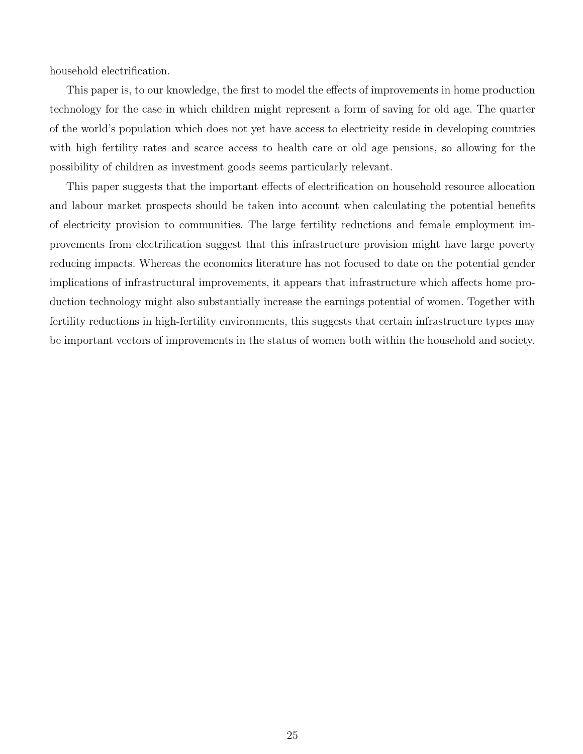household electrification.

This paper is, to our knowledge, the first to model the effects of improvements in home production technology for the case in which children might represent a form of saving for old age. The quarter of the world's population which does not yet have access to electricity reside in developing countries with high fertility rates and scarce access to health care or old age pensions, so allowing for the possibility of children as investment goods seems particularly relevant.

This paper suggests that the important effects of electrification on household resource allocation and labour market prospects should be taken into account when calculating the potential benefits of electricity provision to communities. The large fertility reductions and female employment improvements from electrification suggest that this infrastructure provision might have large poverty reducing impacts. Whereas the economics literature has not focused to date on the potential gender implications of infrastructural improvements, it appears that infrastructure which affects home production technology might also substantially increase the earnings potential of women. Together with fertility reductions in high-fertility environments, this suggests that certain infrastructure types may be important vectors of improvements in the status of women both within the household and society.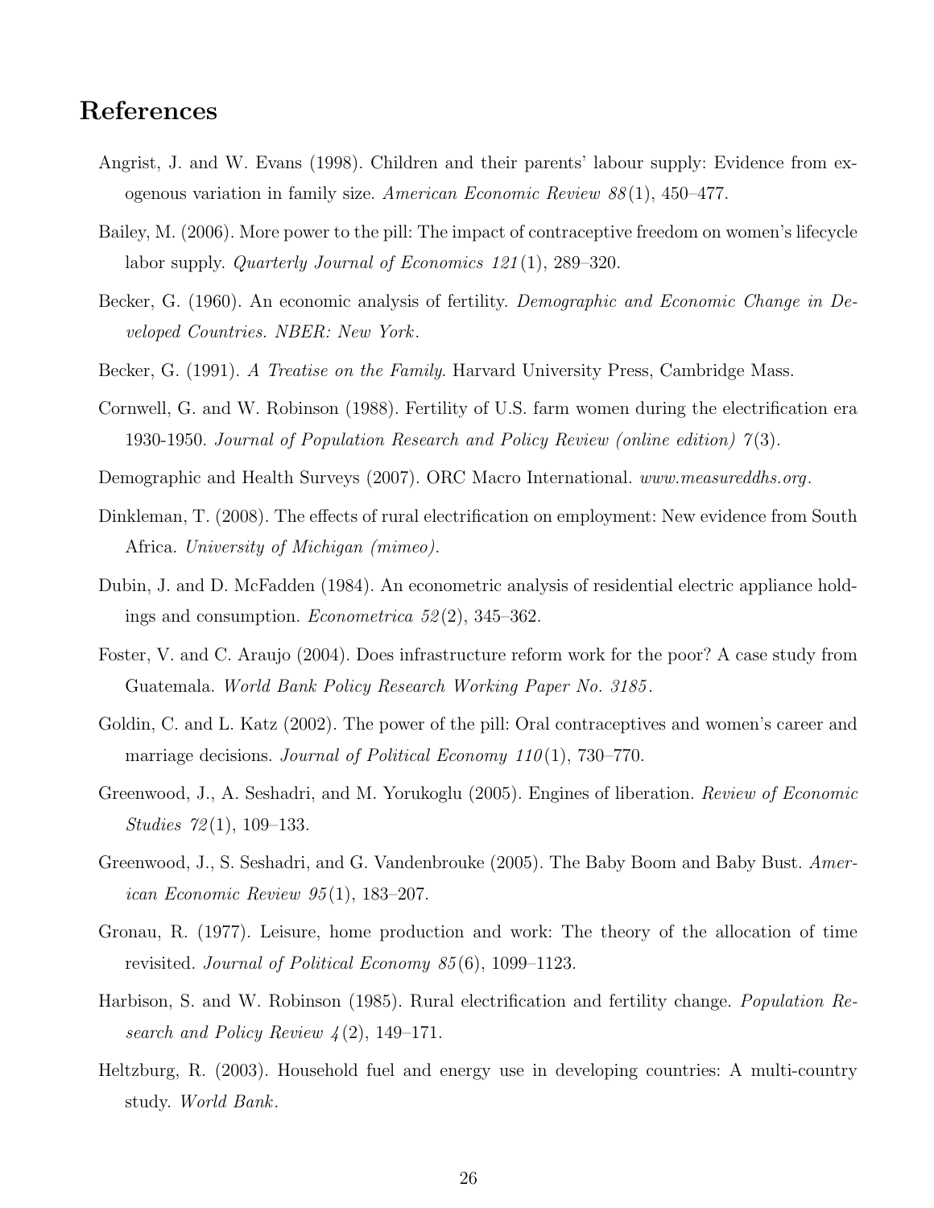# References

Angrist, J. and W. Evans (1998). Children and their parents' labour supply: Evidence from exogenous variation in family size. *American Economic Review 88*(1), 450–477.

Bailey, M. (2006). More power to the pill: The impact of contraceptive freedom on women's lifecycle labor supply. *Quarterly Journal of Economics 121*(1), 289–320.

Becker, G. (1960). An economic analysis of fertility. *Demographic and Economic Change in Developed Countries. NBER: New York*.

Becker, G. (1991). *A Treatise on the Family*. Harvard University Press, Cambridge Mass.

Cornwell, G. and W. Robinson (1988). Fertility of U.S. farm women during the electrification era 1930-1950. *Journal of Population Research and Policy Review (online edition) 7*(3).

Demographic and Health Surveys (2007). ORC Macro International. *www.measureddhs.org*.

Dinkleman, T. (2008). The effects of rural electrification on employment: New evidence from South Africa. *University of Michigan (mimeo)*.

Dubin, J. and D. McFadden (1984). An econometric analysis of residential electric appliance holdings and consumption. *Econometrica 52*(2), 345–362.

Foster, V. and C. Araujo (2004). Does infrastructure reform work for the poor? A case study from Guatemala. *World Bank Policy Research Working Paper No. 3185*.

Goldin, C. and L. Katz (2002). The power of the pill: Oral contraceptives and women's career and marriage decisions. *Journal of Political Economy 110*(1), 730–770.

Greenwood, J., A. Seshadri, and M. Yorukoglu (2005). Engines of liberation. *Review of Economic Studies 72*(1), 109–133.

Greenwood, J., S. Seshadri, and G. Vandenbrouke (2005). The Baby Boom and Baby Bust. *American Economic Review 95*(1), 183–207.

Gronau, R. (1977). Leisure, home production and work: The theory of the allocation of time revisited. *Journal of Political Economy 85*(6), 1099–1123.

Harbison, S. and W. Robinson (1985). Rural electrification and fertility change. *Population Research and Policy Review 4*(2), 149–171.

Heltzburg, R. (2003). Household fuel and energy use in developing countries: A multi-country study. *World Bank*.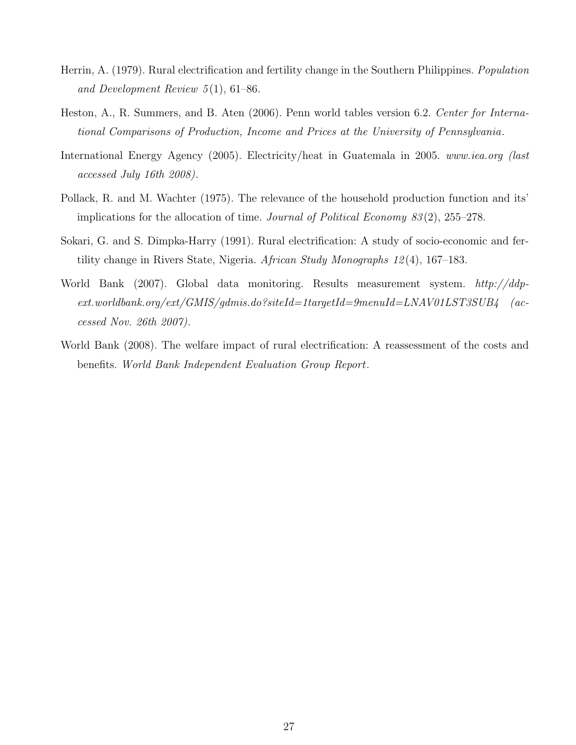Herrin, A. (1979). Rural electrification and fertility change in the Southern Philippines. *Population and Development Review 5*(1), 61–86.

Heston, A., R. Summers, and B. Aten (2006). Penn world tables version 6.2. *Center for International Comparisons of Production, Income and Prices at the University of Pennsylvania*.

International Energy Agency (2005). Electricity/heat in Guatemala in 2005. *www.iea.org (last accessed July 16th 2008)*.

Pollack, R. and M. Wachter (1975). The relevance of the household production function and its' implications for the allocation of time. *Journal of Political Economy 83*(2), 255–278.

Sokari, G. and S. Dimpka-Harry (1991). Rural electrification: A study of socio-economic and fertility change in Rivers State, Nigeria. *African Study Monographs 12*(4), 167–183.

World Bank (2007). Global data monitoring. Results measurement system. *http://ddp-ext.worldbank.org/ext/GMIS/gdmis.do?siteId=1targetId=9menuId=LNAV01LST3SUB4 (accessed Nov. 26th 2007)*.

World Bank (2008). The welfare impact of rural electrification: A reassessment of the costs and benefits. *World Bank Independent Evaluation Group Report*.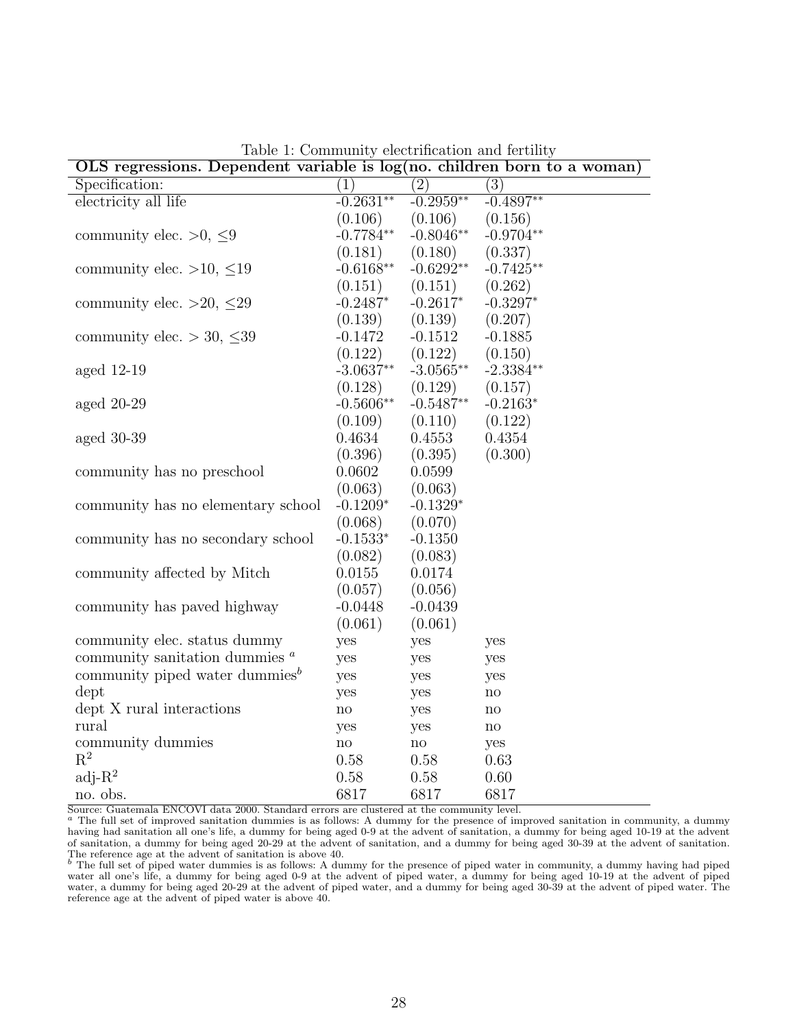Table 1: Community electrification and fertility

| OLS regressions. Dependent variable is log(no. children born to a woman) | | | |
|---|---|---|---|
| Specification: | (1) | (2) | (3) |
| electricity all life | -0.2631** | -0.2959** | -0.4897** |
| | (0.106) | (0.106) | (0.156) |
| community elec. >0, ≤9 | -0.7784** | -0.8046** | -0.9704** |
| | (0.181) | (0.180) | (0.337) |
| community elec. >10, ≤19 | -0.6168** | -0.6292** | -0.7425** |
| | (0.151) | (0.151) | (0.262) |
| community elec. >20, ≤29 | -0.2487* | -0.2617* | -0.3297* |
| | (0.139) | (0.139) | (0.207) |
| community elec. > 30, ≤39 | -0.1472 | -0.1512 | -0.1885 |
| | (0.122) | (0.122) | (0.150) |
| aged 12-19 | -3.0637** | -3.0565** | -2.3384** |
| | (0.128) | (0.129) | (0.157) |
| aged 20-29 | -0.5606** | -0.5487** | -0.2163* |
| | (0.109) | (0.110) | (0.122) |
| aged 30-39 | 0.4634 | 0.4553 | 0.4354 |
| | (0.396) | (0.395) | (0.300) |
| community has no preschool | 0.0602 | 0.0599 | |
| | (0.063) | (0.063) | |
| community has no elementary school | -0.1209* | -0.1329* | |
| | (0.068) | (0.070) | |
| community has no secondary school | -0.1533* | -0.1350 | |
| | (0.082) | (0.083) | |
| community affected by Mitch | 0.0155 | 0.0174 | |
| | (0.057) | (0.056) | |
| community has paved highway | -0.0448 | -0.0439 | |
| | (0.061) | (0.061) | |
| community elec. status dummy | yes | yes | yes |
| community sanitation dummies [a] | yes | yes | yes |
| community piped water dummies[b] | yes | yes | yes |
| dept | yes | yes | no |
| dept X rural interactions | no | yes | no |
| rural | yes | yes | no |
| community dummies | no | no | yes |
| $R^2$ | 0.58 | 0.58 | 0.63 |
| adj-$R^2$ | 0.58 | 0.58 | 0.60 |
| no. obs. | 6817 | 6817 | 6817 |

Source: Guatemala ENCOVI data 2000. Standard errors are clustered at the community level.

[a] The full set of improved sanitation dummies is as follows: A dummy for the presence of improved sanitation in community, a dummy having had sanitation all one's life, a dummy for being aged 0-9 at the advent of sanitation, a dummy for being aged 10-19 at the advent of sanitation, a dummy for being aged 20-29 at the advent of sanitation, and a dummy for being aged 30-39 at the advent of sanitation. The reference age at the advent of sanitation is above 40.

[b] The full set of piped water dummies is as follows: A dummy for the presence of piped water in community, a dummy having had piped water all one's life, a dummy for being aged 0-9 at the advent of piped water, a dummy for being aged 10-19 at the advent of piped water, a dummy for being aged 20-29 at the advent of piped water, and a dummy for being aged 30-39 at the advent of piped water. The reference age at the advent of piped water is above 40.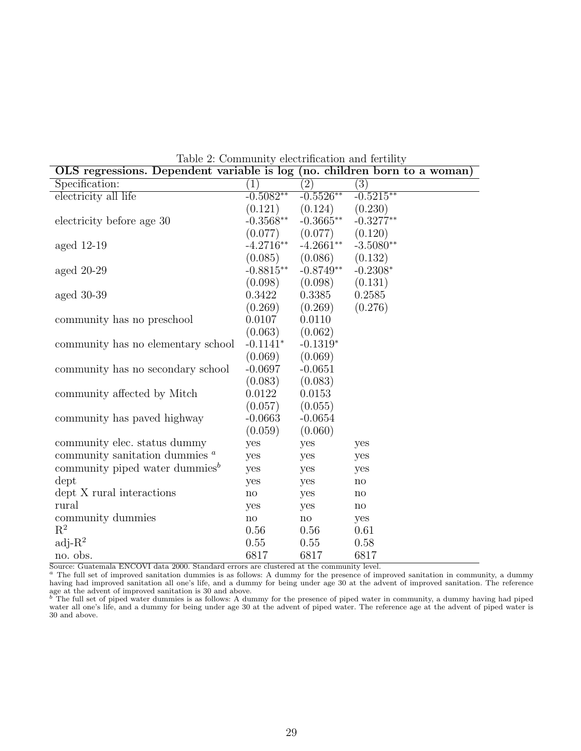Table 2: Community electrification and fertility

| **OLS regressions. Dependent variable is log (no. children born to a woman)** | | | |
|---|---|---|---|
| Specification: | (1) | (2) | (3) |
| electricity all life | -0.5082** | -0.5526** | -0.5215** |
| | (0.121) | (0.124) | (0.230) |
| electricity before age 30 | -0.3568** | -0.3665** | -0.3277** |
| | (0.077) | (0.077) | (0.120) |
| aged 12-19 | -4.2716** | -4.2661** | -3.5080** |
| | (0.085) | (0.086) | (0.132) |
| aged 20-29 | -0.8815** | -0.8749** | -0.2308* |
| | (0.098) | (0.098) | (0.131) |
| aged 30-39 | 0.3422 | 0.3385 | 0.2585 |
| | (0.269) | (0.269) | (0.276) |
| community has no preschool | 0.0107 | 0.0110 | |
| | (0.063) | (0.062) | |
| community has no elementary school | -0.1141* | -0.1319* | |
| | (0.069) | (0.069) | |
| community has no secondary school | -0.0697 | -0.0651 | |
| | (0.083) | (0.083) | |
| community affected by Mitch | 0.0122 | 0.0153 | |
| | (0.057) | (0.055) | |
| community has paved highway | -0.0663 | -0.0654 | |
| | (0.059) | (0.060) | |
| community elec. status dummy | yes | yes | yes |
| community sanitation dummies [a] | yes | yes | yes |
| community piped water dummies[b] | yes | yes | yes |
| dept | yes | yes | no |
| dept X rural interactions | no | yes | no |
| rural | yes | yes | no |
| community dummies | no | no | yes |
| $R^2$ | 0.56 | 0.56 | 0.61 |
| adj-$R^2$ | 0.55 | 0.55 | 0.58 |
| no. obs. | 6817 | 6817 | 6817 |

Source: Guatemala ENCOVI data 2000. Standard errors are clustered at the community level.

[a] The full set of improved sanitation dummies is as follows: A dummy for the presence of improved sanitation in community, a dummy having had improved sanitation all one's life, and a dummy for being under age 30 at the advent of improved sanitation. The reference age at the advent of improved sanitation is 30 and above.

[b] The full set of piped water dummies is as follows: A dummy for the presence of piped water in community, a dummy having had piped water all one's life, and a dummy for being under age 30 at the advent of piped water. The reference age at the advent of piped water is 30 and above.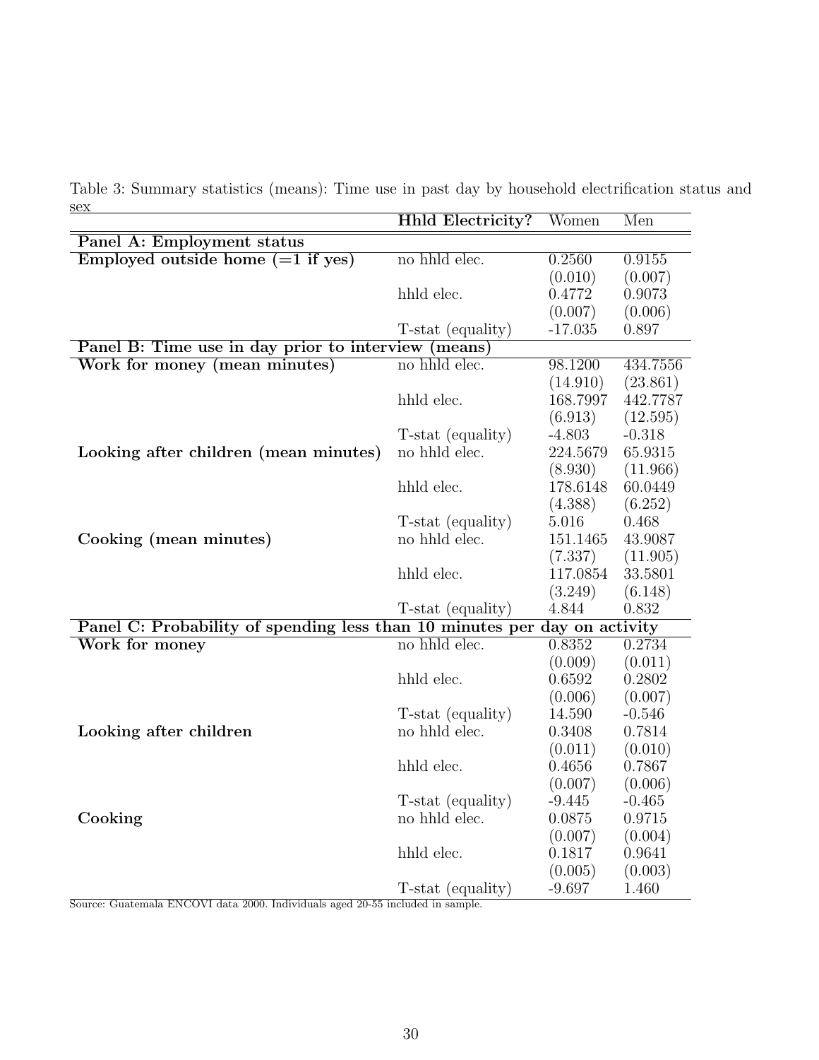Table 3: Summary statistics (means): Time use in past day by household electrification status and sex

| | **Hhld Electricity?** | Women | Men |
|---|---|---|---|
| **Panel A: Employment status** | | | |
| **Employed outside home (=1 if yes)** | no hhld elec. | 0.2560 | 0.9155 |
| | | (0.010) | (0.007) |
| | hhld elec. | 0.4772 | 0.9073 |
| | | (0.007) | (0.006) |
| | T-stat (equality) | -17.035 | 0.897 |
| **Panel B: Time use in day prior to interview (means)** | | | |
| **Work for money (mean minutes)** | no hhld elec. | 98.1200 | 434.7556 |
| | | (14.910) | (23.861) |
| | hhld elec. | 168.7997 | 442.7787 |
| | | (6.913) | (12.595) |
| | T-stat (equality) | -4.803 | -0.318 |
| **Looking after children (mean minutes)** | no hhld elec. | 224.5679 | 65.9315 |
| | | (8.930) | (11.966) |
| | hhld elec. | 178.6148 | 60.0449 |
| | | (4.388) | (6.252) |
| | T-stat (equality) | 5.016 | 0.468 |
| **Cooking (mean minutes)** | no hhld elec. | 151.1465 | 43.9087 |
| | | (7.337) | (11.905) |
| | hhld elec. | 117.0854 | 33.5801 |
| | | (3.249) | (6.148) |
| | T-stat (equality) | 4.844 | 0.832 |
| **Panel C: Probability of spending less than 10 minutes per day on activity** | | | |
| **Work for money** | no hhld elec. | 0.8352 | 0.2734 |
| | | (0.009) | (0.011) |
| | hhld elec. | 0.6592 | 0.2802 |
| | | (0.006) | (0.007) |
| | T-stat (equality) | 14.590 | -0.546 |
| **Looking after children** | no hhld elec. | 0.3408 | 0.7814 |
| | | (0.011) | (0.010) |
| | hhld elec. | 0.4656 | 0.7867 |
| | | (0.007) | (0.006) |
| | T-stat (equality) | -9.445 | -0.465 |
| **Cooking** | no hhld elec. | 0.0875 | 0.9715 |
| | | (0.007) | (0.004) |
| | hhld elec. | 0.1817 | 0.9641 |
| | | (0.005) | (0.003) |
| | T-stat (equality) | -9.697 | 1.460 |

Source: Guatemala ENCOVI data 2000. Individuals aged 20-55 included in sample.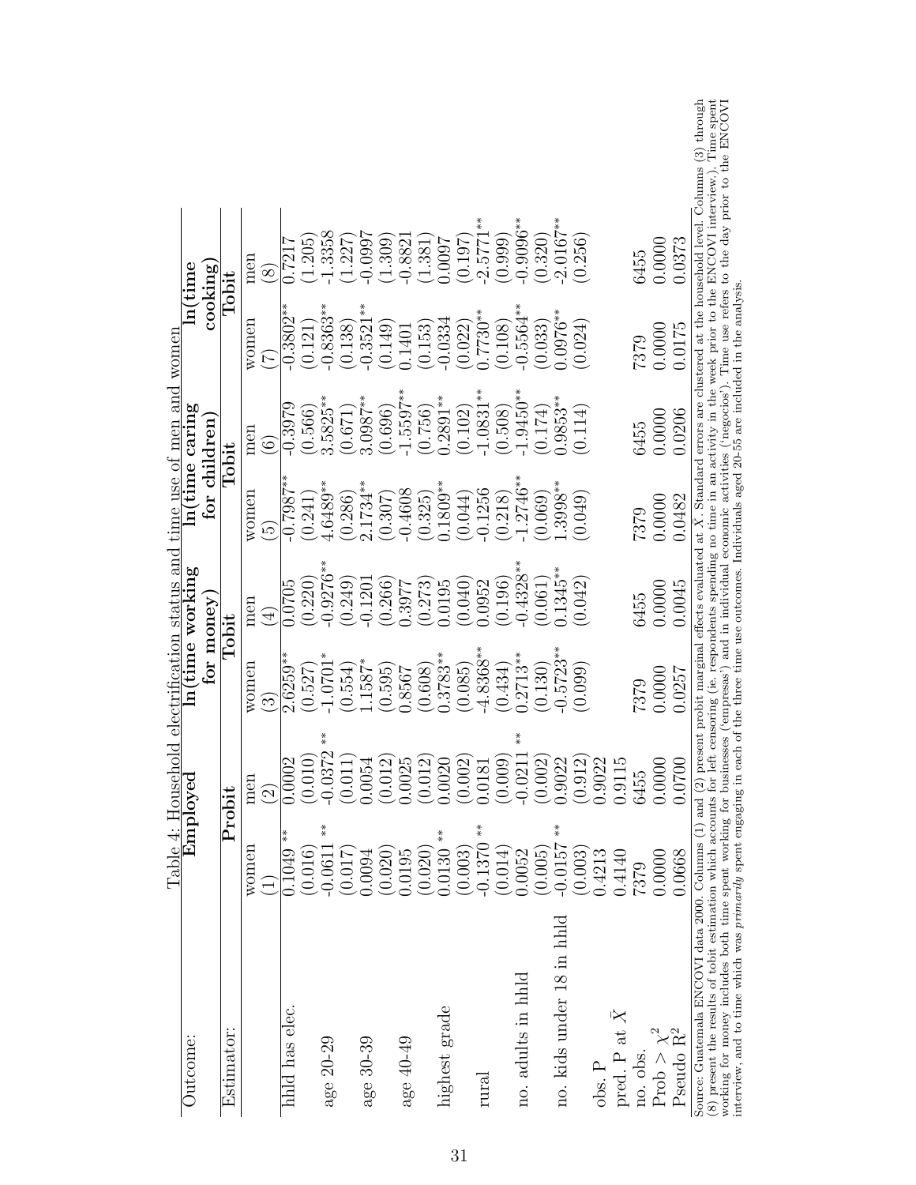Table 4: Household electrification status and time use of men and women

| Outcome: | Employed | | ln(time working for money) | | ln(time caring for children) | | ln(time cooking) | |
|---|---|---|---|---|---|---|---|---|
| Estimator: | Probit | | Tobit | | Tobit | | Tobit | |
| | women (1) | men (2) | women (3) | men (4) | women (5) | men (6) | women (7) | men (8) |
| hhld has elec. | 0.1049 ** | 0.0002 | 2.6259** | 0.0705 | -0.7987** | -0.3979 | -0.3802** | 0.7217 |
| | (0.016) | (0.010) | (0.527) | (0.220) | (0.241) | (0.566) | (0.121) | (1.205) |
| age 20-29 | -0.0611 ** | -0.0372 ** | -1.0701* | -0.9276** | 4.6489** | 3.5825** | -0.8363** | -1.3358 |
| | (0.017) | (0.011) | (0.554) | (0.249) | (0.286) | (0.671) | (0.138) | (1.227) |
| age 30-39 | 0.0094 | 0.0054 | 1.1587* | -0.1201 | 2.1734** | 3.0987** | -0.3521** | -0.0997 |
| | (0.020) | (0.012) | (0.595) | (0.266) | (0.307) | (0.696) | (0.149) | (1.309) |
| age 40-49 | 0.0195 | 0.0025 | 0.8567 | 0.3977 | -0.4608 | -1.5597** | 0.1401 | -0.8821 |
| | (0.020) | (0.012) | (0.608) | (0.273) | (0.325) | (0.756) | (0.153) | (1.381) |
| highest grade | 0.0130 ** | 0.0020 | 0.3783** | 0.0195 | 0.1809** | 0.2891** | -0.0334 | 0.0097 |
| | (0.003) | (0.002) | (0.085) | (0.040) | (0.044) | (0.102) | (0.022) | (0.197) |
| rural | -0.1370 ** | 0.0181 | -4.8368** | 0.0952 | -0.1256 | -1.0831** | 0.7730** | -2.5771** |
| | (0.014) | (0.009) | (0.434) | (0.196) | (0.218) | (0.508) | (0.108) | (0.999) |
| no. adults in hhld | 0.0052 | -0.0211 ** | 0.2713** | -0.4328** | -1.2746** | -1.9450** | -0.5564** | -0.9096** |
| | (0.005) | (0.002) | (0.130) | (0.061) | (0.069) | (0.174) | (0.033) | (0.320) |
| no. kids under 18 in hhld | -0.0157 ** | 0.9022 | -0.5723** | 0.1345** | 1.3998** | 0.9853** | 0.0976** | -2.0167** |
| | (0.003) | (0.912) | (0.099) | (0.042) | (0.049) | (0.114) | (0.024) | (0.256) |
| obs. P | 0.4213 | 0.9022 | | | | | | |
| pred. P at $\bar{X}$ | 0.4140 | 0.9115 | | | | | | |
| no. obs. | 7379 | 6455 | 7379 | 6455 | 7379 | 6455 | 7379 | 6455 |
| Prob > $\chi^2$ | 0.0000 | 0.0000 | 0.0000 | 0.0000 | 0.0000 | 0.0000 | 0.0000 | 0.0000 |
| Pseudo $R^2$ | 0.0668 | 0.0700 | 0.0257 | 0.0045 | 0.0482 | 0.0206 | 0.0175 | 0.0373 |

Source: Guatemala ENCOVI data 2000. Columns (1) and (2) present probit marginal effects evaluated at $\bar{X}$. Standard errors are clustered at the household level. Columns (3) through (8) present the results of tobit estimation which accounts for left censoring (ie. respondents spending no time in an activity in the week prior to the ENCOVI interview.). Time spent working for money includes both time spent working for businesses ('empresas') and in individual economic activities ('negocios'). Time use refers to the day prior to the ENCOVI interview, and to time which was *primarily* spent engaging in each of the three time use outcomes. Individuals aged 20-55 are included in the analysis.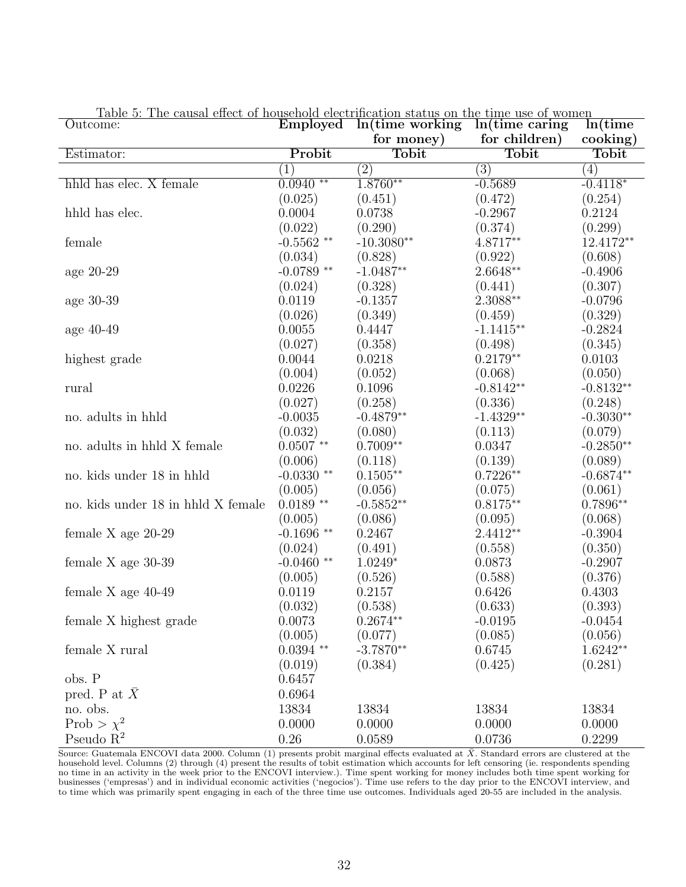Table 5: The causal effect of household electrification status on the time use of women

| Outcome: | **Employed** | **ln(time working for money)** | **ln(time caring for children)** | **ln(time cooking)** |
|---|---|---|---|---|
| Estimator: | **Probit** | **Tobit** | **Tobit** | **Tobit** |
| | (1) | (2) | (3) | (4) |
| hhld has elec. X female | 0.0940 ** | 1.8760** | -0.5689 | -0.4118* |
| | (0.025) | (0.451) | (0.472) | (0.254) |
| hhld has elec. | 0.0004 | 0.0738 | -0.2967 | 0.2124 |
| | (0.022) | (0.290) | (0.374) | (0.299) |
| female | -0.5562 ** | -10.3080** | 4.8717** | 12.4172** |
| | (0.034) | (0.828) | (0.922) | (0.608) |
| age 20-29 | -0.0789 ** | -1.0487** | 2.6648** | -0.4906 |
| | (0.024) | (0.328) | (0.441) | (0.307) |
| age 30-39 | 0.0119 | -0.1357 | 2.3088** | -0.0796 |
| | (0.026) | (0.349) | (0.459) | (0.329) |
| age 40-49 | 0.0055 | 0.4447 | -1.1415** | -0.2824 |
| | (0.027) | (0.358) | (0.498) | (0.345) |
| highest grade | 0.0044 | 0.0218 | 0.2179** | 0.0103 |
| | (0.004) | (0.052) | (0.068) | (0.050) |
| rural | 0.0226 | 0.1096 | -0.8142** | -0.8132** |
| | (0.027) | (0.258) | (0.336) | (0.248) |
| no. adults in hhld | -0.0035 | -0.4879** | -1.4329** | -0.3030** |
| | (0.032) | (0.080) | (0.113) | (0.079) |
| no. adults in hhld X female | 0.0507 ** | 0.7009** | 0.0347 | -0.2850** |
| | (0.006) | (0.118) | (0.139) | (0.089) |
| no. kids under 18 in hhld | -0.0330 ** | 0.1505** | 0.7226** | -0.6874** |
| | (0.005) | (0.056) | (0.075) | (0.061) |
| no. kids under 18 in hhld X female | 0.0189 ** | -0.5852** | 0.8175** | 0.7896** |
| | (0.005) | (0.086) | (0.095) | (0.068) |
| female X age 20-29 | -0.1696 ** | 0.2467 | 2.4412** | -0.3904 |
| | (0.024) | (0.491) | (0.558) | (0.350) |
| female X age 30-39 | -0.0460 ** | 1.0249* | 0.0873 | -0.2907 |
| | (0.005) | (0.526) | (0.588) | (0.376) |
| female X age 40-49 | 0.0119 | 0.2157 | 0.6426 | 0.4303 |
| | (0.032) | (0.538) | (0.633) | (0.393) |
| female X highest grade | 0.0073 | 0.2674** | -0.0195 | -0.0454 |
| | (0.005) | (0.077) | (0.085) | (0.056) |
| female X rural | 0.0394 ** | -3.7870** | 0.6745 | 1.6242** |
| | (0.019) | (0.384) | (0.425) | (0.281) |
| obs. P | 0.6457 | | | |
| pred. P at $\bar{X}$ | 0.6964 | | | |
| no. obs. | 13834 | 13834 | 13834 | 13834 |
| Prob > $\chi^2$ | 0.0000 | 0.0000 | 0.0000 | 0.0000 |
| Pseudo $R^2$ | 0.26 | 0.0589 | 0.0736 | 0.2299 |

Source: Guatemala ENCOVI data 2000. Column (1) presents probit marginal effects evaluated at $\bar{X}$. Standard errors are clustered at the household level. Columns (2) through (4) present the results of tobit estimation which accounts for left censoring (ie. respondents spending no time in an activity in the week prior to the ENCOVI interview.). Time spent working for money includes both time spent working for businesses ('empresas') and in individual economic activities ('negocios'). Time use refers to the day prior to the ENCOVI interview, and to time which was primarily spent engaging in each of the three time use outcomes. Individuals aged 20-55 are included in the analysis.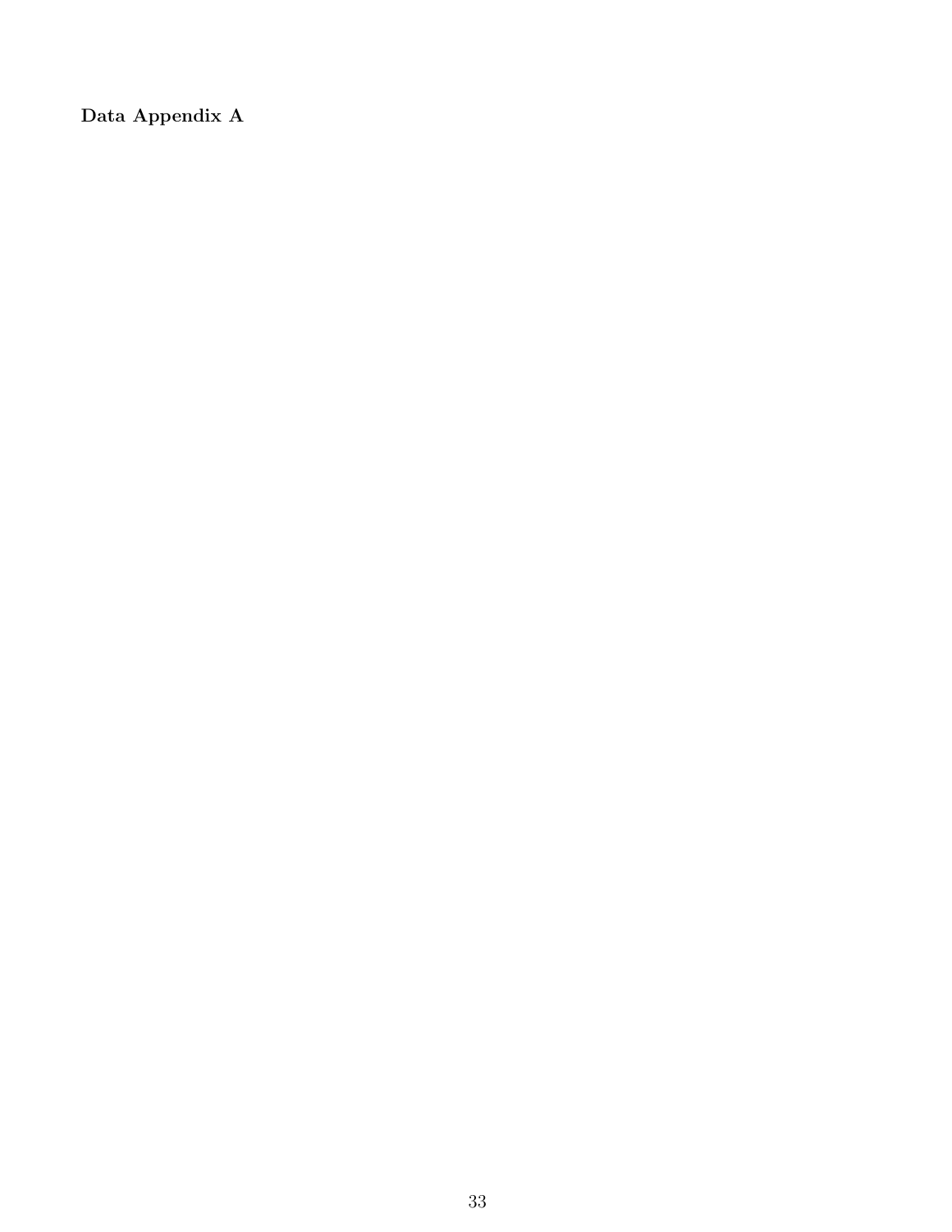**Data Appendix A**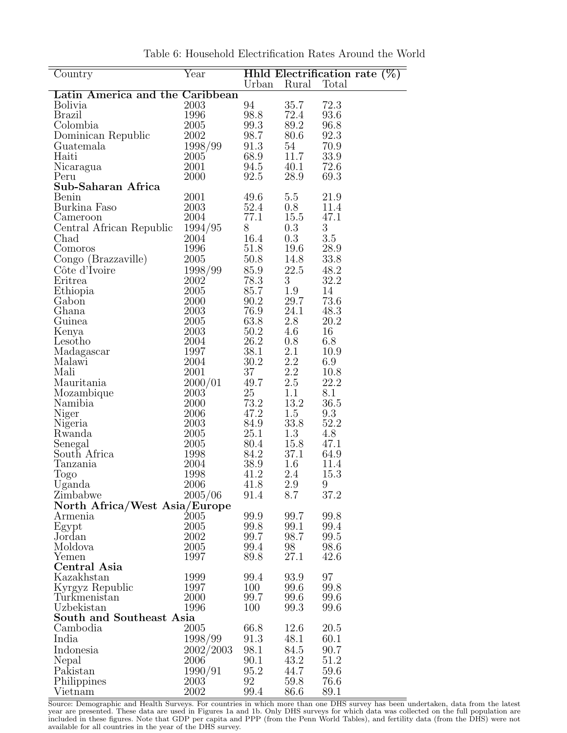Table 6: Household Electrification Rates Around the World

| Country | Year | Hhld Electrification rate (%) | | |
|---|---|---|---|---|
| | | Urban | Rural | Total |
| **Latin America and the Caribbean** | | | | |
| Bolivia | 2003 | 94 | 35.7 | 72.3 |
| Brazil | 1996 | 98.8 | 72.4 | 93.6 |
| Colombia | 2005 | 99.3 | 89.2 | 96.8 |
| Dominican Republic | 2002 | 98.7 | 80.6 | 92.3 |
| Guatemala | 1998/99 | 91.3 | 54 | 70.9 |
| Haiti | 2005 | 68.9 | 11.7 | 33.9 |
| Nicaragua | 2001 | 94.5 | 40.1 | 72.6 |
| Peru | 2000 | 92.5 | 28.9 | 69.3 |
| **Sub-Saharan Africa** | | | | |
| Benin | 2001 | 49.6 | 5.5 | 21.9 |
| Burkina Faso | 2003 | 52.4 | 0.8 | 11.4 |
| Cameroon | 2004 | 77.1 | 15.5 | 47.1 |
| Central African Republic | 1994/95 | 8 | 0.3 | 3 |
| Chad | 2004 | 16.4 | 0.3 | 3.5 |
| Comoros | 1996 | 51.8 | 19.6 | 28.9 |
| Congo (Brazzaville) | 2005 | 50.8 | 14.8 | 33.8 |
| Côte d'Ivoire | 1998/99 | 85.9 | 22.5 | 48.2 |
| Eritrea | 2002 | 78.3 | 3 | 32.2 |
| Ethiopia | 2005 | 85.7 | 1.9 | 14 |
| Gabon | 2000 | 90.2 | 29.7 | 73.6 |
| Ghana | 2003 | 76.9 | 24.1 | 48.3 |
| Guinea | 2005 | 63.8 | 2.8 | 20.2 |
| Kenya | 2003 | 50.2 | 4.6 | 16 |
| Lesotho | 2004 | 26.2 | 0.8 | 6.8 |
| Madagascar | 1997 | 38.1 | 2.1 | 10.9 |
| Malawi | 2004 | 30.2 | 2.2 | 6.9 |
| Mali | 2001 | 37 | 2.2 | 10.8 |
| Mauritania | 2000/01 | 49.7 | 2.5 | 22.2 |
| Mozambique | 2003 | 25 | 1.1 | 8.1 |
| Namibia | 2000 | 73.2 | 13.2 | 36.5 |
| Niger | 2006 | 47.2 | 1.5 | 9.3 |
| Nigeria | 2003 | 84.9 | 33.8 | 52.2 |
| Rwanda | 2005 | 25.1 | 1.3 | 4.8 |
| Senegal | 2005 | 80.4 | 15.8 | 47.1 |
| South Africa | 1998 | 84.2 | 37.1 | 64.9 |
| Tanzania | 2004 | 38.9 | 1.6 | 11.4 |
| Togo | 1998 | 41.2 | 2.4 | 15.3 |
| Uganda | 2006 | 41.8 | 2.9 | 9 |
| Zimbabwe | 2005/06 | 91.4 | 8.7 | 37.2 |
| **North Africa/West Asia/Europe** | | | | |
| Armenia | 2005 | 99.9 | 99.7 | 99.8 |
| Egypt | 2005 | 99.8 | 99.1 | 99.4 |
| Jordan | 2002 | 99.7 | 98.7 | 99.5 |
| Moldova | 2005 | 99.4 | 98 | 98.6 |
| Yemen | 1997 | 89.8 | 27.1 | 42.6 |
| **Central Asia** | | | | |
| Kazakhstan | 1999 | 99.4 | 93.9 | 97 |
| Kyrgyz Republic | 1997 | 100 | 99.6 | 99.8 |
| Turkmenistan | 2000 | 99.7 | 99.6 | 99.6 |
| Uzbekistan | 1996 | 100 | 99.3 | 99.6 |
| **South and Southeast Asia** | | | | |
| Cambodia | 2005 | 66.8 | 12.6 | 20.5 |
| India | 1998/99 | 91.3 | 48.1 | 60.1 |
| Indonesia | 2002/2003 | 98.1 | 84.5 | 90.7 |
| Nepal | 2006 | 90.1 | 43.2 | 51.2 |
| Pakistan | 1990/91 | 95.2 | 44.7 | 59.6 |
| Philippines | 2003 | 92 | 59.8 | 76.6 |
| Vietnam | 2002 | 99.4 | 86.6 | 89.1 |

Source: Demographic and Health Surveys. For countries in which more than one DHS survey has been undertaken, data from the latest year are presented. These data are used in Figures 1a and 1b. Only DHS surveys for which data was collected on the full population are included in these figures. Note that GDP per capita and PPP (from the Penn World Tables), and fertility data (from the DHS) were not available for all countries in the year of the DHS survey.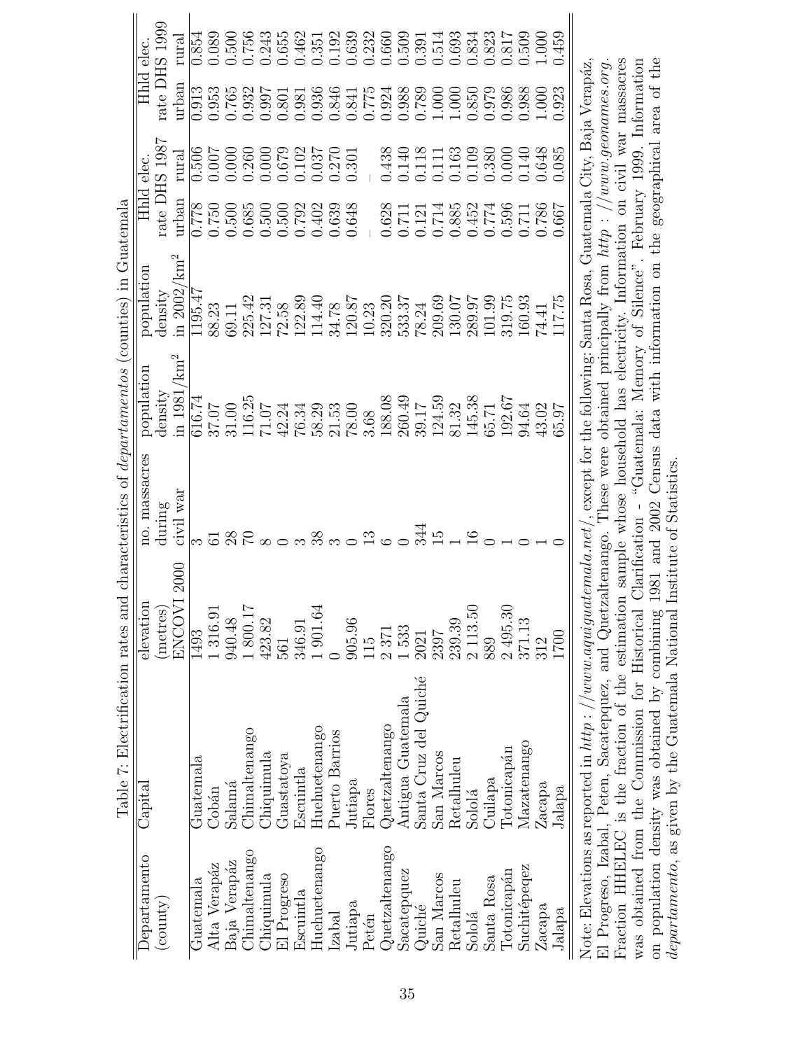Table 7: Electrification rates and characteristics of *departamentos* (counties) in Guatemala

| Departamento (county) | Capital | elevation (metres) ENCOVI 2000 | no. massacres during civil war | population density in 1981/km$^2$ | population density in 2002/km$^2$ | Hhld elec. rate DHS 1987 urban | Hhld elec. rate DHS 1987 rural | Hhld elec. rate DHS 1999 urban | Hhld elec. rate DHS 1999 rural |
|---|---|---|---|---|---|---|---|---|---|
| Guatemala | Guatemala | 1493 | 3 | 616.74 | 1195.47 | 0.778 | 0.506 | 0.913 | 0.854 |
| Alta Verapáz | Cobán | 1 316.91 | 61 | 37.07 | 88.23 | 0.750 | 0.007 | 0.953 | 0.089 |
| Baja Verapáz | Salamá | 940.48 | 28 | 31.00 | 69.11 | 0.500 | 0.000 | 0.765 | 0.500 |
| Chimaltenango | Chimaltenango | 1 800.17 | 70 | 116.25 | 225.42 | 0.685 | 0.260 | 0.932 | 0.756 |
| Chiquimula | Chiquimula | 423.82 | 8 | 71.07 | 127.31 | 0.500 | 0.000 | 0.997 | 0.243 |
| El Progreso | Guastatoya | 561 | 0 | 42.24 | 72.58 | 0.500 | 0.679 | 0.801 | 0.655 |
| Escuintla | Escuintla | 346.91 | 3 | 76.34 | 122.89 | 0.792 | 0.102 | 0.981 | 0.462 |
| Huehuetenango | Huehuetenango | 1 901.64 | 38 | 58.29 | 114.40 | 0.402 | 0.037 | 0.936 | 0.351 |
| Izabal | Puerto Barrios | 0 | 3 | 21.53 | 34.78 | 0.639 | 0.270 | 0.846 | 0.192 |
| Jutiapa | Jutiapa | 905.96 | 0 | 78.00 | 120.87 | 0.648 | 0.301 | 0.841 | 0.639 |
| Petén | Flores | 115 | 13 | 3.68 | 10.23 | – | – | 0.775 | 0.232 |
| Quetzaltenango | Quetzaltenango | 2 371 | 6 | 188.08 | 320.20 | 0.628 | 0.438 | 0.924 | 0.660 |
| Sacatepquez | Antigua Guatemala | 1 533 | 0 | 260.49 | 533.37 | 0.711 | 0.140 | 0.988 | 0.509 |
| Quiché | Santa Cruz del Quiché | 2021 | 344 | 39.17 | 78.24 | 0.121 | 0.118 | 0.789 | 0.391 |
| San Marcos | San Marcos | 2397 | 15 | 124.59 | 209.69 | 0.714 | 0.111 | 1.000 | 0.514 |
| Retalhuleu | Retalhuleu | 239.39 | 1 | 81.32 | 130.07 | 0.885 | 0.163 | 1.000 | 0.693 |
| Sololá | Sololá | 2 113.50 | 16 | 145.38 | 289.97 | 0.452 | 0.109 | 0.850 | 0.834 |
| Santa Rosa | Cuilapa | 889 | 0 | 65.71 | 101.99 | 0.774 | 0.380 | 0.979 | 0.823 |
| Totonicapán | Totonicapán | 2 495.30 | 1 | 192.67 | 319.75 | 0.596 | 0.000 | 0.986 | 0.817 |
| Suchitépeqez | Mazatenango | 371.13 | 0 | 94.64 | 160.93 | 0.711 | 0.140 | 0.988 | 0.509 |
| Zacapa | Zacapa | 312 | 1 | 43.02 | 74.41 | 0.786 | 0.648 | 1.000 | 1.000 |
| Jalapa | Jalapa | 1700 | 0 | 65.97 | 117.75 | 0.667 | 0.085 | 0.923 | 0.459 |

Note: Elevations as reported in *http://www.aquiguatemala.net/*, except for the following: Santa Rosa, Guatemala City, Baja Verapáz, El Progreso, Izabal, Peten, Sacatepquez, and Quetzaltenango. These were obtained principally from *http://www.geonames.org*. Fraction HHELEC is the fraction of the estimation sample whose household has electricity. Information on civil war massacres was obtained from the Commission for Historical Clarification - "Guatemala: Memory of Silence". February 1999. Information on population density was obtained by combining 1981 and 2002 Census data with information on the geographical area of the *departamento*, as given by the Guatemala National Institute of Statistics.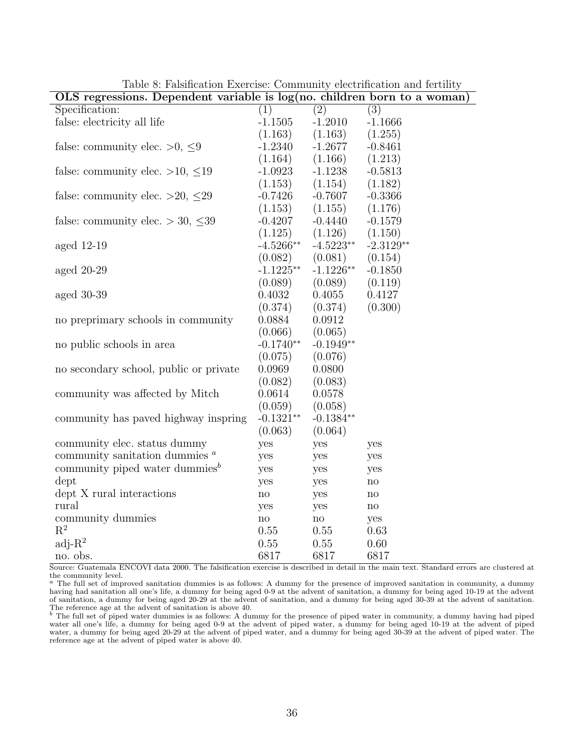Table 8: Falsification Exercise: Community electrification and fertility

| OLS regressions. Dependent variable is log(no. children born to a woman) | | | |
|---|---|---|---|
| Specification: | (1) | (2) | (3) |
| false: electricity all life | -1.1505 | -1.2010 | -1.1666 |
| | (1.163) | (1.163) | (1.255) |
| false: community elec. >0, ≤9 | -1.2340 | -1.2677 | -0.8461 |
| | (1.164) | (1.166) | (1.213) |
| false: community elec. >10, ≤19 | -1.0923 | -1.1238 | -0.5813 |
| | (1.153) | (1.154) | (1.182) |
| false: community elec. >20, ≤29 | -0.7426 | -0.7607 | -0.3366 |
| | (1.153) | (1.155) | (1.176) |
| false: community elec. > 30, ≤39 | -0.4207 | -0.4440 | -0.1579 |
| | (1.125) | (1.126) | (1.150) |
| aged 12-19 | -4.5266** | -4.5223** | -2.3129** |
| | (0.082) | (0.081) | (0.154) |
| aged 20-29 | -1.1225** | -1.1226** | -0.1850 |
| | (0.089) | (0.089) | (0.119) |
| aged 30-39 | 0.4032 | 0.4055 | 0.4127 |
| | (0.374) | (0.374) | (0.300) |
| no preprimary schools in community | 0.0884 | 0.0912 | |
| | (0.066) | (0.065) | |
| no public schools in area | -0.1740** | -0.1949** | |
| | (0.075) | (0.076) | |
| no secondary school, public or private | 0.0969 | 0.0800 | |
| | (0.082) | (0.083) | |
| community was affected by Mitch | 0.0614 | 0.0578 | |
| | (0.059) | (0.058) | |
| community has paved highway inspring | -0.1321** | -0.1384** | |
| | (0.063) | (0.064) | |
| community elec. status dummy | yes | yes | yes |
| community sanitation dummies [a] | yes | yes | yes |
| community piped water dummies[b] | yes | yes | yes |
| dept | yes | yes | no |
| dept X rural interactions | no | yes | no |
| rural | yes | yes | no |
| community dummies | no | no | yes |
| $R^2$ | 0.55 | 0.55 | 0.63 |
| adj-$R^2$ | 0.55 | 0.55 | 0.60 |
| no. obs. | 6817 | 6817 | 6817 |

Source: Guatemala ENCOVI data 2000. The falsification exercise is described in detail in the main text. Standard errors are clustered at the community level.

[a] The full set of improved sanitation dummies is as follows: A dummy for the presence of improved sanitation in community, a dummy having had sanitation all one's life, a dummy for being aged 0-9 at the advent of sanitation, a dummy for being aged 10-19 at the advent of sanitation, a dummy for being aged 20-29 at the advent of sanitation, and a dummy for being aged 30-39 at the advent of sanitation. The reference age at the advent of sanitation is above 40.

[b] The full set of piped water dummies is as follows: A dummy for the presence of piped water in community, a dummy having had piped water all one's life, a dummy for being aged 0-9 at the advent of piped water, a dummy for being aged 10-19 at the advent of piped water, a dummy for being aged 20-29 at the advent of piped water, and a dummy for being aged 30-39 at the advent of piped water. The reference age at the advent of piped water is above 40.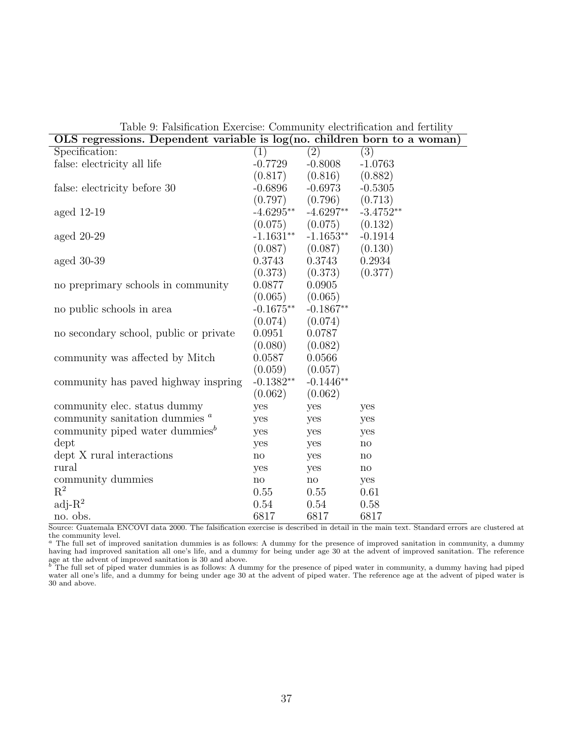Table 9: Falsification Exercise: Community electrification and fertility

| OLS regressions. Dependent variable is log(no. children born to a woman) | | | |
|---|---|---|---|
| Specification: | (1) | (2) | (3) |
| false: electricity all life | -0.7729 | -0.8008 | -1.0763 |
| | (0.817) | (0.816) | (0.882) |
| false: electricity before 30 | -0.6896 | -0.6973 | -0.5305 |
| | (0.797) | (0.796) | (0.713) |
| aged 12-19 | -4.6295** | -4.6297** | -3.4752** |
| | (0.075) | (0.075) | (0.132) |
| aged 20-29 | -1.1631** | -1.1653** | -0.1914 |
| | (0.087) | (0.087) | (0.130) |
| aged 30-39 | 0.3743 | 0.3743 | 0.2934 |
| | (0.373) | (0.373) | (0.377) |
| no preprimary schools in community | 0.0877 | 0.0905 | |
| | (0.065) | (0.065) | |
| no public schools in area | -0.1675** | -0.1867** | |
| | (0.074) | (0.074) | |
| no secondary school, public or private | 0.0951 | 0.0787 | |
| | (0.080) | (0.082) | |
| community was affected by Mitch | 0.0587 | 0.0566 | |
| | (0.059) | (0.057) | |
| community has paved highway inspring | -0.1382** | -0.1446** | |
| | (0.062) | (0.062) | |
| community elec. status dummy | yes | yes | yes |
| community sanitation dummies [a] | yes | yes | yes |
| community piped water dummies[b] | yes | yes | yes |
| dept | yes | yes | no |
| dept X rural interactions | no | yes | no |
| rural | yes | yes | no |
| community dummies | no | no | yes |
| $R^2$ | 0.55 | 0.55 | 0.61 |
| adj-$R^2$ | 0.54 | 0.54 | 0.58 |
| no. obs. | 6817 | 6817 | 6817 |

Source: Guatemala ENCOVI data 2000. The falsification exercise is described in detail in the main text. Standard errors are clustered at the community level.

[a] The full set of improved sanitation dummies is as follows: A dummy for the presence of improved sanitation in community, a dummy having had improved sanitation all one's life, and a dummy for being under age 30 at the advent of improved sanitation. The reference age at the advent of improved sanitation is 30 and above.

[b] The full set of piped water dummies is as follows: A dummy for the presence of piped water in community, a dummy having had piped water all one's life, and a dummy for being under age 30 at the advent of piped water. The reference age at the advent of piped water is 30 and above.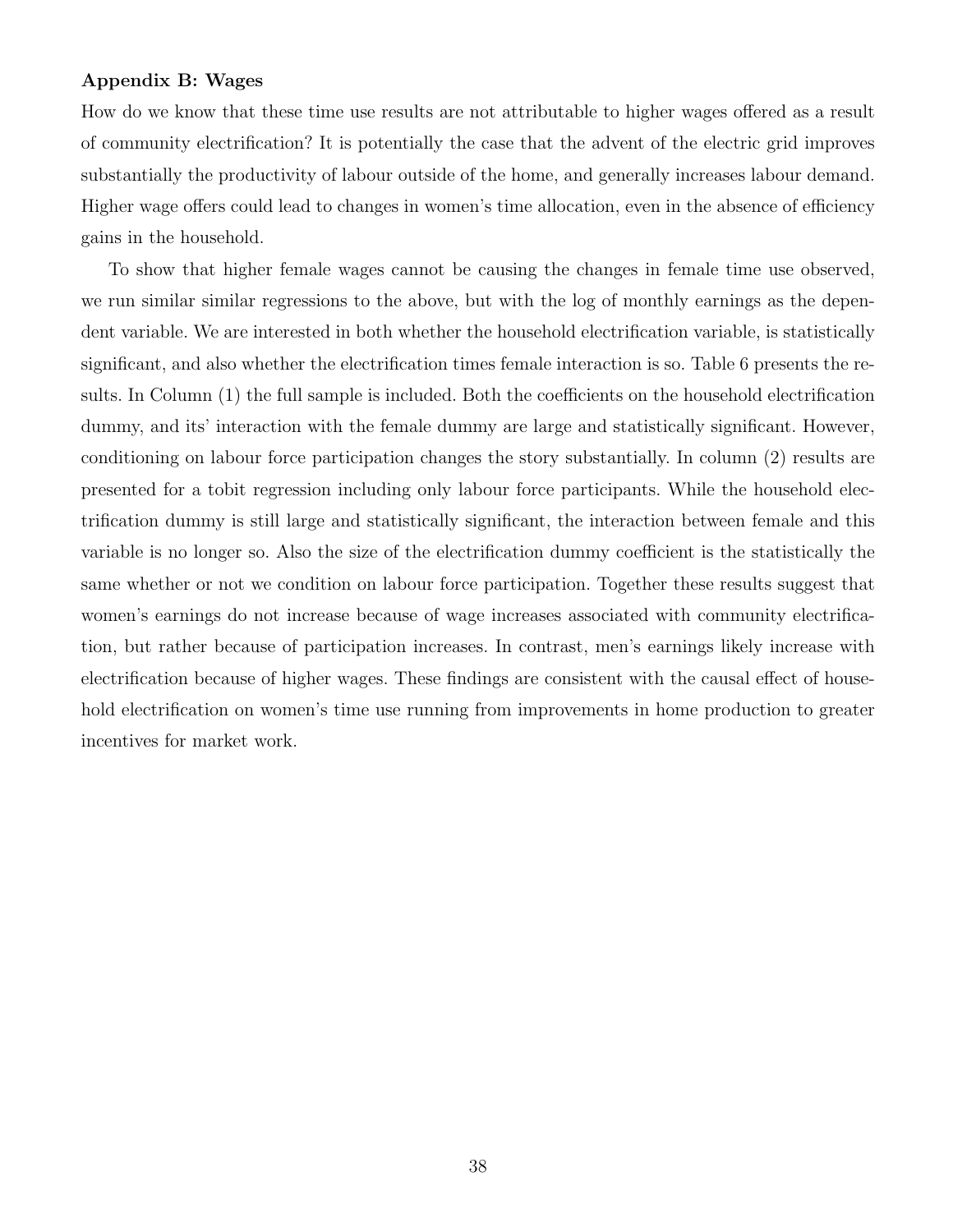**Appendix B: Wages**

How do we know that these time use results are not attributable to higher wages offered as a result of community electrification? It is potentially the case that the advent of the electric grid improves substantially the productivity of labour outside of the home, and generally increases labour demand. Higher wage offers could lead to changes in women's time allocation, even in the absence of efficiency gains in the household.

To show that higher female wages cannot be causing the changes in female time use observed, we run similar similar regressions to the above, but with the log of monthly earnings as the dependent variable. We are interested in both whether the household electrification variable, is statistically significant, and also whether the electrification times female interaction is so. Table 6 presents the results. In Column (1) the full sample is included. Both the coefficients on the household electrification dummy, and its' interaction with the female dummy are large and statistically significant. However, conditioning on labour force participation changes the story substantially. In column (2) results are presented for a tobit regression including only labour force participants. While the household electrification dummy is still large and statistically significant, the interaction between female and this variable is no longer so. Also the size of the electrification dummy coefficient is the statistically the same whether or not we condition on labour force participation. Together these results suggest that women's earnings do not increase because of wage increases associated with community electrification, but rather because of participation increases. In contrast, men's earnings likely increase with electrification because of higher wages. These findings are consistent with the causal effect of household electrification on women's time use running from improvements in home production to greater incentives for market work.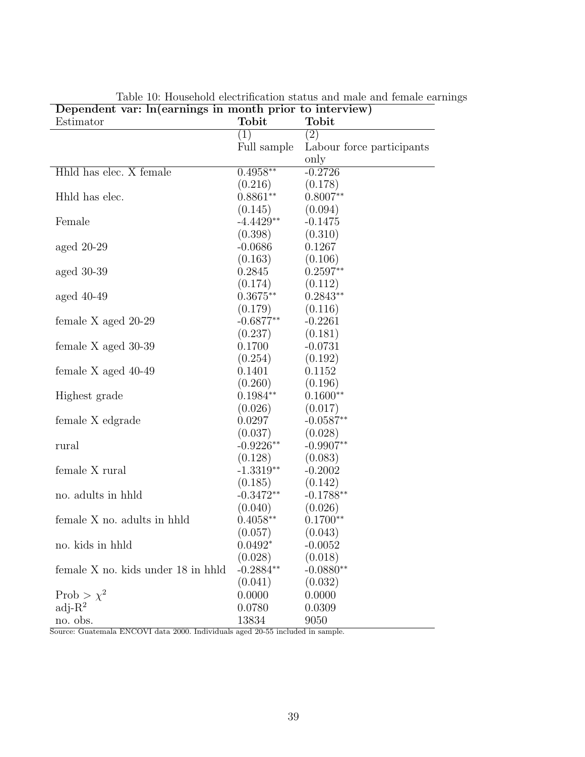Table 10: Household electrification status and male and female earnings

| Dependent var: ln(earnings in month prior to interview) | | |
|---|---|---|
| Estimator | **Tobit** | **Tobit** |
| | (1) | (2) |
| | Full sample | Labour force participants only |
| Hhld has elec. X female | 0.4958** | -0.2726 |
| | (0.216) | (0.178) |
| Hhld has elec. | 0.8861** | 0.8007** |
| | (0.145) | (0.094) |
| Female | -4.4429** | -0.1475 |
| | (0.398) | (0.310) |
| aged 20-29 | -0.0686 | 0.1267 |
| | (0.163) | (0.106) |
| aged 30-39 | 0.2845 | 0.2597** |
| | (0.174) | (0.112) |
| aged 40-49 | 0.3675** | 0.2843** |
| | (0.179) | (0.116) |
| female X aged 20-29 | -0.6877** | -0.2261 |
| | (0.237) | (0.181) |
| female X aged 30-39 | 0.1700 | -0.0731 |
| | (0.254) | (0.192) |
| female X aged 40-49 | 0.1401 | 0.1152 |
| | (0.260) | (0.196) |
| Highest grade | 0.1984** | 0.1600** |
| | (0.026) | (0.017) |
| female X edgrade | 0.0297 | -0.0587** |
| | (0.037) | (0.028) |
| rural | -0.9226** | -0.9907** |
| | (0.128) | (0.083) |
| female X rural | -1.3319** | -0.2002 |
| | (0.185) | (0.142) |
| no. adults in hhld | -0.3472** | -0.1788** |
| | (0.040) | (0.026) |
| female X no. adults in hhld | 0.4058** | 0.1700** |
| | (0.057) | (0.043) |
| no. kids in hhld | 0.0492* | -0.0052 |
| | (0.028) | (0.018) |
| female X no. kids under 18 in hhld | -0.2884** | -0.0880** |
| | (0.041) | (0.032) |
| Prob > $\chi^2$ | 0.0000 | 0.0000 |
| adj-$R^2$ | 0.0780 | 0.0309 |
| no. obs. | 13834 | 9050 |

Source: Guatemala ENCOVI data 2000. Individuals aged 20-55 included in sample.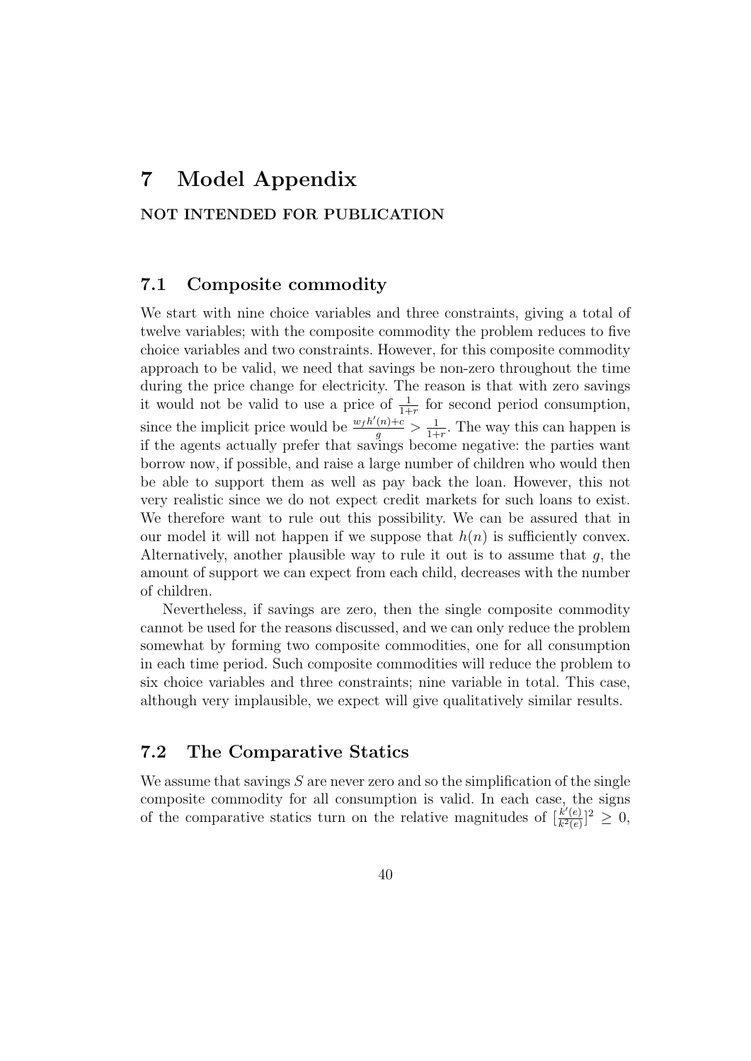# 7 Model Appendix

**NOT INTENDED FOR PUBLICATION**

## 7.1 Composite commodity

We start with nine choice variables and three constraints, giving a total of twelve variables; with the composite commodity the problem reduces to five choice variables and two constraints. However, for this composite commodity approach to be valid, we need that savings be non-zero throughout the time during the price change for electricity. The reason is that with zero savings it would not be valid to use a price of $\frac{1}{1+r}$ for second period consumption, since the implicit price would be $\frac{w_f h'(n)+c}{g} > \frac{1}{1+r}$. The way this can happen is if the agents actually prefer that savings become negative: the parties want borrow now, if possible, and raise a large number of children who would then be able to support them as well as pay back the loan. However, this not very realistic since we do not expect credit markets for such loans to exist. We therefore want to rule out this possibility. We can be assured that in our model it will not happen if we suppose that $h(n)$ is sufficiently convex. Alternatively, another plausible way to rule it out is to assume that $g$, the amount of support we can expect from each child, decreases with the number of children.

Nevertheless, if savings are zero, then the single composite commodity cannot be used for the reasons discussed, and we can only reduce the problem somewhat by forming two composite commodities, one for all consumption in each time period. Such composite commodities will reduce the problem to six choice variables and three constraints; nine variable in total. This case, although very implausible, we expect will give qualitatively similar results.

## 7.2 The Comparative Statics

We assume that savings $S$ are never zero and so the simplification of the single composite commodity for all consumption is valid. In each case, the signs of the comparative statics turn on the relative magnitudes of $[\frac{k'(e)}{k^2(e)}]^2 \geq 0$,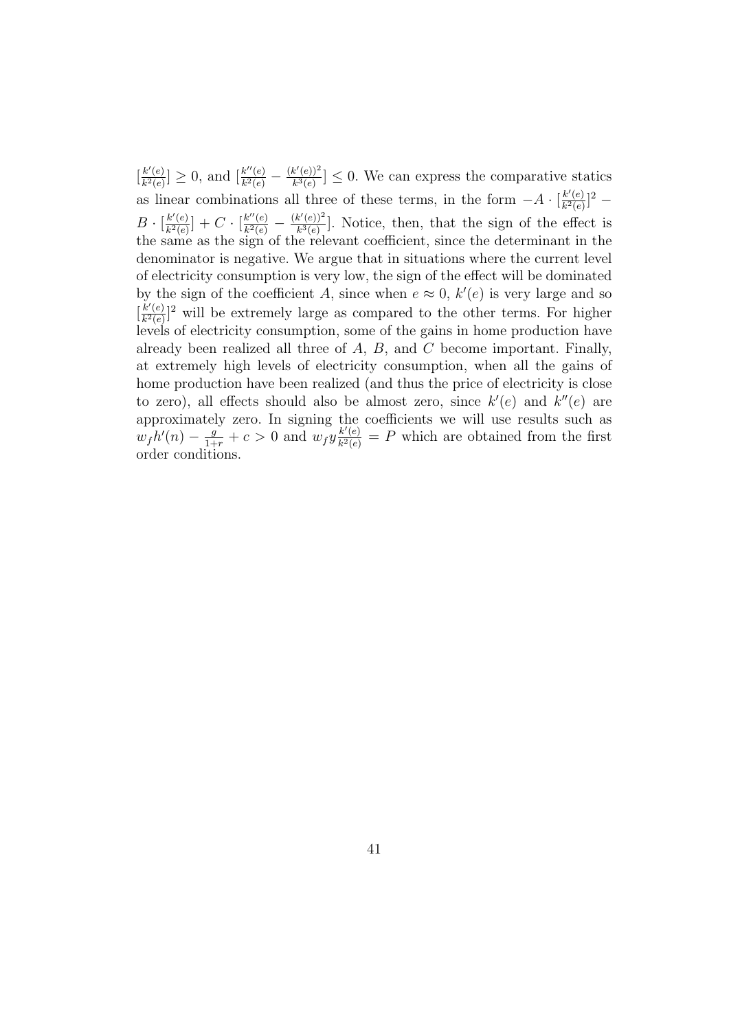$[\frac{k'(e)}{k^2(e)}] \geq 0$, and $[\frac{k''(e)}{k^2(e)} - \frac{(k'(e))^2}{k^3(e)}] \leq 0$. We can express the comparative statics as linear combinations all three of these terms, in the form $-A \cdot [\frac{k'(e)}{k^2(e)}]^2 - B \cdot [\frac{k'(e)}{k^2(e)}] + C \cdot [\frac{k''(e)}{k^2(e)} - \frac{(k'(e))^2}{k^3(e)}]$. Notice, then, that the sign of the effect is the same as the sign of the relevant coefficient, since the determinant in the denominator is negative. We argue that in situations where the current level of electricity consumption is very low, the sign of the effect will be dominated by the sign of the coefficient $A$, since when $e \approx 0$, $k'(e)$ is very large and so $[\frac{k'(e)}{k^2(e)}]^2$ will be extremely large as compared to the other terms. For higher levels of electricity consumption, some of the gains in home production have already been realized all three of $A$, $B$, and $C$ become important. Finally, at extremely high levels of electricity consumption, when all the gains of home production have been realized (and thus the price of electricity is close to zero), all effects should also be almost zero, since $k'(e)$ and $k''(e)$ are approximately zero. In signing the coefficients we will use results such as $w_f h'(n) - \frac{g}{1+r} + c > 0$ and $w_f y \frac{k'(e)}{k^2(e)} = P$ which are obtained from the first order conditions.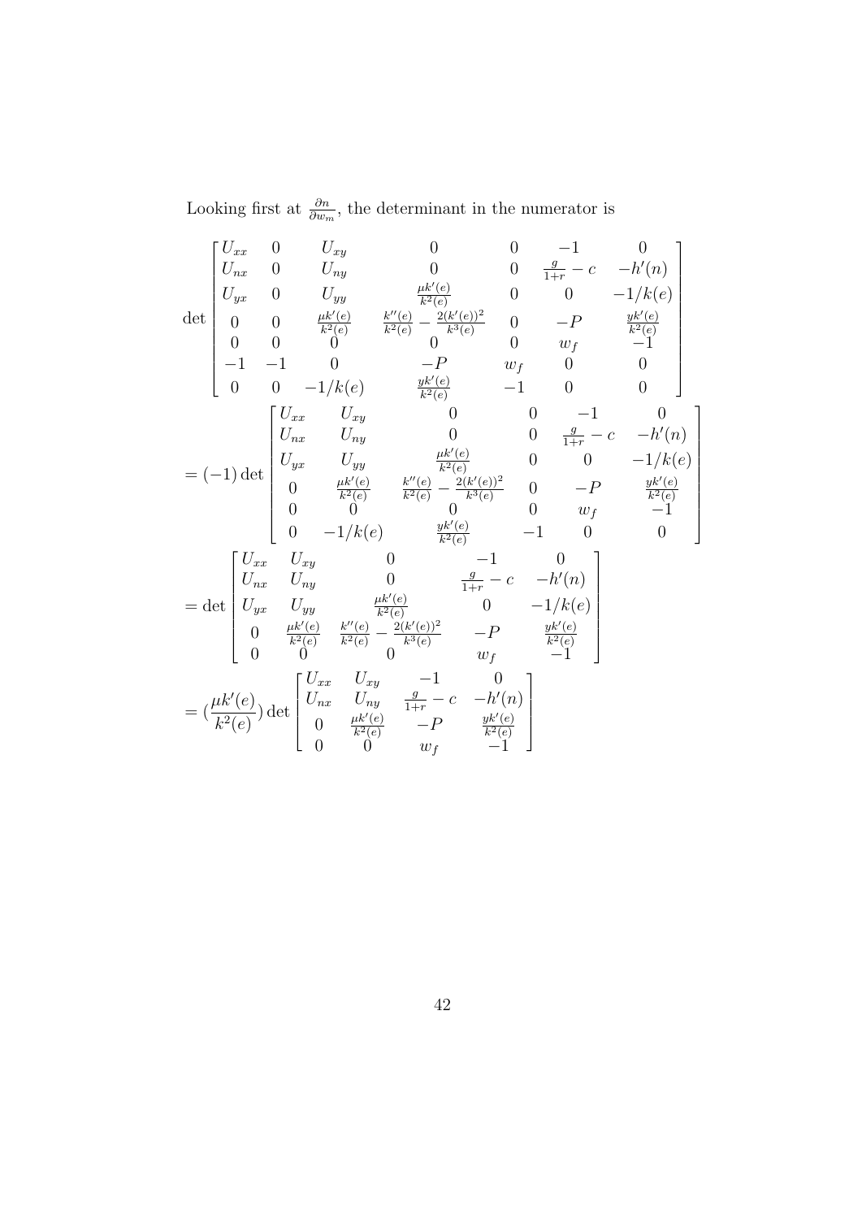Looking first at $\frac{\partial n}{\partial w_m}$, the determinant in the numerator is

$$
\det \begin{bmatrix}
U_{xx} & 0 & U_{xy} & 0 & 0 & -1 & 0 \\
U_{nx} & 0 & U_{ny} & 0 & 0 & \frac{g}{1+r} - c & -h'(n) \\
U_{yx} & 0 & U_{yy} & \frac{\mu k'(e)}{k^2(e)} & 0 & 0 & -1/k(e) \\
0 & 0 & \frac{\mu k'(e)}{k^2(e)} & \frac{k''(e)}{k^2(e)} - \frac{2(k'(e))^2}{k^3(e)} & 0 & -P & \frac{yk'(e)}{k^2(e)} \\
0 & 0 & 0 & 0 & 0 & w_f & -1 \\
-1 & -1 & 0 & -P & w_f & 0 & 0 \\
0 & 0 & -1/k(e) & \frac{yk'(e)}{k^2(e)} & -1 & 0 & 0
\end{bmatrix}
$$

$$
= (-1) \det \begin{bmatrix}
U_{xx} & U_{xy} & 0 & 0 & -1 & 0 \\
U_{nx} & U_{ny} & 0 & 0 & \frac{g}{1+r} - c & -h'(n) \\
U_{yx} & U_{yy} & \frac{\mu k'(e)}{k^2(e)} & 0 & 0 & -1/k(e) \\
0 & \frac{\mu k'(e)}{k^2(e)} & \frac{k''(e)}{k^2(e)} - \frac{2(k'(e))^2}{k^3(e)} & 0 & -P & \frac{yk'(e)}{k^2(e)} \\
0 & 0 & 0 & 0 & w_f & -1 \\
0 & -1/k(e) & \frac{yk'(e)}{k^2(e)} & -1 & 0 & 0
\end{bmatrix}
$$

$$
= \det \begin{bmatrix}
U_{xx} & U_{xy} & 0 & -1 & 0 \\
U_{nx} & U_{ny} & 0 & \frac{g}{1+r} - c & -h'(n) \\
U_{yx} & U_{yy} & \frac{\mu k'(e)}{k^2(e)} & 0 & -1/k(e) \\
0 & \frac{\mu k'(e)}{k^2(e)} & \frac{k''(e)}{k^2(e)} - \frac{2(k'(e))^2}{k^3(e)} & -P & \frac{yk'(e)}{k^2(e)} \\
0 & 0 & 0 & w_f & -1
\end{bmatrix}
$$

$$
= (\frac{\mu k'(e)}{k^2(e)}) \det \begin{bmatrix}
U_{xx} & U_{xy} & -1 & 0 \\
U_{nx} & U_{ny} & \frac{g}{1+r} - c & -h'(n) \\
0 & \frac{\mu k'(e)}{k^2(e)} & -P & \frac{yk'(e)}{k^2(e)} \\
0 & 0 & w_f & -1
\end{bmatrix}
$$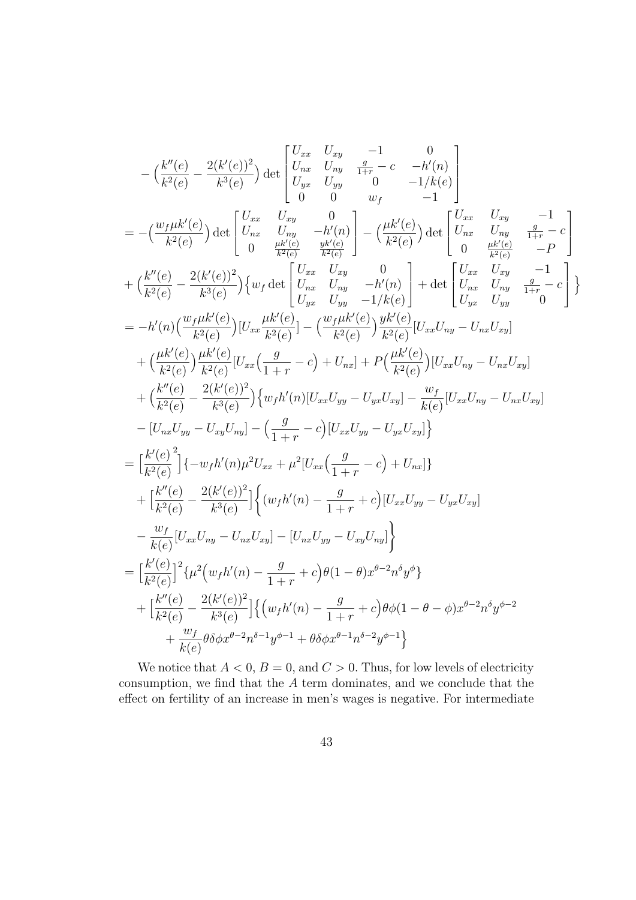$$
\begin{aligned}
&-\Big(\frac{k''(e)}{k^2(e)}-\frac{2(k'(e))^2}{k^3(e)}\Big)\det\begin{bmatrix} U_{xx} & U_{xy} & -1 & 0\\ U_{nx} & U_{ny} & \frac{g}{1+r}-c & -h'(n)\\ U_{yx} & U_{yy} & 0 & -1/k(e)\\ 0 & 0 & w_f & -1\end{bmatrix}\\
&=-\Big(\frac{w_f\mu k'(e)}{k^2(e)}\Big)\det\begin{bmatrix} U_{xx} & U_{xy} & 0\\ U_{nx} & U_{ny} & -h'(n)\\ 0 & \frac{\mu k'(e)}{k^2(e)} & \frac{yk'(e)}{k^2(e)}\end{bmatrix}-\Big(\frac{\mu k'(e)}{k^2(e)}\Big)\det\begin{bmatrix} U_{xx} & U_{xy} & -1\\ U_{nx} & U_{ny} & \frac{g}{1+r}-c\\ 0 & \frac{\mu k'(e)}{k^2(e)} & -P\end{bmatrix}\\
&+\Big(\frac{k''(e)}{k^2(e)}-\frac{2(k'(e))^2}{k^3(e)}\Big)\Big\{w_f\det\begin{bmatrix} U_{xx} & U_{xy} & 0\\ U_{nx} & U_{ny} & -h'(n)\\ U_{yx} & U_{yy} & -1/k(e)\end{bmatrix}+\det\begin{bmatrix} U_{xx} & U_{xy} & -1\\ U_{nx} & U_{ny} & \frac{g}{1+r}-c\\ U_{yx} & U_{yy} & 0\end{bmatrix}\Big\}\\
&=-h'(n)\Big(\frac{w_f\mu k'(e)}{k^2(e)}\Big)[U_{xx}\frac{\mu k'(e)}{k^2(e)}]-\Big(\frac{w_f\mu k'(e)}{k^2(e)}\Big)\frac{yk'(e)}{k^2(e)}[U_{xx}U_{ny}-U_{nx}U_{xy}]\\
&\quad+\Big(\frac{\mu k'(e)}{k^2(e)}\Big)\frac{\mu k'(e)}{k^2(e)}[U_{xx}\Big(\frac{g}{1+r}-c\Big)+U_{nx}]+P\Big(\frac{\mu k'(e)}{k^2(e)}\Big)[U_{xx}U_{ny}-U_{nx}U_{xy}]\\
&\quad+\Big(\frac{k''(e)}{k^2(e)}-\frac{2(k'(e))^2}{k^3(e)}\Big)\Big\{w_fh'(n)[U_{xx}U_{yy}-U_{yx}U_{xy}]-\frac{w_f}{k(e)}[U_{xx}U_{ny}-U_{nx}U_{xy}]\\
&\quad-[U_{nx}U_{yy}-U_{xy}U_{ny}]-\Big(\frac{g}{1+r}-c\Big)[U_{xx}U_{yy}-U_{yx}U_{xy}]\Big\}\\
&=\Big[\frac{k'(e)}{k^2(e)}^2\Big]\{-w_fh'(n)\mu^2U_{xx}+\mu^2[U_{xx}\Big(\frac{g}{1+r}-c\Big)+U_{nx}]\}\\
&\quad+\Big[\frac{k''(e)}{k^2(e)}-\frac{2(k'(e))^2}{k^3(e)}\Big]\Bigg\{\Big(w_fh'(n)-\frac{g}{1+r}+c\Big)[U_{xx}U_{yy}-U_{yx}U_{xy}]\\
&\quad-\frac{w_f}{k(e)}[U_{xx}U_{ny}-U_{nx}U_{xy}]-[U_{nx}U_{yy}-U_{xy}U_{ny}]\Bigg\}\\
&=\Big[\frac{k'(e)}{k^2(e)}\Big]^2\{\mu^2\Big(w_fh'(n)-\frac{g}{1+r}+c\Big)\theta(1-\theta)x^{\theta-2}n^{\delta}y^{\phi}\}\\
&\quad+\Big[\frac{k''(e)}{k^2(e)}-\frac{2(k'(e))^2}{k^3(e)}\Big]\Big\{\Big(w_fh'(n)-\frac{g}{1+r}+c\Big)\theta\phi(1-\theta-\phi)x^{\theta-2}n^{\delta}y^{\phi-2}\\
&\qquad+\frac{w_f}{k(e)}\theta\delta\phi x^{\theta-2}n^{\delta-1}y^{\phi-1}+\theta\delta\phi x^{\theta-1}n^{\delta-2}y^{\phi-1}\Big\}
\end{aligned}
$$

We notice that $A<0$, $B=0$, and $C>0$. Thus, for low levels of electricity consumption, we find that the $A$ term dominates, and we conclude that the effect on fertility of an increase in men's wages is negative. For intermediate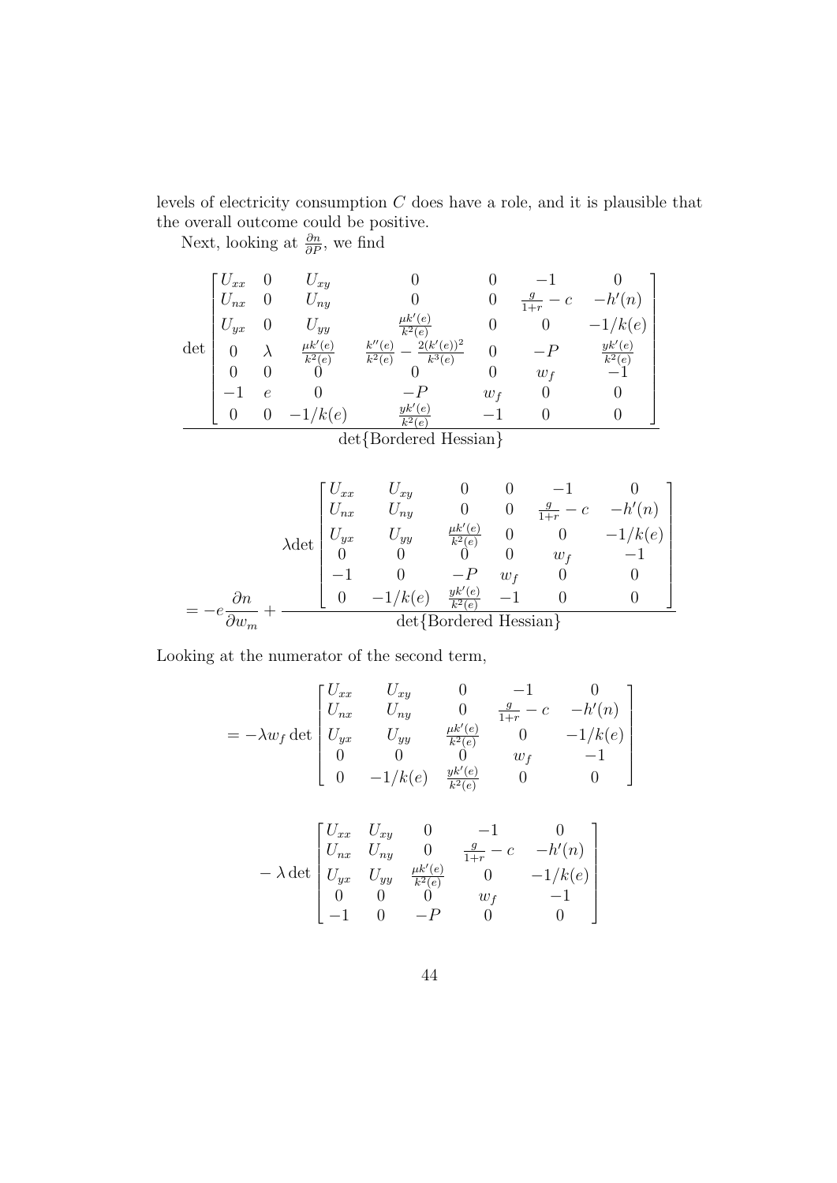levels of electricity consumption $C$ does have a role, and it is plausible that the overall outcome could be positive.

Next, looking at $\frac{\partial n}{\partial P}$, we find

$$
\frac{\det\begin{bmatrix} U_{xx} & 0 & U_{xy} & 0 & 0 & -1 & 0 \\ U_{nx} & 0 & U_{ny} & 0 & 0 & \frac{g}{1+r}-c & -h'(n) \\ U_{yx} & 0 & U_{yy} & \frac{\mu k'(e)}{k^2(e)} & 0 & 0 & -1/k(e) \\ 0 & \lambda & \frac{\mu k'(e)}{k^2(e)} & \frac{k''(e)}{k^2(e)} - \frac{2(k'(e))^2}{k^3(e)} & 0 & -P & \frac{yk'(e)}{k^2(e)} \\ 0 & 0 & 0 & 0 & 0 & w_f & -1 \\ -1 & e & 0 & -P & w_f & 0 & 0 \\ 0 & 0 & -1/k(e) & \frac{yk'(e)}{k^2(e)} & -1 & 0 & 0 \end{bmatrix}}{\det\{\text{Bordered Hessian}\}}
$$

$$
= -e\frac{\partial n}{\partial w_m} + \frac{\lambda \det\begin{bmatrix} U_{xx} & U_{xy} & 0 & 0 & -1 & 0 \\ U_{nx} & U_{ny} & 0 & 0 & \frac{g}{1+r}-c & -h'(n) \\ U_{yx} & U_{yy} & \frac{\mu k'(e)}{k^2(e)} & 0 & 0 & -1/k(e) \\ 0 & 0 & 0 & 0 & w_f & -1 \\ -1 & 0 & -P & w_f & 0 & 0 \\ 0 & -1/k(e) & \frac{yk'(e)}{k^2(e)} & -1 & 0 & 0 \end{bmatrix}}{\det\{\text{Bordered Hessian}\}}
$$

Looking at the numerator of the second term,

$$
= -\lambda w_f \det\begin{bmatrix} U_{xx} & U_{xy} & 0 & -1 & 0 \\ U_{nx} & U_{ny} & 0 & \frac{g}{1+r}-c & -h'(n) \\ U_{yx} & U_{yy} & \frac{\mu k'(e)}{k^2(e)} & 0 & -1/k(e) \\ 0 & 0 & 0 & w_f & -1 \\ 0 & -1/k(e) & \frac{yk'(e)}{k^2(e)} & 0 & 0 \end{bmatrix}
$$

$$
- \lambda \det\begin{bmatrix} U_{xx} & U_{xy} & 0 & -1 & 0 \\ U_{nx} & U_{ny} & 0 & \frac{g}{1+r}-c & -h'(n) \\ U_{yx} & U_{yy} & \frac{\mu k'(e)}{k^2(e)} & 0 & -1/k(e) \\ 0 & 0 & 0 & w_f & -1 \\ -1 & 0 & -P & 0 & 0 \end{bmatrix}
$$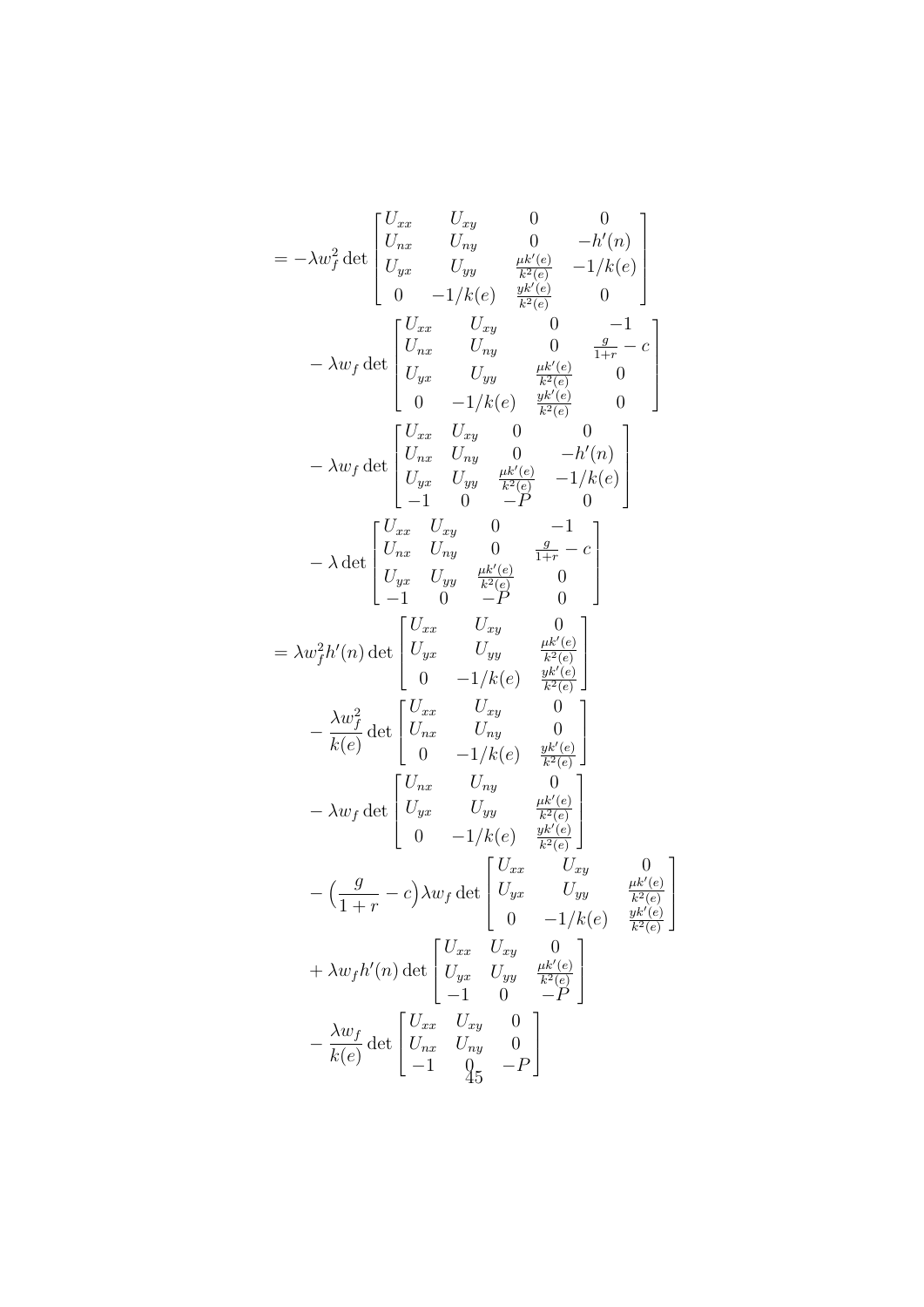$$
\begin{aligned}
&= -\lambda w_f^2 \det \begin{bmatrix} U_{xx} & U_{xy} & 0 & 0 \\ U_{nx} & U_{ny} & 0 & -h'(n) \\ U_{yx} & U_{yy} & \frac{\mu k'(e)}{k^2(e)} & -1/k(e) \\ 0 & -1/k(e) & \frac{yk'(e)}{k^2(e)} & 0 \end{bmatrix} \\
&\quad - \lambda w_f \det \begin{bmatrix} U_{xx} & U_{xy} & 0 & -1 \\ U_{nx} & U_{ny} & 0 & \frac{g}{1+r} - c \\ U_{yx} & U_{yy} & \frac{\mu k'(e)}{k^2(e)} & 0 \\ 0 & -1/k(e) & \frac{yk'(e)}{k^2(e)} & 0 \end{bmatrix} \\
&\quad - \lambda w_f \det \begin{bmatrix} U_{xx} & U_{xy} & 0 & 0 \\ U_{nx} & U_{ny} & 0 & -h'(n) \\ U_{yx} & U_{yy} & \frac{\mu k'(e)}{k^2(e)} & -1/k(e) \\ -1 & 0 & -P & 0 \end{bmatrix} \\
&\quad - \lambda \det \begin{bmatrix} U_{xx} & U_{xy} & 0 & -1 \\ U_{nx} & U_{ny} & 0 & \frac{g}{1+r} - c \\ U_{yx} & U_{yy} & \frac{\mu k'(e)}{k^2(e)} & 0 \\ -1 & 0 & -P & 0 \end{bmatrix} \\
&= \lambda w_f^2 h'(n) \det \begin{bmatrix} U_{xx} & U_{xy} & 0 \\ U_{yx} & U_{yy} & \frac{\mu k'(e)}{k^2(e)} \\ 0 & -1/k(e) & \frac{yk'(e)}{k^2(e)} \end{bmatrix} \\
&\quad - \frac{\lambda w_f^2}{k(e)} \det \begin{bmatrix} U_{xx} & U_{xy} & 0 \\ U_{nx} & U_{ny} & 0 \\ 0 & -1/k(e) & \frac{yk'(e)}{k^2(e)} \end{bmatrix} \\
&\quad - \lambda w_f \det \begin{bmatrix} U_{nx} & U_{ny} & 0 \\ U_{yx} & U_{yy} & \frac{\mu k'(e)}{k^2(e)} \\ 0 & -1/k(e) & \frac{yk'(e)}{k^2(e)} \end{bmatrix} \\
&\quad - \Big(\frac{g}{1+r} - c\Big) \lambda w_f \det \begin{bmatrix} U_{xx} & U_{xy} & 0 \\ U_{yx} & U_{yy} & \frac{\mu k'(e)}{k^2(e)} \\ 0 & -1/k(e) & \frac{yk'(e)}{k^2(e)} \end{bmatrix} \\
&\quad + \lambda w_f h'(n) \det \begin{bmatrix} U_{xx} & U_{xy} & 0 \\ U_{yx} & U_{yy} & \frac{\mu k'(e)}{k^2(e)} \\ -1 & 0 & -P \end{bmatrix} \\
&\quad - \frac{\lambda w_f}{k(e)} \det \begin{bmatrix} U_{xx} & U_{xy} & 0 \\ U_{nx} & U_{ny} & 0 \\ -1 & 0 & -P \end{bmatrix}
\end{aligned}
$$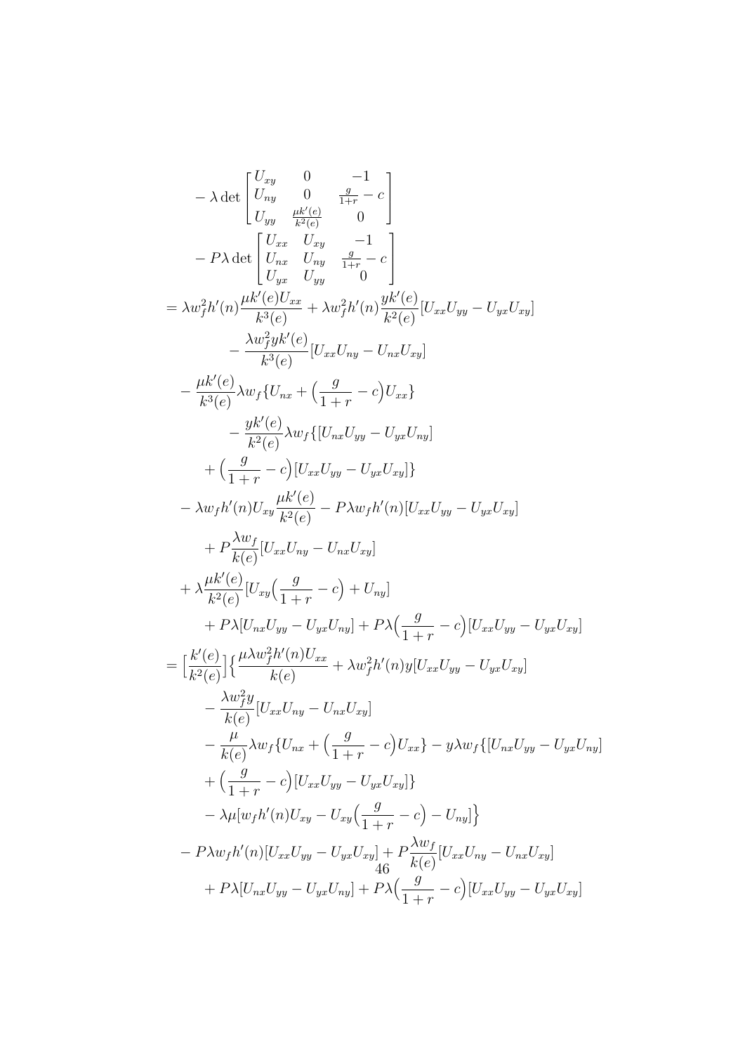$$
\begin{aligned}
&- \lambda \det \begin{bmatrix} U_{xy} & 0 & -1 \\ U_{ny} & 0 & \frac{g}{1+r} - c \\ U_{yy} & \frac{\mu k'(e)}{k^2(e)} & 0 \end{bmatrix} \\
&- P\lambda \det \begin{bmatrix} U_{xx} & U_{xy} & -1 \\ U_{nx} & U_{ny} & \frac{g}{1+r} - c \\ U_{yx} & U_{yy} & 0 \end{bmatrix} \\
= {} & \lambda w_f^2 h'(n) \frac{\mu k'(e) U_{xx}}{k^3(e)} + \lambda w_f^2 h'(n) \frac{y k'(e)}{k^2(e)} [U_{xx}U_{yy} - U_{yx}U_{xy}] \\
&- \frac{\lambda w_f^2 y k'(e)}{k^3(e)} [U_{xx}U_{ny} - U_{nx}U_{xy}] \\
&- \frac{\mu k'(e)}{k^3(e)} \lambda w_f \{U_{nx} + \Big(\frac{g}{1+r} - c\Big) U_{xx}\} \\
&- \frac{y k'(e)}{k^2(e)} \lambda w_f \{[U_{nx}U_{yy} - U_{yx}U_{ny}] \\
&+ \Big(\frac{g}{1+r} - c\Big)[U_{xx}U_{yy} - U_{yx}U_{xy}]\} \\
&- \lambda w_f h'(n) U_{xy} \frac{\mu k'(e)}{k^2(e)} - P\lambda w_f h'(n)[U_{xx}U_{yy} - U_{yx}U_{xy}] \\
&+ P\frac{\lambda w_f}{k(e)} [U_{xx}U_{ny} - U_{nx}U_{xy}] \\
&+ \lambda \frac{\mu k'(e)}{k^2(e)} [U_{xy}\Big(\frac{g}{1+r} - c\Big) + U_{ny}] \\
&+ P\lambda [U_{nx}U_{yy} - U_{yx}U_{ny}] + P\lambda \Big(\frac{g}{1+r} - c\Big)[U_{xx}U_{yy} - U_{yx}U_{xy}] \\
= {} & \Big[\frac{k'(e)}{k^2(e)}\Big] \Big\{ \frac{\mu \lambda w_f^2 h'(n) U_{xx}}{k(e)} + \lambda w_f^2 h'(n) y [U_{xx}U_{yy} - U_{yx}U_{xy}] \\
&- \frac{\lambda w_f^2 y}{k(e)} [U_{xx}U_{ny} - U_{nx}U_{xy}] \\
&- \frac{\mu}{k(e)} \lambda w_f \{U_{nx} + \Big(\frac{g}{1+r} - c\Big) U_{xx}\} - y\lambda w_f \{[U_{nx}U_{yy} - U_{yx}U_{ny}] \\
&+ \Big(\frac{g}{1+r} - c\Big)[U_{xx}U_{yy} - U_{yx}U_{xy}]\} \\
&- \lambda \mu [w_f h'(n) U_{xy} - U_{xy}\Big(\frac{g}{1+r} - c\Big) - U_{ny}] \Big\} \\
&- P\lambda w_f h'(n)[U_{xx}U_{yy} - U_{yx}U_{xy}] + P\frac{\lambda w_f}{k(e)} [U_{xx}U_{ny} - U_{nx}U_{xy}] \\
&+ P\lambda [U_{nx}U_{yy} - U_{yx}U_{ny}] + P\lambda \Big(\frac{g}{1+r} - c\Big)[U_{xx}U_{yy} - U_{yx}U_{xy}]
\end{aligned}
$$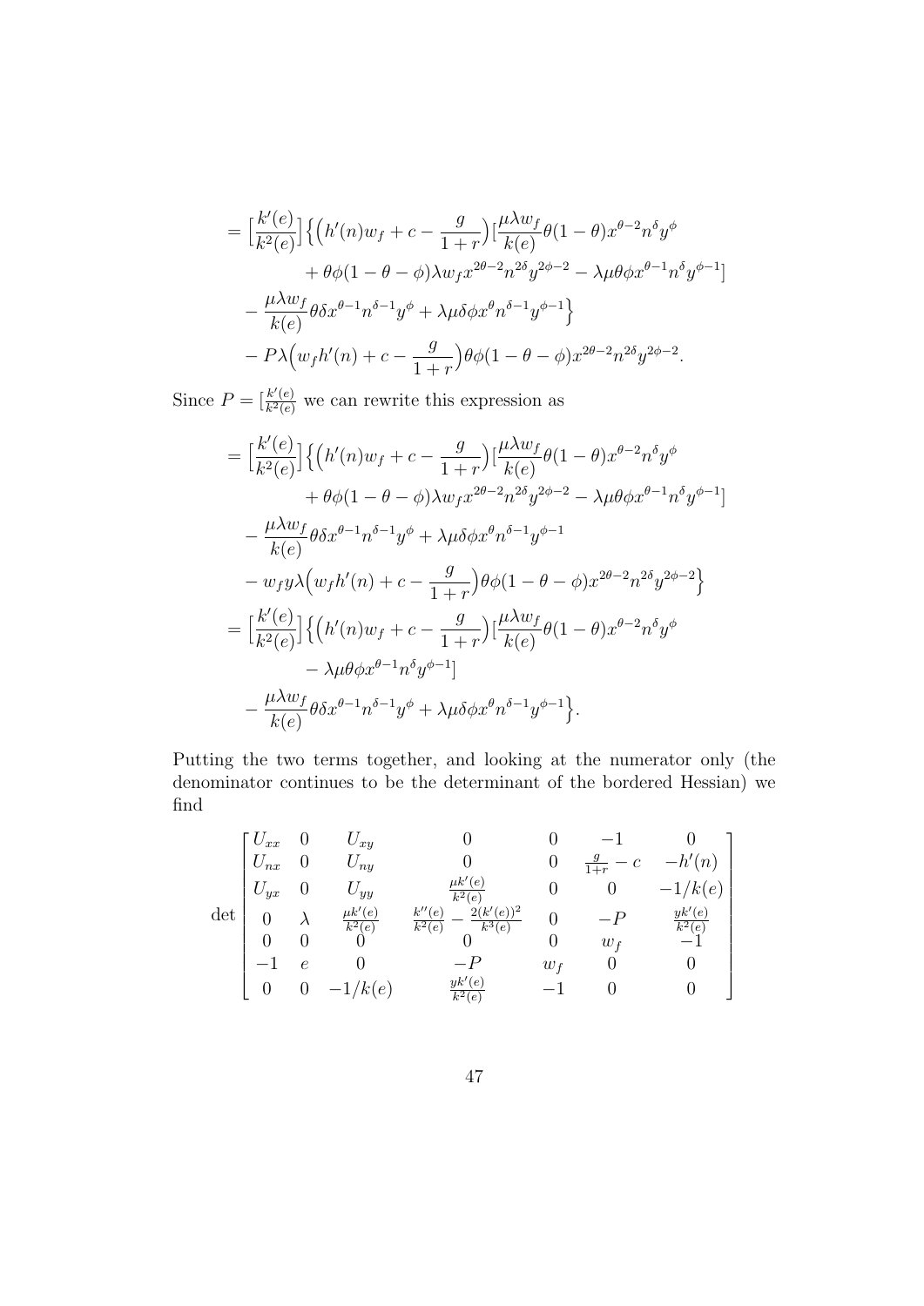$$
\begin{aligned}
&= \Big[\frac{k'(e)}{k^2(e)}\Big]\Big\{\Big(h'(n)w_f + c - \frac{g}{1+r}\Big)\Big[\frac{\mu\lambda w_f}{k(e)}\theta(1-\theta)x^{\theta-2}n^{\delta}y^{\phi} \\
&\qquad + \theta\phi(1-\theta-\phi)\lambda w_f x^{2\theta-2}n^{2\delta}y^{2\phi-2} - \lambda\mu\theta\phi x^{\theta-1}n^{\delta}y^{\phi-1}\Big] \\
&\quad - \frac{\mu\lambda w_f}{k(e)}\theta\delta x^{\theta-1}n^{\delta-1}y^{\phi} + \lambda\mu\delta\phi x^{\theta}n^{\delta-1}y^{\phi-1}\Big\} \\
&\quad - P\lambda\Big(w_f h'(n) + c - \frac{g}{1+r}\Big)\theta\phi(1-\theta-\phi)x^{2\theta-2}n^{2\delta}y^{2\phi-2}.
\end{aligned}
$$

Since $P = [\frac{k'(e)}{k^2(e)}$ we can rewrite this expression as

$$
\begin{aligned}
&= \Big[\frac{k'(e)}{k^2(e)}\Big]\Big\{\Big(h'(n)w_f + c - \frac{g}{1+r}\Big)\Big[\frac{\mu\lambda w_f}{k(e)}\theta(1-\theta)x^{\theta-2}n^{\delta}y^{\phi} \\
&\qquad + \theta\phi(1-\theta-\phi)\lambda w_f x^{2\theta-2}n^{2\delta}y^{2\phi-2} - \lambda\mu\theta\phi x^{\theta-1}n^{\delta}y^{\phi-1}\Big] \\
&\quad - \frac{\mu\lambda w_f}{k(e)}\theta\delta x^{\theta-1}n^{\delta-1}y^{\phi} + \lambda\mu\delta\phi x^{\theta}n^{\delta-1}y^{\phi-1} \\
&\quad - w_f y\lambda\Big(w_f h'(n) + c - \frac{g}{1+r}\Big)\theta\phi(1-\theta-\phi)x^{2\theta-2}n^{2\delta}y^{2\phi-2}\Big\} \\
&= \Big[\frac{k'(e)}{k^2(e)}\Big]\Big\{\Big(h'(n)w_f + c - \frac{g}{1+r}\Big)\Big[\frac{\mu\lambda w_f}{k(e)}\theta(1-\theta)x^{\theta-2}n^{\delta}y^{\phi} \\
&\qquad - \lambda\mu\theta\phi x^{\theta-1}n^{\delta}y^{\phi-1}\Big] \\
&\quad - \frac{\mu\lambda w_f}{k(e)}\theta\delta x^{\theta-1}n^{\delta-1}y^{\phi} + \lambda\mu\delta\phi x^{\theta}n^{\delta-1}y^{\phi-1}\Big\}.
\end{aligned}
$$

Putting the two terms together, and looking at the numerator only (the denominator continues to be the determinant of the bordered Hessian) we find

$$
\det\begin{bmatrix}
U_{xx} & 0 & U_{xy} & 0 & 0 & -1 & 0 \\
U_{nx} & 0 & U_{ny} & 0 & 0 & \frac{g}{1+r} - c & -h'(n) \\
U_{yx} & 0 & U_{yy} & \frac{\mu k'(e)}{k^2(e)} & 0 & 0 & -1/k(e) \\
0 & \lambda & \frac{\mu k'(e)}{k^2(e)} & \frac{k''(e)}{k^2(e)} - \frac{2(k'(e))^2}{k^3(e)} & 0 & -P & \frac{yk'(e)}{k^2(e)} \\
0 & 0 & 0 & 0 & 0 & w_f & -1 \\
-1 & e & 0 & -P & w_f & 0 & 0 \\
0 & 0 & -1/k(e) & \frac{yk'(e)}{k^2(e)} & -1 & 0 & 0
\end{bmatrix}
$$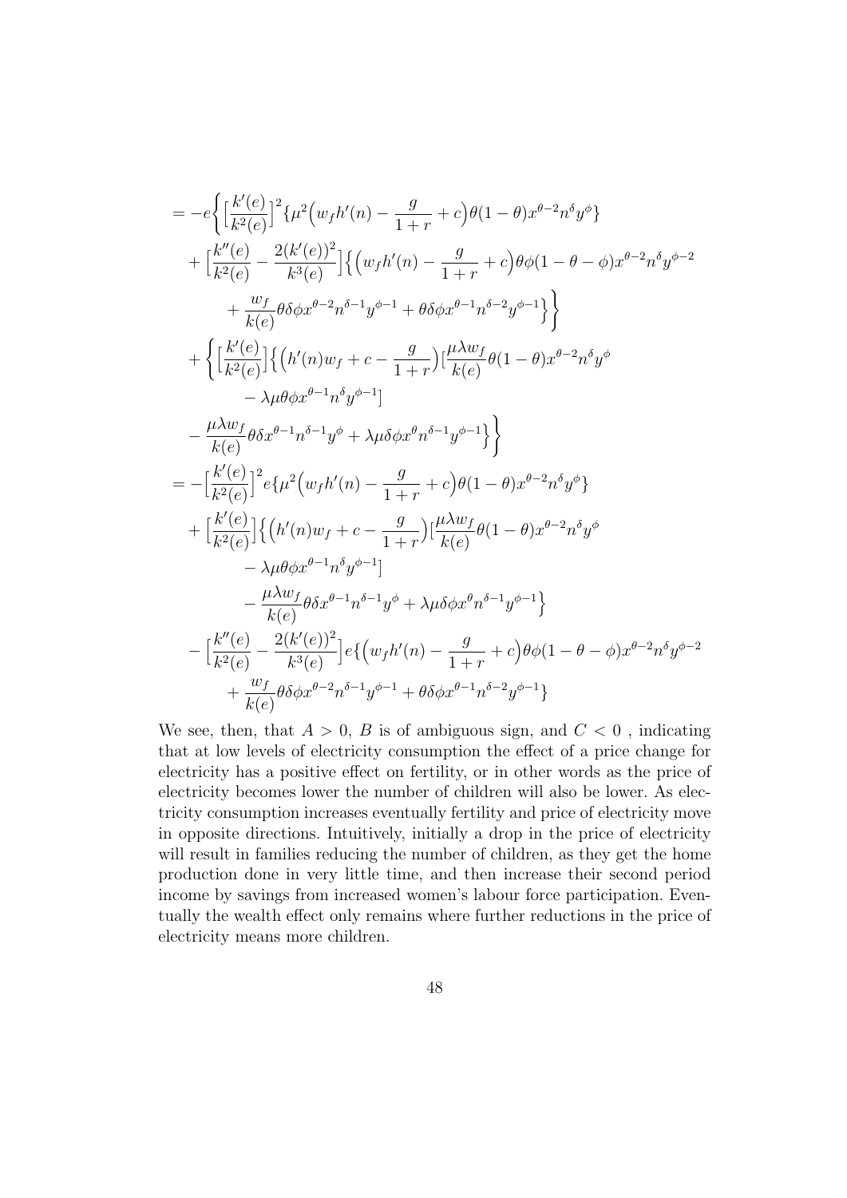$$
\begin{aligned}
= & -e\Bigg\{\Big[\frac{k'(e)}{k^2(e)}\Big]^2\{\mu^2\Big(w_f h'(n) - \frac{g}{1+r} + c\Big)\theta(1-\theta)x^{\theta-2}n^{\delta}y^{\phi}\} \\
& + \Big[\frac{k''(e)}{k^2(e)} - \frac{2(k'(e))^2}{k^3(e)}\Big]\Big\{\Big(w_f h'(n) - \frac{g}{1+r} + c\Big)\theta\phi(1-\theta-\phi)x^{\theta-2}n^{\delta}y^{\phi-2} \\
& \quad + \frac{w_f}{k(e)}\theta\delta\phi x^{\theta-2}n^{\delta-1}y^{\phi-1} + \theta\delta\phi x^{\theta-1}n^{\delta-2}y^{\phi-1}\Big\}\Bigg\} \\
& + \Bigg\{\Big[\frac{k'(e)}{k^2(e)}\Big]\Big\{\Big(h'(n)w_f + c - \frac{g}{1+r}\Big)\Big[\frac{\mu\lambda w_f}{k(e)}\theta(1-\theta)x^{\theta-2}n^{\delta}y^{\phi} \\
& \quad - \lambda\mu\theta\phi x^{\theta-1}n^{\delta}y^{\phi-1}\Big] \\
& - \frac{\mu\lambda w_f}{k(e)}\theta\delta x^{\theta-1}n^{\delta-1}y^{\phi} + \lambda\mu\delta\phi x^{\theta}n^{\delta-1}y^{\phi-1}\Big\}\Bigg\} \\
= & -\Big[\frac{k'(e)}{k^2(e)}\Big]^2 e\{\mu^2\Big(w_f h'(n) - \frac{g}{1+r} + c\Big)\theta(1-\theta)x^{\theta-2}n^{\delta}y^{\phi}\} \\
& + \Big[\frac{k'(e)}{k^2(e)}\Big]\Big\{\Big(h'(n)w_f + c - \frac{g}{1+r}\Big)\Big[\frac{\mu\lambda w_f}{k(e)}\theta(1-\theta)x^{\theta-2}n^{\delta}y^{\phi} \\
& \quad - \lambda\mu\theta\phi x^{\theta-1}n^{\delta}y^{\phi-1}\Big] \\
& \quad - \frac{\mu\lambda w_f}{k(e)}\theta\delta x^{\theta-1}n^{\delta-1}y^{\phi} + \lambda\mu\delta\phi x^{\theta}n^{\delta-1}y^{\phi-1}\Big\} \\
& - \Big[\frac{k''(e)}{k^2(e)} - \frac{2(k'(e))^2}{k^3(e)}\Big]e\{\Big(w_f h'(n) - \frac{g}{1+r} + c\Big)\theta\phi(1-\theta-\phi)x^{\theta-2}n^{\delta}y^{\phi-2} \\
& \quad + \frac{w_f}{k(e)}\theta\delta\phi x^{\theta-2}n^{\delta-1}y^{\phi-1} + \theta\delta\phi x^{\theta-1}n^{\delta-2}y^{\phi-1}\}
\end{aligned}
$$

We see, then, that $A > 0$, $B$ is of ambiguous sign, and $C < 0$ , indicating that at low levels of electricity consumption the effect of a price change for electricity has a positive effect on fertility, or in other words as the price of electricity becomes lower the number of children will also be lower. As electricity consumption increases eventually fertility and price of electricity move in opposite directions. Intuitively, initially a drop in the price of electricity will result in families reducing the number of children, as they get the home production done in very little time, and then increase their second period income by savings from increased women's labour force participation. Eventually the wealth effect only remains where further reductions in the price of electricity means more children.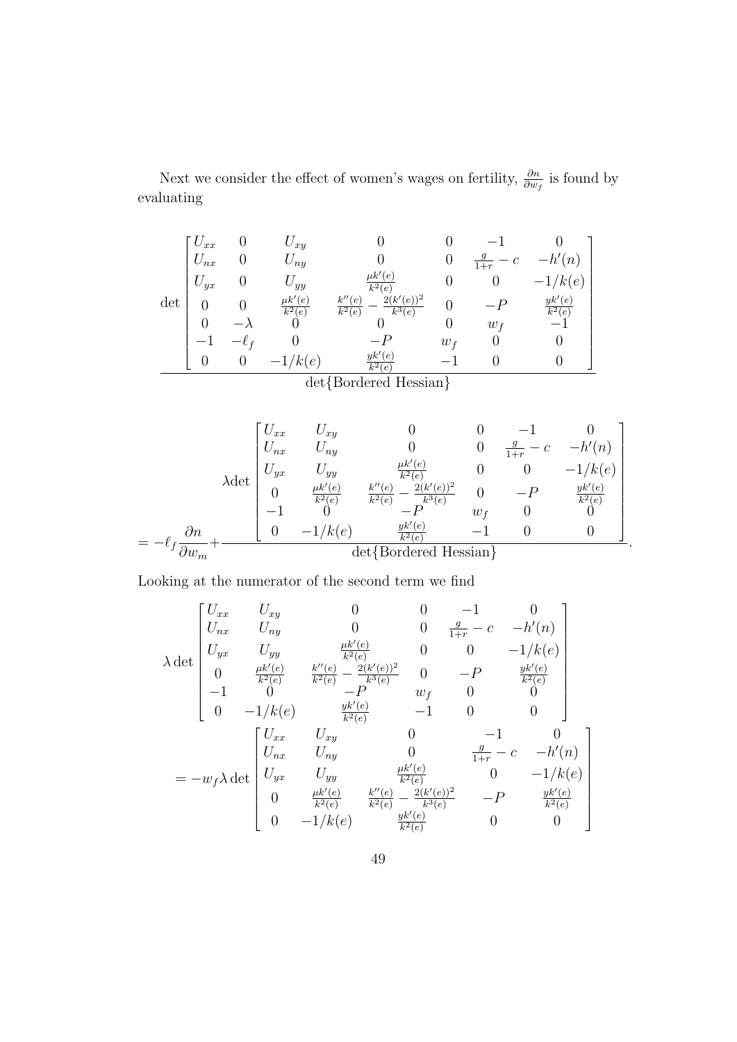Next we consider the effect of women's wages on fertility, $\frac{\partial n}{\partial w_f}$ is found by evaluating

$$
\frac{\det \begin{bmatrix} U_{xx} & 0 & U_{xy} & 0 & 0 & -1 & 0 \\ U_{nx} & 0 & U_{ny} & 0 & 0 & \frac{g}{1+r} - c & -h'(n) \\ U_{yx} & 0 & U_{yy} & \frac{\mu k'(e)}{k^2(e)} & 0 & 0 & -1/k(e) \\ 0 & 0 & \frac{\mu k'(e)}{k^2(e)} & \frac{k''(e)}{k^2(e)} - \frac{2(k'(e))^2}{k^3(e)} & 0 & -P & \frac{yk'(e)}{k^2(e)} \\ 0 & -\lambda & 0 & 0 & 0 & w_f & -1 \\ -1 & -\ell_f & 0 & -P & w_f & 0 & 0 \\ 0 & 0 & -1/k(e) & \frac{yk'(e)}{k^2(e)} & -1 & 0 & 0 \end{bmatrix}}{\det\{\text{Bordered Hessian}\}}
$$

$$
= -\ell_f \frac{\partial n}{\partial w_m} + \frac{\lambda \det \begin{bmatrix} U_{xx} & U_{xy} & 0 & 0 & -1 & 0 \\ U_{nx} & U_{ny} & 0 & 0 & \frac{g}{1+r} - c & -h'(n) \\ U_{yx} & U_{yy} & \frac{\mu k'(e)}{k^2(e)} & 0 & 0 & -1/k(e) \\ 0 & \frac{\mu k'(e)}{k^2(e)} & \frac{k''(e)}{k^2(e)} - \frac{2(k'(e))^2}{k^3(e)} & 0 & -P & \frac{yk'(e)}{k^2(e)} \\ -1 & 0 & -P & w_f & 0 & 0 \\ 0 & -1/k(e) & \frac{yk'(e)}{k^2(e)} & -1 & 0 & 0 \end{bmatrix}}{\det\{\text{Bordered Hessian}\}}.
$$

Looking at the numerator of the second term we find

$$
\lambda \det \begin{bmatrix} U_{xx} & U_{xy} & 0 & 0 & -1 & 0 \\ U_{nx} & U_{ny} & 0 & 0 & \frac{g}{1+r} - c & -h'(n) \\ U_{yx} & U_{yy} & \frac{\mu k'(e)}{k^2(e)} & 0 & 0 & -1/k(e) \\ 0 & \frac{\mu k'(e)}{k^2(e)} & \frac{k''(e)}{k^2(e)} - \frac{2(k'(e))^2}{k^3(e)} & 0 & -P & \frac{yk'(e)}{k^2(e)} \\ -1 & 0 & -P & w_f & 0 & 0 \\ 0 & -1/k(e) & \frac{yk'(e)}{k^2(e)} & -1 & 0 & 0 \end{bmatrix}
$$

$$
= -w_f \lambda \det \begin{bmatrix} U_{xx} & U_{xy} & 0 & -1 & 0 \\ U_{nx} & U_{ny} & 0 & \frac{g}{1+r} - c & -h'(n) \\ U_{yx} & U_{yy} & \frac{\mu k'(e)}{k^2(e)} & 0 & -1/k(e) \\ 0 & \frac{\mu k'(e)}{k^2(e)} & \frac{k''(e)}{k^2(e)} - \frac{2(k'(e))^2}{k^3(e)} & -P & \frac{yk'(e)}{k^2(e)} \\ 0 & -1/k(e) & \frac{yk'(e)}{k^2(e)} & 0 & 0 \end{bmatrix}
$$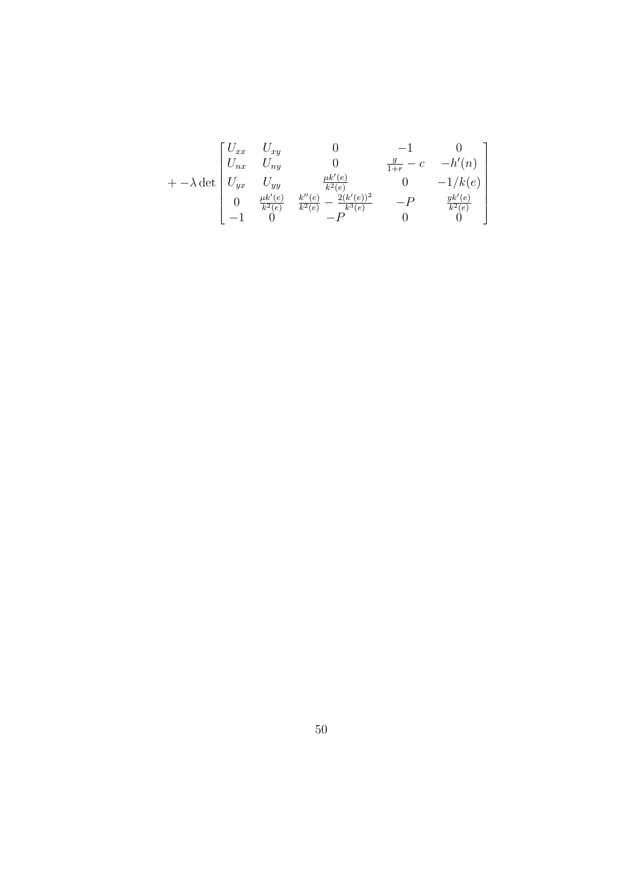$$
+ -\lambda \det \begin{bmatrix} U_{xx} & U_{xy} & 0 & -1 & 0 \\ U_{nx} & U_{ny} & 0 & \frac{g}{1+r} - c & -h'(n) \\ U_{yx} & U_{yy} & \frac{\mu k'(e)}{k^2(e)} & 0 & -1/k(e) \\ 0 & \frac{\mu k'(e)}{k^2(e)} & \frac{k''(e)}{k^2(e)} - \frac{2(k'(e))^2}{k^3(e)} & -P & \frac{yk'(e)}{k^2(e)} \\ -1 & 0 & -P & 0 & 0 \end{bmatrix}
$$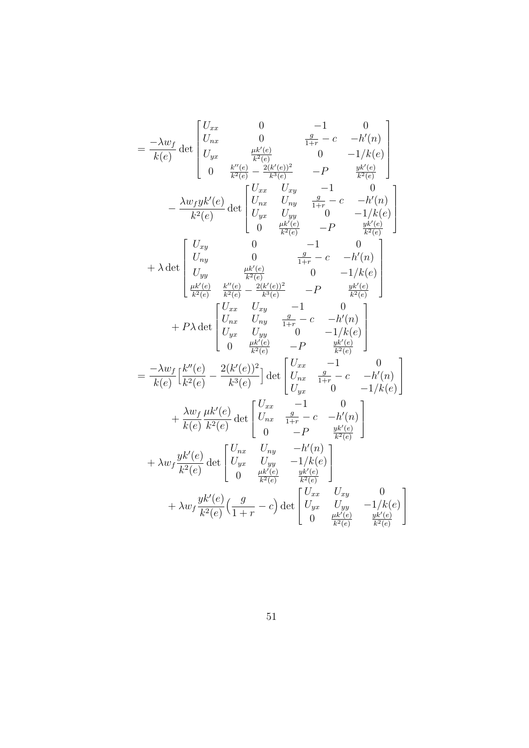$$
\begin{aligned}
&= \frac{-\lambda w_f}{k(e)} \det \begin{bmatrix} U_{xx} & 0 & -1 & 0 \\ U_{nx} & 0 & \frac{g}{1+r} - c & -h'(n) \\ U_{yx} & \frac{\mu k'(e)}{k^2(e)} & 0 & -1/k(e) \\ 0 & \frac{k''(e)}{k^2(e)} - \frac{2(k'(e))^2}{k^3(e)} & -P & \frac{yk'(e)}{k^2(e)} \end{bmatrix} \\
&\qquad - \frac{\lambda w_f y k'(e)}{k^2(e)} \det \begin{bmatrix} U_{xx} & U_{xy} & -1 & 0 \\ U_{nx} & U_{ny} & \frac{g}{1+r} - c & -h'(n) \\ U_{yx} & U_{yy} & 0 & -1/k(e) \\ 0 & \frac{\mu k'(e)}{k^2(e)} & -P & \frac{yk'(e)}{k^2(e)} \end{bmatrix} \\
&\quad + \lambda \det \begin{bmatrix} U_{xy} & 0 & -1 & 0 \\ U_{ny} & 0 & \frac{g}{1+r} - c & -h'(n) \\ U_{yy} & \frac{\mu k'(e)}{k^2(e)} & 0 & -1/k(e) \\ \frac{\mu k'(e)}{k^2(e)} & \frac{k''(e)}{k^2(e)} - \frac{2(k'(e))^2}{k^3(e)} & -P & \frac{yk'(e)}{k^2(e)} \end{bmatrix} \\
&\qquad + P\lambda \det \begin{bmatrix} U_{xx} & U_{xy} & -1 & 0 \\ U_{nx} & U_{ny} & \frac{g}{1+r} - c & -h'(n) \\ U_{yx} & U_{yy} & 0 & -1/k(e) \\ 0 & \frac{\mu k'(e)}{k^2(e)} & -P & \frac{yk'(e)}{k^2(e)} \end{bmatrix} \\
&= \frac{-\lambda w_f}{k(e)} \Big[\frac{k''(e)}{k^2(e)} - \frac{2(k'(e))^2}{k^3(e)}\Big] \det \begin{bmatrix} U_{xx} & -1 & 0 \\ U_{nx} & \frac{g}{1+r} - c & -h'(n) \\ U_{yx} & 0 & -1/k(e) \end{bmatrix} \\
&\qquad + \frac{\lambda w_f}{k(e)} \frac{\mu k'(e)}{k^2(e)} \det \begin{bmatrix} U_{xx} & -1 & 0 \\ U_{nx} & \frac{g}{1+r} - c & -h'(n) \\ 0 & -P & \frac{yk'(e)}{k^2(e)} \end{bmatrix} \\
&\quad + \lambda w_f \frac{yk'(e)}{k^2(e)} \det \begin{bmatrix} U_{nx} & U_{ny} & -h'(n) \\ U_{yx} & U_{yy} & -1/k(e) \\ 0 & \frac{\mu k'(e)}{k^2(e)} & \frac{yk'(e)}{k^2(e)} \end{bmatrix} \\
&\qquad + \lambda w_f \frac{yk'(e)}{k^2(e)} \Big(\frac{g}{1+r} - c\Big) \det \begin{bmatrix} U_{xx} & U_{xy} & 0 \\ U_{yx} & U_{yy} & -1/k(e) \\ 0 & \frac{\mu k'(e)}{k^2(e)} & \frac{yk'(e)}{k^2(e)} \end{bmatrix}
\end{aligned}
$$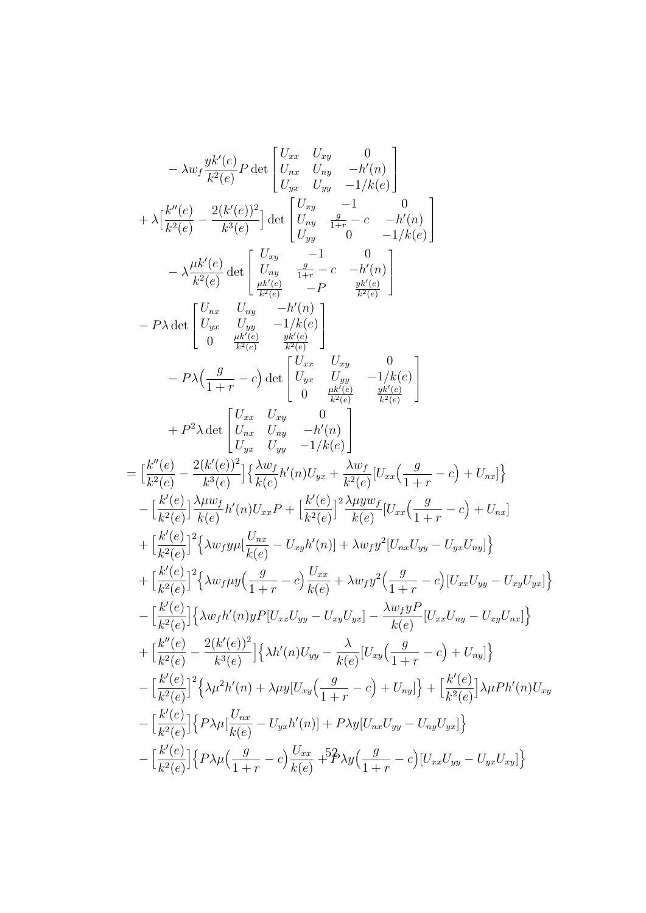$$
\begin{aligned}
&- \lambda w_f \frac{yk'(e)}{k^2(e)} P \det \begin{bmatrix} U_{xx} & U_{xy} & 0 \\ U_{nx} & U_{ny} & -h'(n) \\ U_{yx} & U_{yy} & -1/k(e) \end{bmatrix} \\
&+ \lambda \Big[\frac{k''(e)}{k^2(e)} - \frac{2(k'(e))^2}{k^3(e)}\Big] \det \begin{bmatrix} U_{xy} & -1 & 0 \\ U_{ny} & \frac{g}{1+r} - c & -h'(n) \\ U_{yy} & 0 & -1/k(e) \end{bmatrix} \\
&- \lambda \frac{\mu k'(e)}{k^2(e)} \det \begin{bmatrix} U_{xy} & -1 & 0 \\ U_{ny} & \frac{g}{1+r} - c & -h'(n) \\ \frac{\mu k'(e)}{k^2(e)} & -P & \frac{yk'(e)}{k^2(e)} \end{bmatrix} \\
&- P\lambda \det \begin{bmatrix} U_{nx} & U_{ny} & -h'(n) \\ U_{yx} & U_{yy} & -1/k(e) \\ 0 & \frac{\mu k'(e)}{k^2(e)} & \frac{yk'(e)}{k^2(e)} \end{bmatrix} \\
&- P\lambda\Big(\frac{g}{1+r} - c\Big) \det \begin{bmatrix} U_{xx} & U_{xy} & 0 \\ U_{yx} & U_{yy} & -1/k(e) \\ 0 & \frac{\mu k'(e)}{k^2(e)} & \frac{yk'(e)}{k^2(e)} \end{bmatrix} \\
&+ P^2 \lambda \det \begin{bmatrix} U_{xx} & U_{xy} & 0 \\ U_{nx} & U_{ny} & -h'(n) \\ U_{yx} & U_{yy} & -1/k(e) \end{bmatrix} \\
= &\Big[\frac{k''(e)}{k^2(e)} - \frac{2(k'(e))^2}{k^3(e)}\Big]\Big\{\frac{\lambda w_f}{k(e)} h'(n) U_{yx} + \frac{\lambda w_f}{k^2(e)}[U_{xx}\Big(\frac{g}{1+r} - c\Big) + U_{nx}]\Big\} \\
&- \Big[\frac{k'(e)}{k^2(e)}\Big] \frac{\lambda \mu w_f}{k(e)} h'(n) U_{xx} P + \Big[\frac{k'(e)}{k^2(e)}\Big]^2 \frac{\lambda \mu y w_f}{k(e)} [U_{xx}\Big(\frac{g}{1+r} - c\Big) + U_{nx}] \\
&+ \Big[\frac{k'(e)}{k^2(e)}\Big]^2 \Big\{\lambda w_f y \mu [\frac{U_{nx}}{k(e)} - U_{xy} h'(n)] + \lambda w_f y^2 [U_{nx} U_{yy} - U_{yx} U_{ny}]\Big\} \\
&+ \Big[\frac{k'(e)}{k^2(e)}\Big]^2 \Big\{\lambda w_f \mu y \Big(\frac{g}{1+r} - c\Big) \frac{U_{xx}}{k(e)} + \lambda w_f y^2 \Big(\frac{g}{1+r} - c\Big)[U_{xx} U_{yy} - U_{xy} U_{yx}]\Big\} \\
&- \Big[\frac{k'(e)}{k^2(e)}\Big]\Big\{\lambda w_f h'(n) y P [U_{xx} U_{yy} - U_{xy} U_{yx}] - \frac{\lambda w_f y P}{k(e)}[U_{xx} U_{ny} - U_{xy} U_{nx}]\Big\} \\
&+ \Big[\frac{k''(e)}{k^2(e)} - \frac{2(k'(e))^2}{k^3(e)}\Big]\Big\{\lambda h'(n) U_{yy} - \frac{\lambda}{k(e)}[U_{xy}\Big(\frac{g}{1+r} - c\Big) + U_{ny}]\Big\} \\
&- \Big[\frac{k'(e)}{k^2(e)}\Big]^2 \Big\{\lambda \mu^2 h'(n) + \lambda \mu y [U_{xy}\Big(\frac{g}{1+r} - c\Big) + U_{ny}]\Big\} + \Big[\frac{k'(e)}{k^2(e)}\Big] \lambda \mu P h'(n) U_{xy} \\
&- \Big[\frac{k'(e)}{k^2(e)}\Big]\Big\{P\lambda\mu[\frac{U_{nx}}{k(e)} - U_{yx} h'(n)] + P\lambda y [U_{nx} U_{yy} - U_{ny} U_{yx}]\Big\} \\
&- \Big[\frac{k'(e)}{k^2(e)}\Big]\Big\{P\lambda\mu\Big(\frac{g}{1+r} - c\Big)\frac{U_{xx}}{k(e)} + P\lambda y \Big(\frac{g}{1+r} - c\Big)[U_{xx} U_{yy} - U_{yx} U_{xy}]\Big\}
\end{aligned}
$$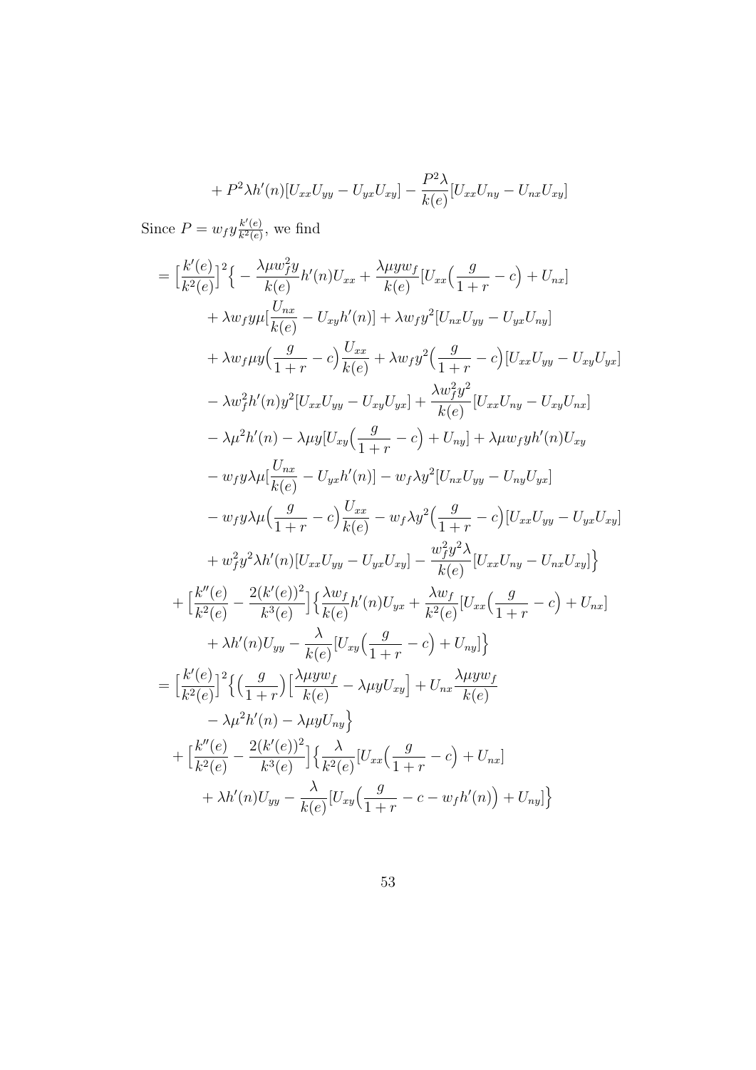$$+ P^2\lambda h'(n)[U_{xx}U_{yy} - U_{yx}U_{xy}] - \frac{P^2\lambda}{k(e)}[U_{xx}U_{ny} - U_{nx}U_{xy}]$$

Since $P = w_f y \frac{k'(e)}{k^2(e)}$, we find

$$\begin{aligned}
&= \Big[\frac{k'(e)}{k^2(e)}\Big]^2 \Big\{ - \frac{\lambda\mu w_f^2 y}{k(e)} h'(n) U_{xx} + \frac{\lambda\mu y w_f}{k(e)}[U_{xx}\Big(\frac{g}{1+r} - c\Big) + U_{nx}] \\
&\quad + \lambda w_f y \mu [\frac{U_{nx}}{k(e)} - U_{xy}h'(n)] + \lambda w_f y^2 [U_{nx}U_{yy} - U_{yx}U_{ny}] \\
&\quad + \lambda w_f \mu y \Big(\frac{g}{1+r} - c\Big)\frac{U_{xx}}{k(e)} + \lambda w_f y^2 \Big(\frac{g}{1+r} - c\Big)[U_{xx}U_{yy} - U_{xy}U_{yx}] \\
&\quad - \lambda w_f^2 h'(n) y^2 [U_{xx}U_{yy} - U_{xy}U_{yx}] + \frac{\lambda w_f^2 y^2}{k(e)}[U_{xx}U_{ny} - U_{xy}U_{nx}] \\
&\quad - \lambda\mu^2 h'(n) - \lambda\mu y [U_{xy}\Big(\frac{g}{1+r} - c\Big) + U_{ny}] + \lambda\mu w_f y h'(n) U_{xy} \\
&\quad - w_f y \lambda\mu [\frac{U_{nx}}{k(e)} - U_{yx}h'(n)] - w_f \lambda y^2 [U_{nx}U_{yy} - U_{ny}U_{yx}] \\
&\quad - w_f y \lambda\mu \Big(\frac{g}{1+r} - c\Big)\frac{U_{xx}}{k(e)} - w_f \lambda y^2 \Big(\frac{g}{1+r} - c\Big)[U_{xx}U_{yy} - U_{yx}U_{xy}] \\
&\quad + w_f^2 y^2 \lambda h'(n)[U_{xx}U_{yy} - U_{yx}U_{xy}] - \frac{w_f^2 y^2 \lambda}{k(e)}[U_{xx}U_{ny} - U_{nx}U_{xy}]\Big\} \\
&\quad + \Big[\frac{k''(e)}{k^2(e)} - \frac{2(k'(e))^2}{k^3(e)}\Big]\Big\{\frac{\lambda w_f}{k(e)} h'(n) U_{yx} + \frac{\lambda w_f}{k^2(e)}[U_{xx}\Big(\frac{g}{1+r} - c\Big) + U_{nx}] \\
&\quad + \lambda h'(n) U_{yy} - \frac{\lambda}{k(e)}[U_{xy}\Big(\frac{g}{1+r} - c\Big) + U_{ny}]\Big\} \\
&= \Big[\frac{k'(e)}{k^2(e)}\Big]^2 \Big\{\Big(\frac{g}{1+r}\Big)\Big[\frac{\lambda\mu y w_f}{k(e)} - \lambda\mu y U_{xy}\Big] + U_{nx}\frac{\lambda\mu y w_f}{k(e)} \\
&\quad - \lambda\mu^2 h'(n) - \lambda\mu y U_{ny}\Big\} \\
&\quad + \Big[\frac{k''(e)}{k^2(e)} - \frac{2(k'(e))^2}{k^3(e)}\Big]\Big\{\frac{\lambda}{k^2(e)}[U_{xx}\Big(\frac{g}{1+r} - c\Big) + U_{nx}] \\
&\quad + \lambda h'(n) U_{yy} - \frac{\lambda}{k(e)}[U_{xy}\Big(\frac{g}{1+r} - c - w_f h'(n)\Big) + U_{ny}]\Big\}
\end{aligned}$$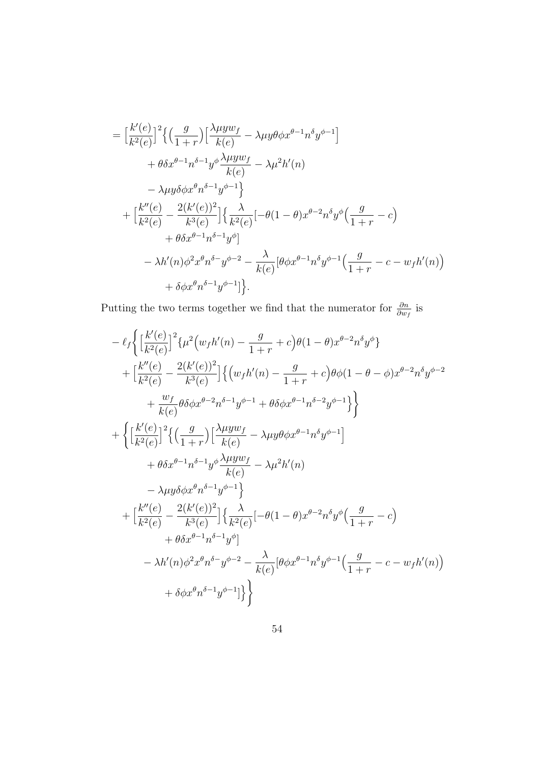$$
\begin{aligned}
&= \Big[\frac{k'(e)}{k^2(e)}\Big]^2 \Big\{ \Big(\frac{g}{1+r}\Big)\Big[\frac{\lambda\mu y w_f}{k(e)} - \lambda\mu y \theta\phi x^{\theta-1} n^{\delta} y^{\phi-1}\Big] \\
&\qquad + \theta\delta x^{\theta-1} n^{\delta-1} y^{\phi} \frac{\lambda\mu y w_f}{k(e)} - \lambda\mu^2 h'(n) \\
&\qquad - \lambda\mu y \delta\phi x^{\theta} n^{\delta-1} y^{\phi-1} \Big\} \\
&\quad + \Big[\frac{k''(e)}{k^2(e)} - \frac{2(k'(e))^2}{k^3(e)}\Big] \Big\{ \frac{\lambda}{k^2(e)} [-\theta(1-\theta) x^{\theta-2} n^{\delta} y^{\phi} \Big(\frac{g}{1+r} - c\Big) \\
&\qquad\qquad + \theta\delta x^{\theta-1} n^{\delta-1} y^{\phi}] \\
&\qquad - \lambda h'(n) \phi^2 x^{\theta} n^{\delta-} y^{\phi-2} - \frac{\lambda}{k(e)} [\theta\phi x^{\theta-1} n^{\delta} y^{\phi-1} \Big(\frac{g}{1+r} - c - w_f h'(n)\Big) \\
&\qquad\qquad + \delta\phi x^{\theta} n^{\delta-1} y^{\phi-1}] \Big\}.
\end{aligned}
$$

Putting the two terms together we find that the numerator for $\frac{\partial n}{\partial w_f}$ is

$$
\begin{aligned}
&- \ell_f \Bigg\{ \Big[\frac{k'(e)}{k^2(e)}\Big]^2 \{ \mu^2 \Big(w_f h'(n) - \frac{g}{1+r} + c\Big) \theta(1-\theta) x^{\theta-2} n^{\delta} y^{\phi} \} \\
&\quad + \Big[\frac{k''(e)}{k^2(e)} - \frac{2(k'(e))^2}{k^3(e)}\Big] \Big\{ \Big(w_f h'(n) - \frac{g}{1+r} + c\Big) \theta\phi(1-\theta-\phi) x^{\theta-2} n^{\delta} y^{\phi-2} \\
&\qquad + \frac{w_f}{k(e)} \theta\delta\phi x^{\theta-2} n^{\delta-1} y^{\phi-1} + \theta\delta\phi x^{\theta-1} n^{\delta-2} y^{\phi-1} \Big\} \Bigg\} \\
&+ \Bigg\{ \Big[\frac{k'(e)}{k^2(e)}\Big]^2 \Big\{ \Big(\frac{g}{1+r}\Big)\Big[\frac{\lambda\mu y w_f}{k(e)} - \lambda\mu y \theta\phi x^{\theta-1} n^{\delta} y^{\phi-1}\Big] \\
&\qquad + \theta\delta x^{\theta-1} n^{\delta-1} y^{\phi} \frac{\lambda\mu y w_f}{k(e)} - \lambda\mu^2 h'(n) \\
&\qquad - \lambda\mu y \delta\phi x^{\theta} n^{\delta-1} y^{\phi-1} \Big\} \\
&\quad + \Big[\frac{k''(e)}{k^2(e)} - \frac{2(k'(e))^2}{k^3(e)}\Big] \Big\{ \frac{\lambda}{k^2(e)} [-\theta(1-\theta) x^{\theta-2} n^{\delta} y^{\phi} \Big(\frac{g}{1+r} - c\Big) \\
&\qquad\qquad + \theta\delta x^{\theta-1} n^{\delta-1} y^{\phi}] \\
&\qquad - \lambda h'(n) \phi^2 x^{\theta} n^{\delta-} y^{\phi-2} - \frac{\lambda}{k(e)} [\theta\phi x^{\theta-1} n^{\delta} y^{\phi-1} \Big(\frac{g}{1+r} - c - w_f h'(n)\Big) \\
&\qquad\qquad + \delta\phi x^{\theta} n^{\delta-1} y^{\phi-1}] \Big\} \Bigg\}
\end{aligned}
$$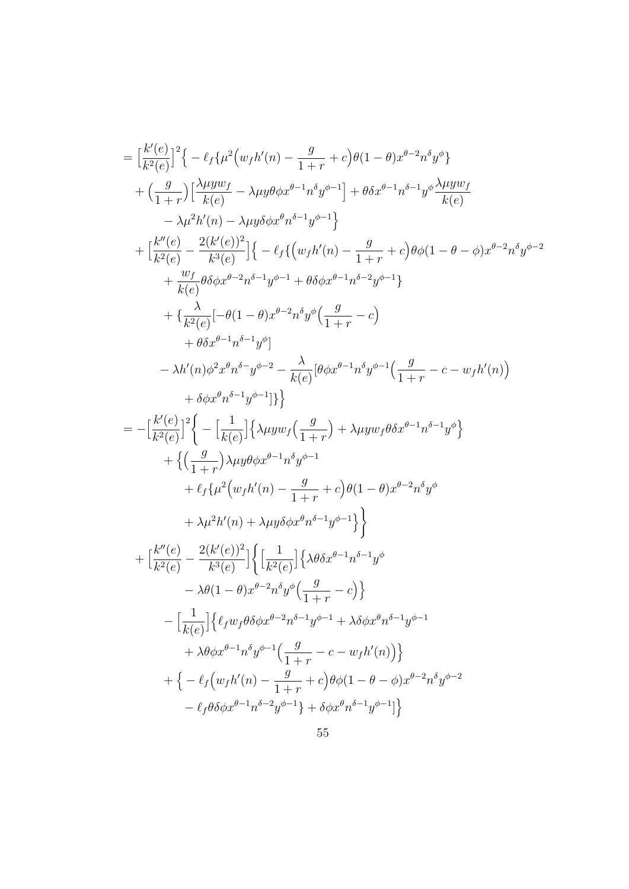$$
\begin{aligned}
&= \Big[\frac{k'(e)}{k^2(e)}\Big]^2\Big\{ -\ell_f\{\mu^2\Big(w_f h'(n) - \frac{g}{1+r} + c\Big)\theta(1-\theta)x^{\theta-2}n^{\delta}y^{\phi}\} \\
&\quad + \Big(\frac{g}{1+r}\Big)\Big[\frac{\lambda\mu y w_f}{k(e)} - \lambda\mu y\theta\phi x^{\theta-1}n^{\delta}y^{\phi-1}\Big] + \theta\delta x^{\theta-1}n^{\delta-1}y^{\phi}\frac{\lambda\mu y w_f}{k(e)} \\
&\qquad - \lambda\mu^2 h'(n) - \lambda\mu y\delta\phi x^{\theta}n^{\delta-1}y^{\phi-1}\Big\} \\
&\quad + \Big[\frac{k''(e)}{k^2(e)} - \frac{2(k'(e))^2}{k^3(e)}\Big]\Big\{ -\ell_f\{\Big(w_f h'(n) - \frac{g}{1+r} + c\Big)\theta\phi(1-\theta-\phi)x^{\theta-2}n^{\delta}y^{\phi-2} \\
&\qquad + \frac{w_f}{k(e)}\theta\delta\phi x^{\theta-2}n^{\delta-1}y^{\phi-1} + \theta\delta\phi x^{\theta-1}n^{\delta-2}y^{\phi-1}\} \\
&\qquad + \{\frac{\lambda}{k^2(e)}[-\theta(1-\theta)x^{\theta-2}n^{\delta}y^{\phi}\Big(\frac{g}{1+r} - c\Big) \\
&\qquad\quad + \theta\delta x^{\theta-1}n^{\delta-1}y^{\phi}] \\
&\qquad - \lambda h'(n)\phi^2 x^{\theta}n^{\delta-}y^{\phi-2} - \frac{\lambda}{k(e)}[\theta\phi x^{\theta-1}n^{\delta}y^{\phi-1}\Big(\frac{g}{1+r} - c - w_f h'(n)\Big) \\
&\qquad\quad + \delta\phi x^{\theta}n^{\delta-1}y^{\phi-1}]\}\Big\} \\
&= -\Big[\frac{k'(e)}{k^2(e)}\Big]^2\Bigg\{ -\Big[\frac{1}{k(e)}\Big]\Big\{\lambda\mu y w_f\Big(\frac{g}{1+r}\Big) + \lambda\mu y w_f\theta\delta x^{\theta-1}n^{\delta-1}y^{\phi}\Big\} \\
&\qquad + \Big\{\Big(\frac{g}{1+r}\Big)\lambda\mu y\theta\phi x^{\theta-1}n^{\delta}y^{\phi-1} \\
&\qquad + \ell_f\{\mu^2\Big(w_f h'(n) - \frac{g}{1+r} + c\Big)\theta(1-\theta)x^{\theta-2}n^{\delta}y^{\phi} \\
&\qquad + \lambda\mu^2 h'(n) + \lambda\mu y\delta\phi x^{\theta}n^{\delta-1}y^{\phi-1}\Big\}\Bigg\} \\
&\quad + \Big[\frac{k''(e)}{k^2(e)} - \frac{2(k'(e))^2}{k^3(e)}\Big]\Bigg\{\Big[\frac{1}{k^2(e)}\Big]\Big\{\lambda\theta\delta x^{\theta-1}n^{\delta-1}y^{\phi} \\
&\qquad - \lambda\theta(1-\theta)x^{\theta-2}n^{\delta}y^{\phi}\Big(\frac{g}{1+r} - c\Big)\Big\} \\
&\qquad - \Big[\frac{1}{k(e)}\Big]\Big\{\ell_f w_f\theta\delta\phi x^{\theta-2}n^{\delta-1}y^{\phi-1} + \lambda\delta\phi x^{\theta}n^{\delta-1}y^{\phi-1} \\
&\qquad + \lambda\theta\phi x^{\theta-1}n^{\delta}y^{\phi-1}\Big(\frac{g}{1+r} - c - w_f h'(n)\Big)\Big\} \\
&\qquad + \Big\{-\ell_f\Big(w_f h'(n) - \frac{g}{1+r} + c\Big)\theta\phi(1-\theta-\phi)x^{\theta-2}n^{\delta}y^{\phi-2} \\
&\qquad - \ell_f\theta\delta\phi x^{\theta-1}n^{\delta-2}y^{\phi-1}\} + \delta\phi x^{\theta}n^{\delta-1}y^{\phi-1}]\Big\}
\end{aligned}
$$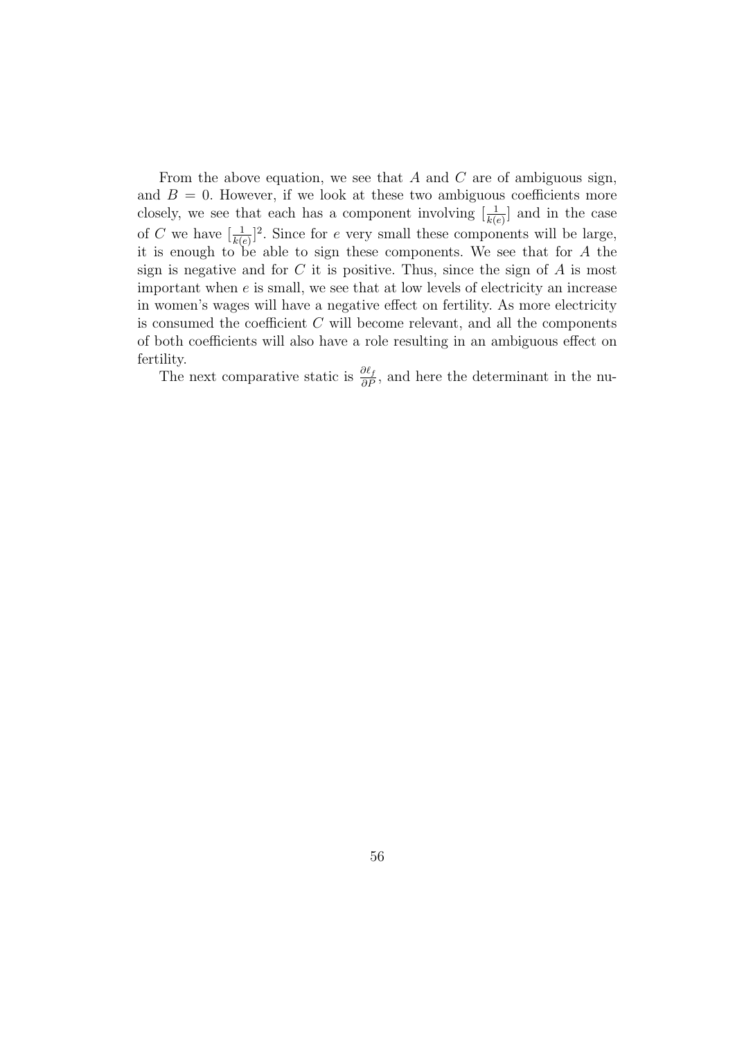From the above equation, we see that $A$ and $C$ are of ambiguous sign, and $B = 0$. However, if we look at these two ambiguous coefficients more closely, we see that each has a component involving $[\frac{1}{k(e)}]$ and in the case of $C$ we have $[\frac{1}{k(e)}]^2$. Since for $e$ very small these components will be large, it is enough to be able to sign these components. We see that for $A$ the sign is negative and for $C$ it is positive. Thus, since the sign of $A$ is most important when $e$ is small, we see that at low levels of electricity an increase in women's wages will have a negative effect on fertility. As more electricity is consumed the coefficient $C$ will become relevant, and all the components of both coefficients will also have a role resulting in an ambiguous effect on fertility.

The next comparative static is $\frac{\partial \ell_f}{\partial P}$, and here the determinant in the nu-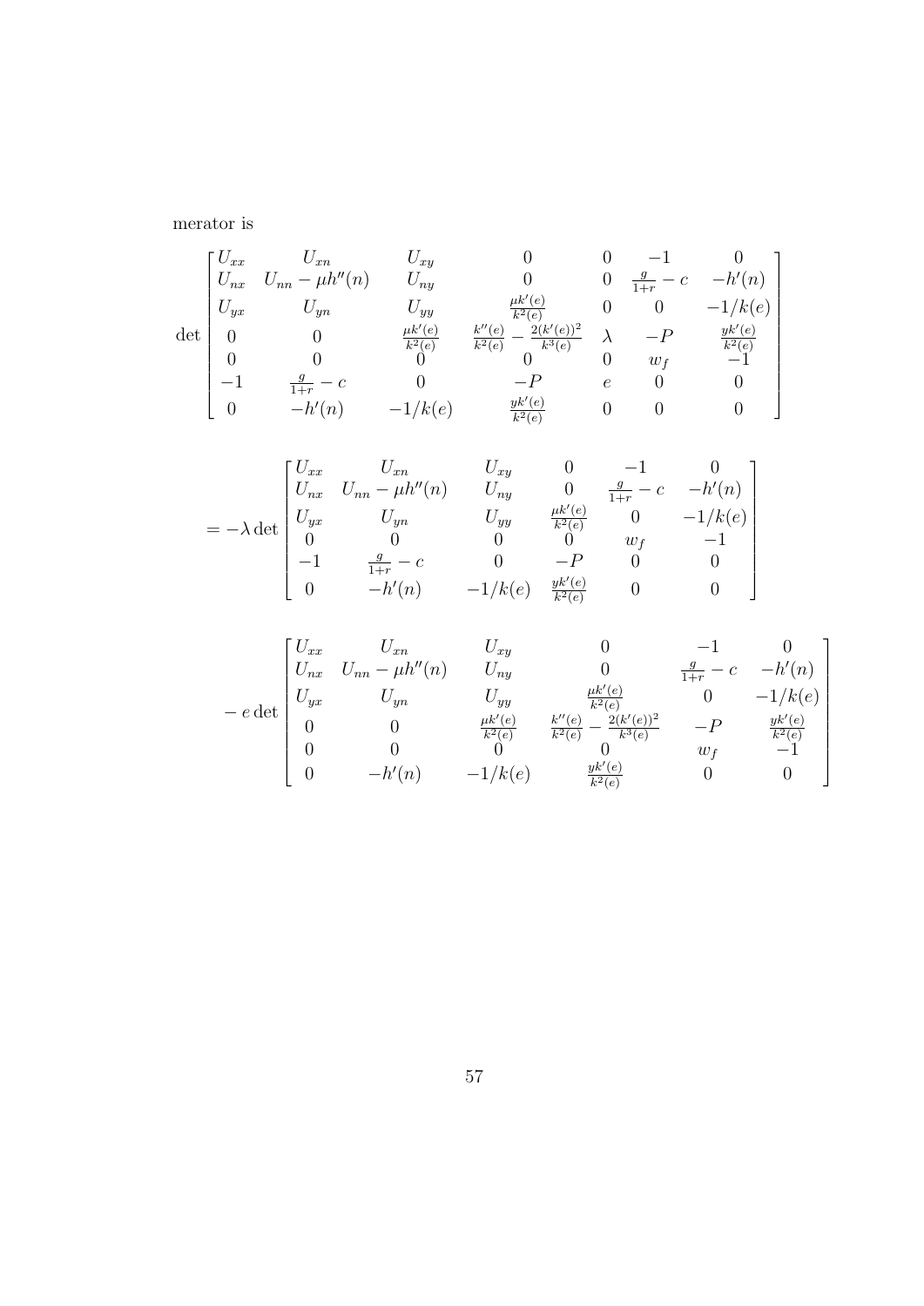merator is

$$
\det \begin{bmatrix}
U_{xx} & U_{xn} & U_{xy} & 0 & 0 & -1 & 0 \\
U_{nx} & U_{nn} - \mu h''(n) & U_{ny} & 0 & 0 & \frac{g}{1+r} - c & -h'(n) \\
U_{yx} & U_{yn} & U_{yy} & \frac{\mu k'(e)}{k^2(e)} & 0 & 0 & -1/k(e) \\
0 & 0 & \frac{\mu k'(e)}{k^2(e)} & \frac{k''(e)}{k^2(e)} - \frac{2(k'(e))^2}{k^3(e)} & \lambda & -P & \frac{yk'(e)}{k^2(e)} \\
0 & 0 & 0 & 0 & 0 & w_f & -1 \\
-1 & \frac{g}{1+r} - c & 0 & -P & e & 0 & 0 \\
0 & -h'(n) & -1/k(e) & \frac{yk'(e)}{k^2(e)} & 0 & 0 & 0
\end{bmatrix}
$$

$$
= -\lambda \det \begin{bmatrix}
U_{xx} & U_{xn} & U_{xy} & 0 & -1 & 0 \\
U_{nx} & U_{nn} - \mu h''(n) & U_{ny} & 0 & \frac{g}{1+r} - c & -h'(n) \\
U_{yx} & U_{yn} & U_{yy} & \frac{\mu k'(e)}{k^2(e)} & 0 & -1/k(e) \\
0 & 0 & 0 & 0 & w_f & -1 \\
-1 & \frac{g}{1+r} - c & 0 & -P & 0 & 0 \\
0 & -h'(n) & -1/k(e) & \frac{yk'(e)}{k^2(e)} & 0 & 0
\end{bmatrix}
$$

$$
- e \det \begin{bmatrix}
U_{xx} & U_{xn} & U_{xy} & 0 & -1 & 0 \\
U_{nx} & U_{nn} - \mu h''(n) & U_{ny} & 0 & \frac{g}{1+r} - c & -h'(n) \\
U_{yx} & U_{yn} & U_{yy} & \frac{\mu k'(e)}{k^2(e)} & 0 & -1/k(e) \\
0 & 0 & \frac{\mu k'(e)}{k^2(e)} & \frac{k''(e)}{k^2(e)} - \frac{2(k'(e))^2}{k^3(e)} & -P & \frac{yk'(e)}{k^2(e)} \\
0 & 0 & 0 & 0 & w_f & -1 \\
0 & -h'(n) & -1/k(e) & \frac{yk'(e)}{k^2(e)} & 0 & 0
\end{bmatrix}
$$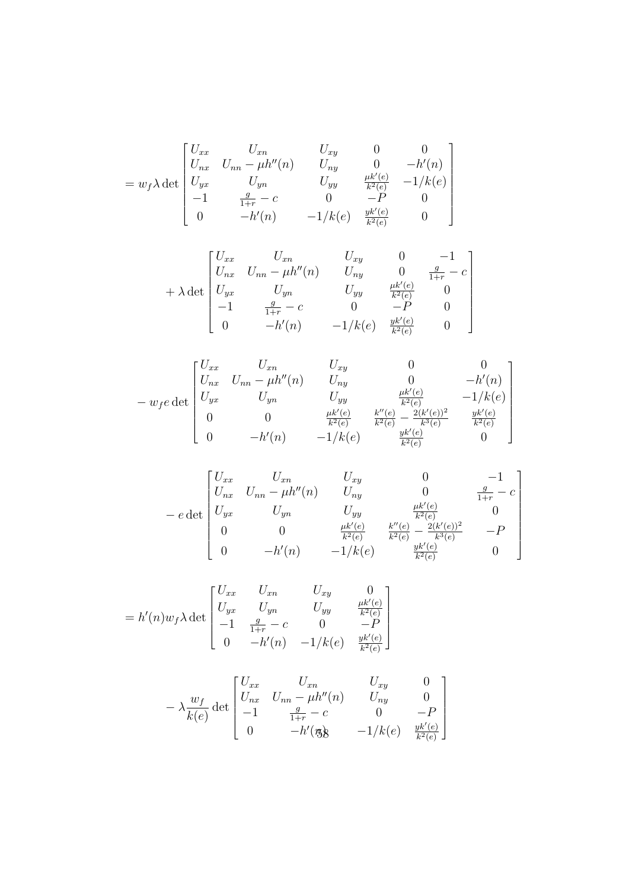$$
= w_f \lambda \det \begin{bmatrix} U_{xx} & U_{xn} & U_{xy} & 0 & 0 \\ U_{nx} & U_{nn} - \mu h''(n) & U_{ny} & 0 & -h'(n) \\ U_{yx} & U_{yn} & U_{yy} & \frac{\mu k'(e)}{k^2(e)} & -1/k(e) \\ -1 & \frac{g}{1+r} - c & 0 & -P & 0 \\ 0 & -h'(n) & -1/k(e) & \frac{yk'(e)}{k^2(e)} & 0 \end{bmatrix}
$$

$$
+ \lambda \det \begin{bmatrix} U_{xx} & U_{xn} & U_{xy} & 0 & -1 \\ U_{nx} & U_{nn} - \mu h''(n) & U_{ny} & 0 & \frac{g}{1+r} - c \\ U_{yx} & U_{yn} & U_{yy} & \frac{\mu k'(e)}{k^2(e)} & 0 \\ -1 & \frac{g}{1+r} - c & 0 & -P & 0 \\ 0 & -h'(n) & -1/k(e) & \frac{yk'(e)}{k^2(e)} & 0 \end{bmatrix}
$$

$$
- w_f e \det \begin{bmatrix} U_{xx} & U_{xn} & U_{xy} & 0 & 0 \\ U_{nx} & U_{nn} - \mu h''(n) & U_{ny} & 0 & -h'(n) \\ U_{yx} & U_{yn} & U_{yy} & \frac{\mu k'(e)}{k^2(e)} & -1/k(e) \\ 0 & 0 & \frac{\mu k'(e)}{k^2(e)} & \frac{k''(e)}{k^2(e)} - \frac{2(k'(e))^2}{k^3(e)} & \frac{yk'(e)}{k^2(e)} \\ 0 & -h'(n) & -1/k(e) & \frac{yk'(e)}{k^2(e)} & 0 \end{bmatrix}
$$

$$
- e \det \begin{bmatrix} U_{xx} & U_{xn} & U_{xy} & 0 & -1 \\ U_{nx} & U_{nn} - \mu h''(n) & U_{ny} & 0 & \frac{g}{1+r} - c \\ U_{yx} & U_{yn} & U_{yy} & \frac{\mu k'(e)}{k^2(e)} & 0 \\ 0 & 0 & \frac{\mu k'(e)}{k^2(e)} & \frac{k''(e)}{k^2(e)} - \frac{2(k'(e))^2}{k^3(e)} & -P \\ 0 & -h'(n) & -1/k(e) & \frac{yk'(e)}{k^2(e)} & 0 \end{bmatrix}
$$

$$
= h'(n) w_f \lambda \det \begin{bmatrix} U_{xx} & U_{xn} & U_{xy} & 0 \\ U_{yx} & U_{yn} & U_{yy} & \frac{\mu k'(e)}{k^2(e)} \\ -1 & \frac{g}{1+r} - c & 0 & -P \\ 0 & -h'(n) & -1/k(e) & \frac{yk'(e)}{k^2(e)} \end{bmatrix}
$$

$$
- \lambda \frac{w_f}{k(e)} \det \begin{bmatrix} U_{xx} & U_{xn} & U_{xy} & 0 \\ U_{nx} & U_{nn} - \mu h''(n) & U_{ny} & 0 \\ -1 & \frac{g}{1+r} - c & 0 & -P \\ 0 & -h'(n) & -1/k(e) & \frac{yk'(e)}{k^2(e)} \end{bmatrix}
$$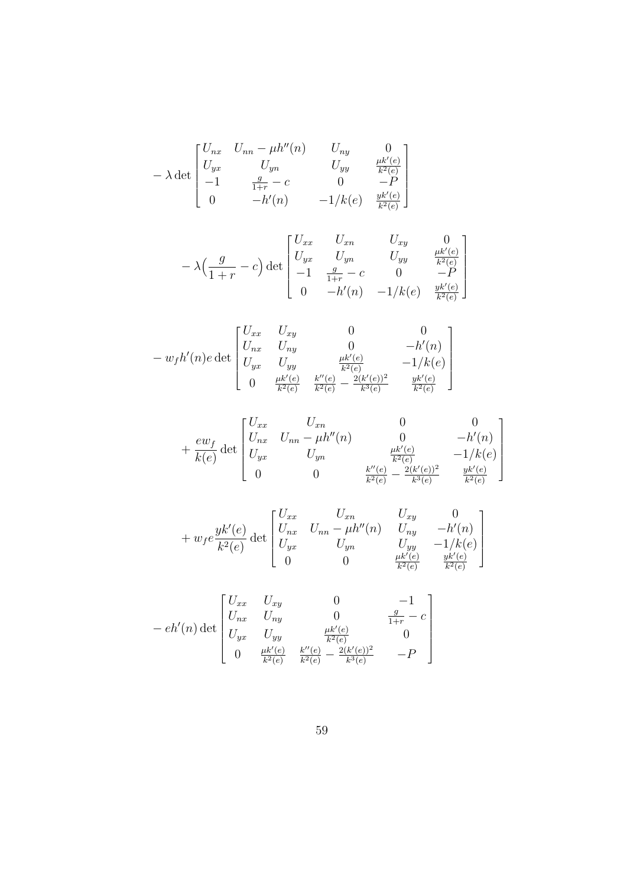$$
-\lambda \det \begin{bmatrix} U_{nx} & U_{nn}-\mu h''(n) & U_{ny} & 0 \\ U_{yx} & U_{yn} & U_{yy} & \frac{\mu k'(e)}{k^2(e)} \\ -1 & \frac{g}{1+r}-c & 0 & -P \\ 0 & -h'(n) & -1/k(e) & \frac{yk'(e)}{k^2(e)} \end{bmatrix}
$$

$$
-\lambda\Big(\frac{g}{1+r}-c\Big) \det \begin{bmatrix} U_{xx} & U_{xn} & U_{xy} & 0 \\ U_{yx} & U_{yn} & U_{yy} & \frac{\mu k'(e)}{k^2(e)} \\ -1 & \frac{g}{1+r}-c & 0 & -P \\ 0 & -h'(n) & -1/k(e) & \frac{yk'(e)}{k^2(e)} \end{bmatrix}
$$

$$
-w_f h'(n) e \det \begin{bmatrix} U_{xx} & U_{xy} & 0 & 0 \\ U_{nx} & U_{ny} & 0 & -h'(n) \\ U_{yx} & U_{yy} & \frac{\mu k'(e)}{k^2(e)} & -1/k(e) \\ 0 & \frac{\mu k'(e)}{k^2(e)} & \frac{k''(e)}{k^2(e)}-\frac{2(k'(e))^2}{k^3(e)} & \frac{yk'(e)}{k^2(e)} \end{bmatrix}
$$

$$
+\frac{ew_f}{k(e)} \det \begin{bmatrix} U_{xx} & U_{xn} & 0 & 0 \\ U_{nx} & U_{nn}-\mu h''(n) & 0 & -h'(n) \\ U_{yx} & U_{yn} & \frac{\mu k'(e)}{k^2(e)} & -1/k(e) \\ 0 & 0 & \frac{k''(e)}{k^2(e)}-\frac{2(k'(e))^2}{k^3(e)} & \frac{yk'(e)}{k^2(e)} \end{bmatrix}
$$

$$
+w_f e\frac{yk'(e)}{k^2(e)} \det \begin{bmatrix} U_{xx} & U_{xn} & U_{xy} & 0 \\ U_{nx} & U_{nn}-\mu h''(n) & U_{ny} & -h'(n) \\ U_{yx} & U_{yn} & U_{yy} & -1/k(e) \\ 0 & 0 & \frac{\mu k'(e)}{k^2(e)} & \frac{yk'(e)}{k^2(e)} \end{bmatrix}
$$

$$
-eh'(n) \det \begin{bmatrix} U_{xx} & U_{xy} & 0 & -1 \\ U_{nx} & U_{ny} & 0 & \frac{g}{1+r}-c \\ U_{yx} & U_{yy} & \frac{\mu k'(e)}{k^2(e)} & 0 \\ 0 & \frac{\mu k'(e)}{k^2(e)} & \frac{k''(e)}{k^2(e)}-\frac{2(k'(e))^2}{k^3(e)} & -P \end{bmatrix}
$$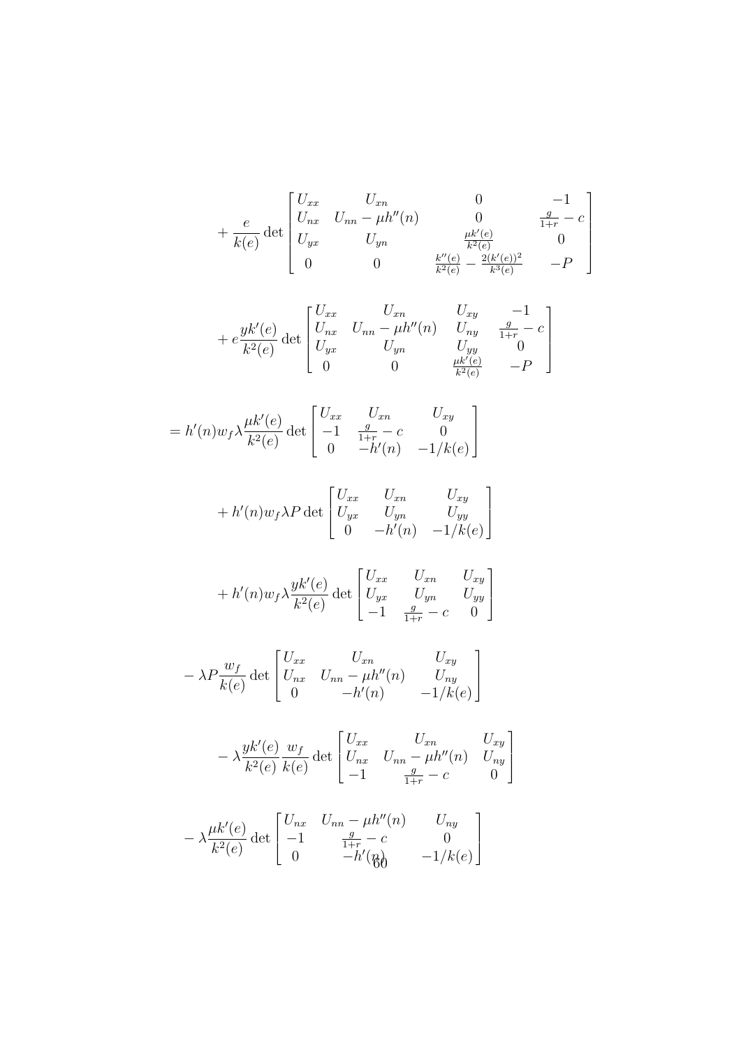$$+\frac{e}{k(e)}\det\begin{bmatrix} U_{xx} & U_{xn} & 0 & -1 \\ U_{nx} & U_{nn}-\mu h''(n) & 0 & \frac{g}{1+r}-c \\ U_{yx} & U_{yn} & \frac{\mu k'(e)}{k^2(e)} & 0 \\ 0 & 0 & \frac{k''(e)}{k^2(e)}-\frac{2(k'(e))^2}{k^3(e)} & -P \end{bmatrix}$$

$$+e\frac{yk'(e)}{k^2(e)}\det\begin{bmatrix} U_{xx} & U_{xn} & U_{xy} & -1 \\ U_{nx} & U_{nn}-\mu h''(n) & U_{ny} & \frac{g}{1+r}-c \\ U_{yx} & U_{yn} & U_{yy} & 0 \\ 0 & 0 & \frac{\mu k'(e)}{k^2(e)} & -P \end{bmatrix}$$

$$= h'(n)w_f\lambda\frac{\mu k'(e)}{k^2(e)}\det\begin{bmatrix} U_{xx} & U_{xn} & U_{xy} \\ -1 & \frac{g}{1+r}-c & 0 \\ 0 & -h'(n) & -1/k(e) \end{bmatrix}$$

$$+h'(n)w_f\lambda P\det\begin{bmatrix} U_{xx} & U_{xn} & U_{xy} \\ U_{yx} & U_{yn} & U_{yy} \\ 0 & -h'(n) & -1/k(e) \end{bmatrix}$$

$$+h'(n)w_f\lambda\frac{yk'(e)}{k^2(e)}\det\begin{bmatrix} U_{xx} & U_{xn} & U_{xy} \\ U_{yx} & U_{yn} & U_{yy} \\ -1 & \frac{g}{1+r}-c & 0 \end{bmatrix}$$

$$-\lambda P\frac{w_f}{k(e)}\det\begin{bmatrix} U_{xx} & U_{xn} & U_{xy} \\ U_{nx} & U_{nn}-\mu h''(n) & U_{ny} \\ 0 & -h'(n) & -1/k(e) \end{bmatrix}$$

$$-\lambda\frac{yk'(e)}{k^2(e)}\frac{w_f}{k(e)}\det\begin{bmatrix} U_{xx} & U_{xn} & U_{xy} \\ U_{nx} & U_{nn}-\mu h''(n) & U_{ny} \\ -1 & \frac{g}{1+r}-c & 0 \end{bmatrix}$$

$$-\lambda\frac{\mu k'(e)}{k^2(e)}\det\begin{bmatrix} U_{nx} & U_{nn}-\mu h''(n) & U_{ny} \\ -1 & \frac{g}{1+r}-c & 0 \\ 0 & -h'(n) & -1/k(e) \end{bmatrix}$$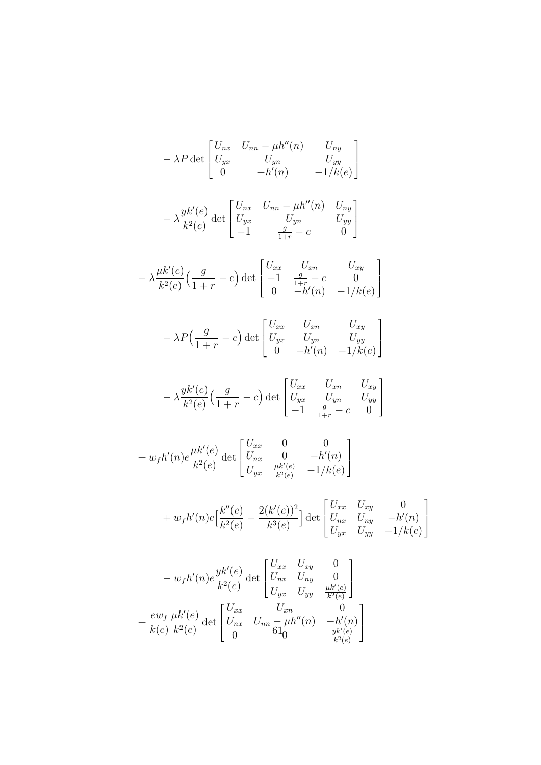$$
-\lambda P \det \begin{bmatrix} U_{nx} & U_{nn} - \mu h''(n) & U_{ny} \\ U_{yx} & U_{yn} & U_{yy} \\ 0 & -h'(n) & -1/k(e) \end{bmatrix}
$$

$$
-\lambda \frac{yk'(e)}{k^2(e)} \det \begin{bmatrix} U_{nx} & U_{nn} - \mu h''(n) & U_{ny} \\ U_{yx} & U_{yn} & U_{yy} \\ -1 & \frac{g}{1+r} - c & 0 \end{bmatrix}
$$

$$
-\lambda \frac{\mu k'(e)}{k^2(e)} \Big( \frac{g}{1+r} - c \Big) \det \begin{bmatrix} U_{xx} & U_{xn} & U_{xy} \\ -1 & \frac{g}{1+r} - c & 0 \\ 0 & -h'(n) & -1/k(e) \end{bmatrix}
$$

$$
-\lambda P \Big( \frac{g}{1+r} - c \Big) \det \begin{bmatrix} U_{xx} & U_{xn} & U_{xy} \\ U_{yx} & U_{yn} & U_{yy} \\ 0 & -h'(n) & -1/k(e) \end{bmatrix}
$$

$$
-\lambda \frac{yk'(e)}{k^2(e)} \Big( \frac{g}{1+r} - c \Big) \det \begin{bmatrix} U_{xx} & U_{xn} & U_{xy} \\ U_{yx} & U_{yn} & U_{yy} \\ -1 & \frac{g}{1+r} - c & 0 \end{bmatrix}
$$

$$
+ w_f h'(n) e \frac{\mu k'(e)}{k^2(e)} \det \begin{bmatrix} U_{xx} & 0 & 0 \\ U_{nx} & 0 & -h'(n) \\ U_{yx} & \frac{\mu k'(e)}{k^2(e)} & -1/k(e) \end{bmatrix}
$$

$$
+ w_f h'(n) e \Big[ \frac{k''(e)}{k^2(e)} - \frac{2(k'(e))^2}{k^3(e)} \Big] \det \begin{bmatrix} U_{xx} & U_{xy} & 0 \\ U_{nx} & U_{ny} & -h'(n) \\ U_{yx} & U_{yy} & -1/k(e) \end{bmatrix}
$$

$$
- w_f h'(n) e \frac{yk'(e)}{k^2(e)} \det \begin{bmatrix} U_{xx} & U_{xy} & 0 \\ U_{nx} & U_{ny} & 0 \\ U_{yx} & U_{yy} & \frac{\mu k'(e)}{k^2(e)} \end{bmatrix}
$$

$$
+ \frac{e w_f}{k(e)} \frac{\mu k'(e)}{k^2(e)} \det \begin{bmatrix} U_{xx} & U_{xn} & 0 \\ U_{nx} & U_{nn} - \mu h''(n) & -h'(n) \\ 0 & 0 & \frac{yk'(e)}{k^2(e)} \end{bmatrix}
$$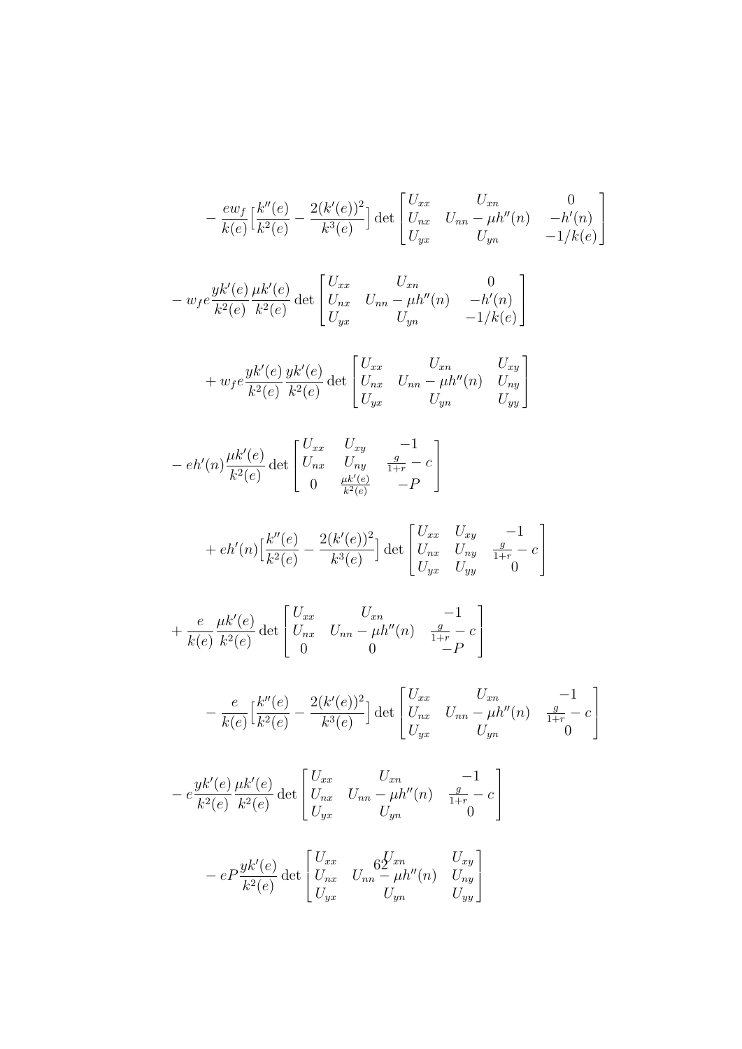$$- \frac{ew_f}{k(e)}\Big[\frac{k''(e)}{k^2(e)} - \frac{2(k'(e))^2}{k^3(e)}\Big] \det \begin{bmatrix} U_{xx} & U_{xn} & 0 \\ U_{nx} & U_{nn} - \mu h''(n) & -h'(n) \\ U_{yx} & U_{yn} & -1/k(e) \end{bmatrix}$$

$$- w_f e \frac{yk'(e)}{k^2(e)} \frac{\mu k'(e)}{k^2(e)} \det \begin{bmatrix} U_{xx} & U_{xn} & 0 \\ U_{nx} & U_{nn} - \mu h''(n) & -h'(n) \\ U_{yx} & U_{yn} & -1/k(e) \end{bmatrix}$$

$$+ w_f e \frac{yk'(e)}{k^2(e)} \frac{yk'(e)}{k^2(e)} \det \begin{bmatrix} U_{xx} & U_{xn} & U_{xy} \\ U_{nx} & U_{nn} - \mu h''(n) & U_{ny} \\ U_{yx} & U_{yn} & U_{yy} \end{bmatrix}$$

$$- eh'(n) \frac{\mu k'(e)}{k^2(e)} \det \begin{bmatrix} U_{xx} & U_{xy} & -1 \\ U_{nx} & U_{ny} & \frac{g}{1+r} - c \\ 0 & \frac{\mu k'(e)}{k^2(e)} & -P \end{bmatrix}$$

$$+ eh'(n)\Big[\frac{k''(e)}{k^2(e)} - \frac{2(k'(e))^2}{k^3(e)}\Big] \det \begin{bmatrix} U_{xx} & U_{xy} & -1 \\ U_{nx} & U_{ny} & \frac{g}{1+r} - c \\ U_{yx} & U_{yy} & 0 \end{bmatrix}$$

$$+ \frac{e}{k(e)} \frac{\mu k'(e)}{k^2(e)} \det \begin{bmatrix} U_{xx} & U_{xn} & -1 \\ U_{nx} & U_{nn} - \mu h''(n) & \frac{g}{1+r} - c \\ 0 & 0 & -P \end{bmatrix}$$

$$- \frac{e}{k(e)}\Big[\frac{k''(e)}{k^2(e)} - \frac{2(k'(e))^2}{k^3(e)}\Big] \det \begin{bmatrix} U_{xx} & U_{xn} & -1 \\ U_{nx} & U_{nn} - \mu h''(n) & \frac{g}{1+r} - c \\ U_{yx} & U_{yn} & 0 \end{bmatrix}$$

$$- e \frac{yk'(e)}{k^2(e)} \frac{\mu k'(e)}{k^2(e)} \det \begin{bmatrix} U_{xx} & U_{xn} & -1 \\ U_{nx} & U_{nn} - \mu h''(n) & \frac{g}{1+r} - c \\ U_{yx} & U_{yn} & 0 \end{bmatrix}$$

$$- eP \frac{yk'(e)}{k^2(e)} \det \begin{bmatrix} U_{xx} & U_{xn} & U_{xy} \\ U_{nx} & U_{nn} - \mu h''(n) & U_{ny} \\ U_{yx} & U_{yn} & U_{yy} \end{bmatrix}$$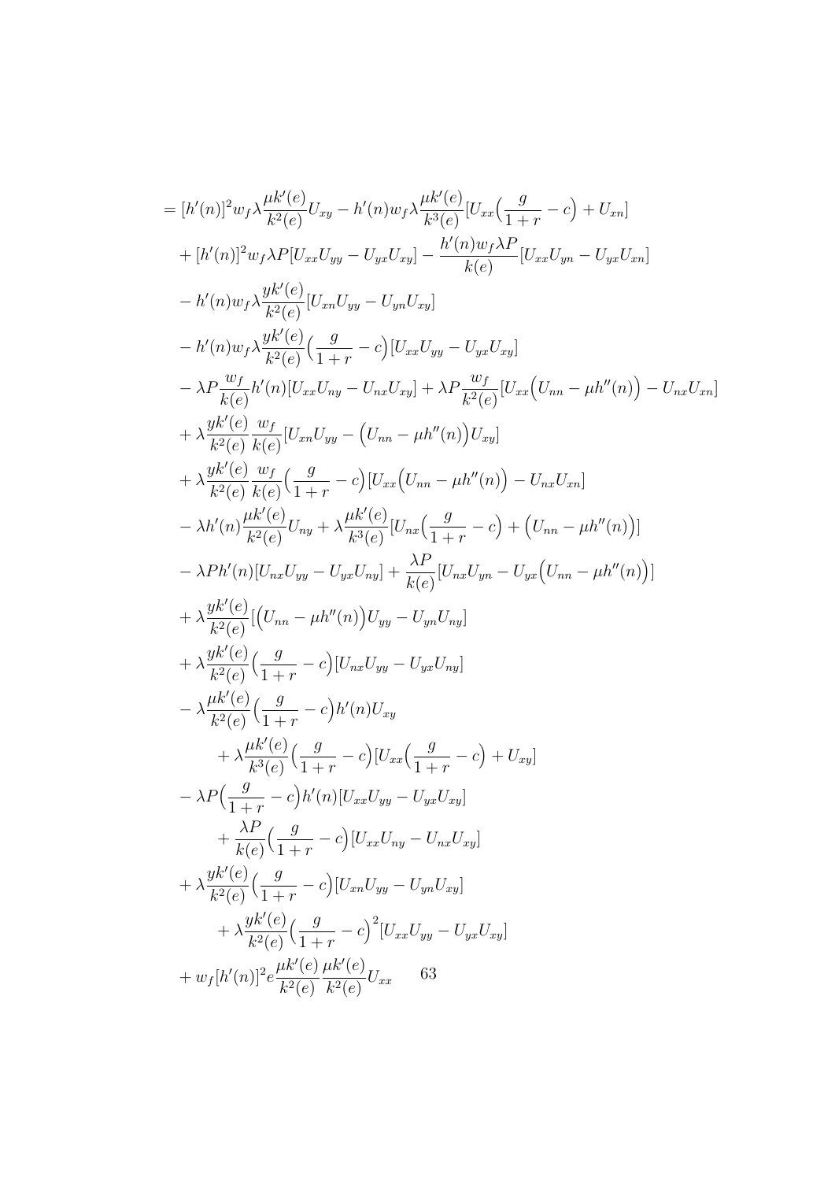$$
\begin{aligned}
&= [h'(n)]^2 w_f \lambda \frac{\mu k'(e)}{k^2(e)} U_{xy} - h'(n) w_f \lambda \frac{\mu k'(e)}{k^3(e)} [U_{xx}\Big(\frac{g}{1+r} - c\Big) + U_{xn}] \\
&\quad + [h'(n)]^2 w_f \lambda P [U_{xx}U_{yy} - U_{yx}U_{xy}] - \frac{h'(n) w_f \lambda P}{k(e)} [U_{xx}U_{yn} - U_{yx}U_{xn}] \\
&\quad - h'(n) w_f \lambda \frac{yk'(e)}{k^2(e)} [U_{xn}U_{yy} - U_{yn}U_{xy}] \\
&\quad - h'(n) w_f \lambda \frac{yk'(e)}{k^2(e)} \Big(\frac{g}{1+r} - c\Big) [U_{xx}U_{yy} - U_{yx}U_{xy}] \\
&\quad - \lambda P \frac{w_f}{k(e)} h'(n) [U_{xx}U_{ny} - U_{nx}U_{xy}] + \lambda P \frac{w_f}{k^2(e)} [U_{xx}\Big(U_{nn} - \mu h''(n)\Big) - U_{nx}U_{xn}] \\
&\quad + \lambda \frac{yk'(e)}{k^2(e)} \frac{w_f}{k(e)} [U_{xn}U_{yy} - \Big(U_{nn} - \mu h''(n)\Big) U_{xy}] \\
&\quad + \lambda \frac{yk'(e)}{k^2(e)} \frac{w_f}{k(e)} \Big(\frac{g}{1+r} - c\Big) [U_{xx}\Big(U_{nn} - \mu h''(n)\Big) - U_{nx}U_{xn}] \\
&\quad - \lambda h'(n) \frac{\mu k'(e)}{k^2(e)} U_{ny} + \lambda \frac{\mu k'(e)}{k^3(e)} [U_{nx}\Big(\frac{g}{1+r} - c\Big) + \Big(U_{nn} - \mu h''(n)\Big)] \\
&\quad - \lambda P h'(n) [U_{nx}U_{yy} - U_{yx}U_{ny}] + \frac{\lambda P}{k(e)} [U_{nx}U_{yn} - U_{yx}\Big(U_{nn} - \mu h''(n)\Big)] \\
&\quad + \lambda \frac{yk'(e)}{k^2(e)} [\Big(U_{nn} - \mu h''(n)\Big) U_{yy} - U_{yn}U_{ny}] \\
&\quad + \lambda \frac{yk'(e)}{k^2(e)} \Big(\frac{g}{1+r} - c\Big) [U_{nx}U_{yy} - U_{yx}U_{ny}] \\
&\quad - \lambda \frac{\mu k'(e)}{k^2(e)} \Big(\frac{g}{1+r} - c\Big) h'(n) U_{xy} \\
&\qquad + \lambda \frac{\mu k'(e)}{k^3(e)} \Big(\frac{g}{1+r} - c\Big) [U_{xx}\Big(\frac{g}{1+r} - c\Big) + U_{xy}] \\
&\quad - \lambda P \Big(\frac{g}{1+r} - c\Big) h'(n) [U_{xx}U_{yy} - U_{yx}U_{xy}] \\
&\qquad + \frac{\lambda P}{k(e)} \Big(\frac{g}{1+r} - c\Big) [U_{xx}U_{ny} - U_{nx}U_{xy}] \\
&\quad + \lambda \frac{yk'(e)}{k^2(e)} \Big(\frac{g}{1+r} - c\Big) [U_{xn}U_{yy} - U_{yn}U_{xy}] \\
&\qquad + \lambda \frac{yk'(e)}{k^2(e)} \Big(\frac{g}{1+r} - c\Big)^2 [U_{xx}U_{yy} - U_{yx}U_{xy}] \\
&\quad + w_f [h'(n)]^2 e \frac{\mu k'(e)}{k^2(e)} \frac{\mu k'(e)}{k^2(e)} U_{xx}
\end{aligned}
$$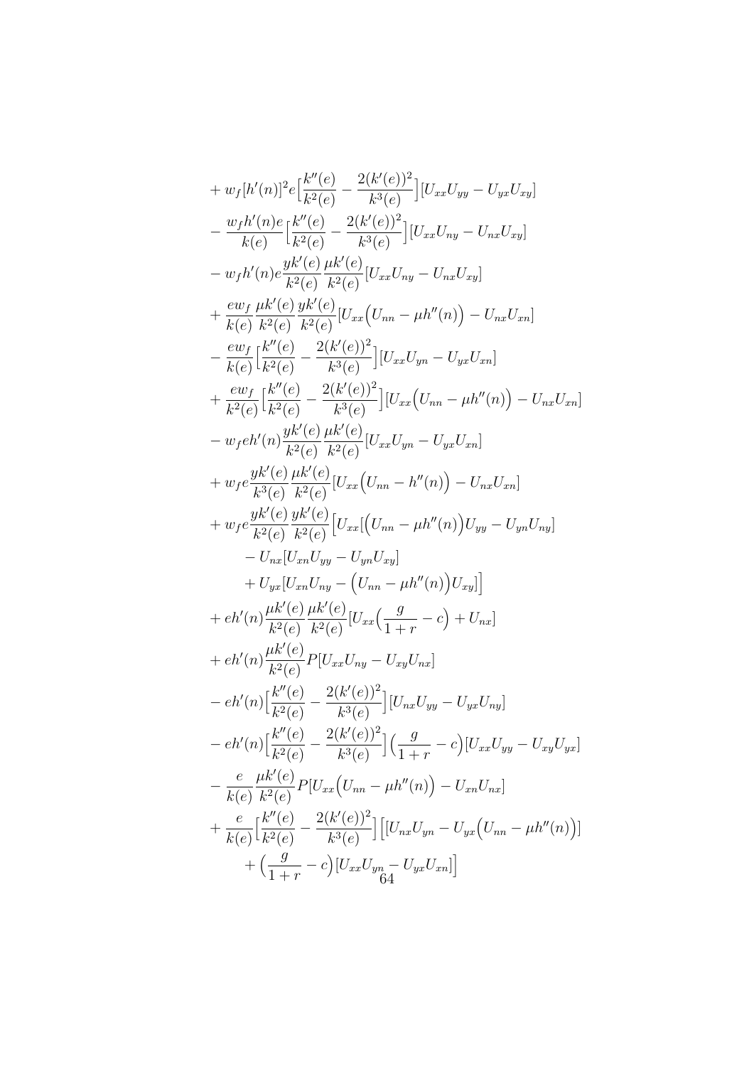$$
\begin{aligned}
&+ w_f[h'(n)]^2 e\Big[\frac{k''(e)}{k^2(e)} - \frac{2(k'(e))^2}{k^3(e)}\Big][U_{xx}U_{yy} - U_{yx}U_{xy}] \\
&- \frac{w_f h'(n) e}{k(e)}\Big[\frac{k''(e)}{k^2(e)} - \frac{2(k'(e))^2}{k^3(e)}\Big][U_{xx}U_{ny} - U_{nx}U_{xy}] \\
&- w_f h'(n) e \frac{yk'(e)}{k^2(e)}\frac{\mu k'(e)}{k^2(e)}[U_{xx}U_{ny} - U_{nx}U_{xy}] \\
&+ \frac{e w_f}{k(e)}\frac{\mu k'(e)}{k^2(e)}\frac{yk'(e)}{k^2(e)}[U_{xx}\big(U_{nn} - \mu h''(n)\big) - U_{nx}U_{xn}] \\
&- \frac{e w_f}{k(e)}\Big[\frac{k''(e)}{k^2(e)} - \frac{2(k'(e))^2}{k^3(e)}\Big][U_{xx}U_{yn} - U_{yx}U_{xn}] \\
&+ \frac{e w_f}{k^2(e)}\Big[\frac{k''(e)}{k^2(e)} - \frac{2(k'(e))^2}{k^3(e)}\Big][U_{xx}\big(U_{nn} - \mu h''(n)\big) - U_{nx}U_{xn}] \\
&- w_f e h'(n)\frac{yk'(e)}{k^2(e)}\frac{\mu k'(e)}{k^2(e)}[U_{xx}U_{yn} - U_{yx}U_{xn}] \\
&+ w_f e \frac{yk'(e)}{k^3(e)}\frac{\mu k'(e)}{k^2(e)}[U_{xx}\big(U_{nn} - h''(n)\big) - U_{nx}U_{xn}] \\
&+ w_f e \frac{yk'(e)}{k^2(e)}\frac{yk'(e)}{k^2(e)}\Big[U_{xx}[\big(U_{nn} - \mu h''(n)\big)U_{yy} - U_{yn}U_{ny}] \\
&\qquad - U_{nx}[U_{xn}U_{yy} - U_{yn}U_{xy}] \\
&\qquad + U_{yx}[U_{xn}U_{ny} - \big(U_{nn} - \mu h''(n)\big)U_{xy}]\Big] \\
&+ e h'(n)\frac{\mu k'(e)}{k^2(e)}\frac{\mu k'(e)}{k^2(e)}[U_{xx}\Big(\frac{g}{1+r} - c\Big) + U_{nx}] \\
&+ e h'(n)\frac{\mu k'(e)}{k^2(e)}P[U_{xx}U_{ny} - U_{xy}U_{nx}] \\
&- e h'(n)\Big[\frac{k''(e)}{k^2(e)} - \frac{2(k'(e))^2}{k^3(e)}\Big][U_{nx}U_{yy} - U_{yx}U_{ny}] \\
&- e h'(n)\Big[\frac{k''(e)}{k^2(e)} - \frac{2(k'(e))^2}{k^3(e)}\Big]\Big(\frac{g}{1+r} - c\Big)[U_{xx}U_{yy} - U_{xy}U_{yx}] \\
&- \frac{e}{k(e)}\frac{\mu k'(e)}{k^2(e)}P[U_{xx}\big(U_{nn} - \mu h''(n)\big) - U_{xn}U_{nx}] \\
&+ \frac{e}{k(e)}\Big[\frac{k''(e)}{k^2(e)} - \frac{2(k'(e))^2}{k^3(e)}\Big]\Big[[U_{nx}U_{yn} - U_{yx}\big(U_{nn} - \mu h''(n)\big)] \\
&\qquad + \Big(\frac{g}{1+r} - c\Big)[U_{xx}U_{yn} - U_{yx}U_{xn}]\Big]
\end{aligned}
$$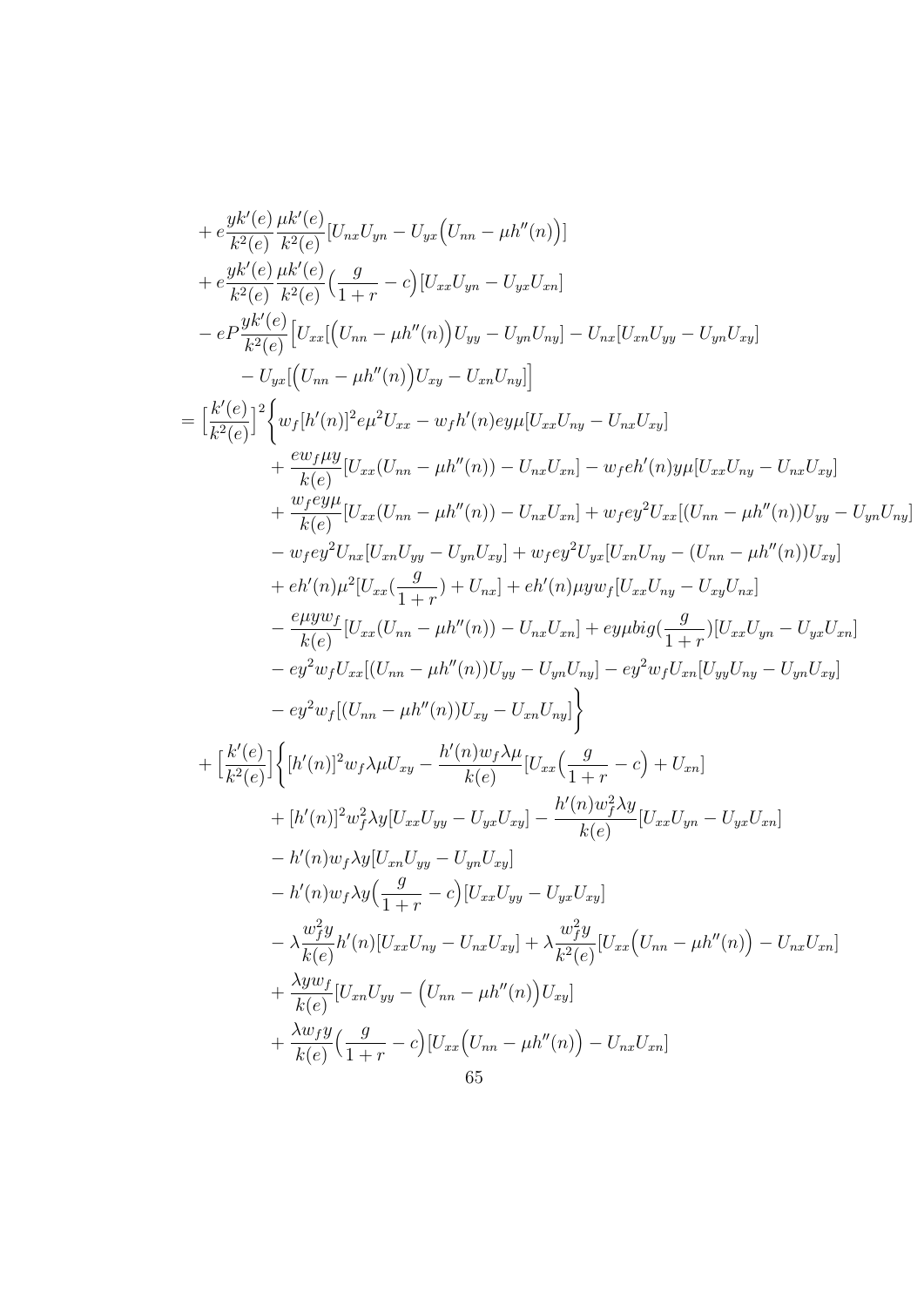$$
\begin{aligned}
&+ e\frac{yk'(e)}{k^2(e)}\frac{\mu k'(e)}{k^2(e)}[U_{nx}U_{yn} - U_{yx}\Big(U_{nn} - \mu h''(n)\Big)] \\
&+ e\frac{yk'(e)}{k^2(e)}\frac{\mu k'(e)}{k^2(e)}\Big(\frac{g}{1+r} - c\Big)[U_{xx}U_{yn} - U_{yx}U_{xn}] \\
&- eP\frac{yk'(e)}{k^2(e)}\Big[U_{xx}[\Big(U_{nn} - \mu h''(n)\Big)U_{yy} - U_{yn}U_{ny}] - U_{nx}[U_{xn}U_{yy} - U_{yn}U_{xy}] \\
&\qquad - U_{yx}[\Big(U_{nn} - \mu h''(n)\Big)U_{xy} - U_{xn}U_{ny}]\Big] \\
=& \Big[\frac{k'(e)}{k^2(e)}\Big]^2\Bigg\{w_f[h'(n)]^2 e\mu^2 U_{xx} - w_f h'(n) ey\mu[U_{xx}U_{ny} - U_{nx}U_{xy}] \\
&\qquad + \frac{ew_f\mu y}{k(e)}[U_{xx}(U_{nn} - \mu h''(n)) - U_{nx}U_{xn}] - w_f e h'(n) y\mu[U_{xx}U_{ny} - U_{nx}U_{xy}] \\
&\qquad + \frac{w_f ey\mu}{k(e)}[U_{xx}(U_{nn} - \mu h''(n)) - U_{nx}U_{xn}] + w_f ey^2 U_{xx}[(U_{nn} - \mu h''(n))U_{yy} - U_{yn}U_{ny}] \\
&\qquad - w_f ey^2 U_{nx}[U_{xn}U_{yy} - U_{yn}U_{xy}] + w_f ey^2 U_{yx}[U_{xn}U_{ny} - (U_{nn} - \mu h''(n))U_{xy}] \\
&\qquad + eh'(n)\mu^2[U_{xx}(\frac{g}{1+r}) + U_{nx}] + eh'(n)\mu y w_f[U_{xx}U_{ny} - U_{xy}U_{nx}] \\
&\qquad - \frac{e\mu y w_f}{k(e)}[U_{xx}(U_{nn} - \mu h''(n)) - U_{nx}U_{xn}] + ey\mu big(\frac{g}{1+r})[U_{xx}U_{yn} - U_{yx}U_{xn}] \\
&\qquad - ey^2 w_f U_{xx}[(U_{nn} - \mu h''(n))U_{yy} - U_{yn}U_{ny}] - ey^2 w_f U_{xn}[U_{yy}U_{ny} - U_{yn}U_{xy}] \\
&\qquad - ey^2 w_f[(U_{nn} - \mu h''(n))U_{xy} - U_{xn}U_{ny}]\Bigg\} \\
&+ \Big[\frac{k'(e)}{k^2(e)}\Big]\Bigg\{[h'(n)]^2 w_f \lambda\mu U_{xy} - \frac{h'(n) w_f \lambda\mu}{k(e)}[U_{xx}\Big(\frac{g}{1+r} - c\Big) + U_{xn}] \\
&\qquad + [h'(n)]^2 w_f^2 \lambda y[U_{xx}U_{yy} - U_{yx}U_{xy}] - \frac{h'(n) w_f^2 \lambda y}{k(e)}[U_{xx}U_{yn} - U_{yx}U_{xn}] \\
&\qquad - h'(n) w_f \lambda y[U_{xn}U_{yy} - U_{yn}U_{xy}] \\
&\qquad - h'(n) w_f \lambda y\Big(\frac{g}{1+r} - c\Big)[U_{xx}U_{yy} - U_{yx}U_{xy}] \\
&\qquad - \lambda\frac{w_f^2 y}{k(e)} h'(n)[U_{xx}U_{ny} - U_{nx}U_{xy}] + \lambda\frac{w_f^2 y}{k^2(e)}[U_{xx}\Big(U_{nn} - \mu h''(n)\Big) - U_{nx}U_{xn}] \\
&\qquad + \frac{\lambda y w_f}{k(e)}[U_{xn}U_{yy} - \Big(U_{nn} - \mu h''(n)\Big)U_{xy}] \\
&\qquad + \frac{\lambda w_f y}{k(e)}\Big(\frac{g}{1+r} - c\Big)[U_{xx}\Big(U_{nn} - \mu h''(n)\Big) - U_{nx}U_{xn}]
\end{aligned}
$$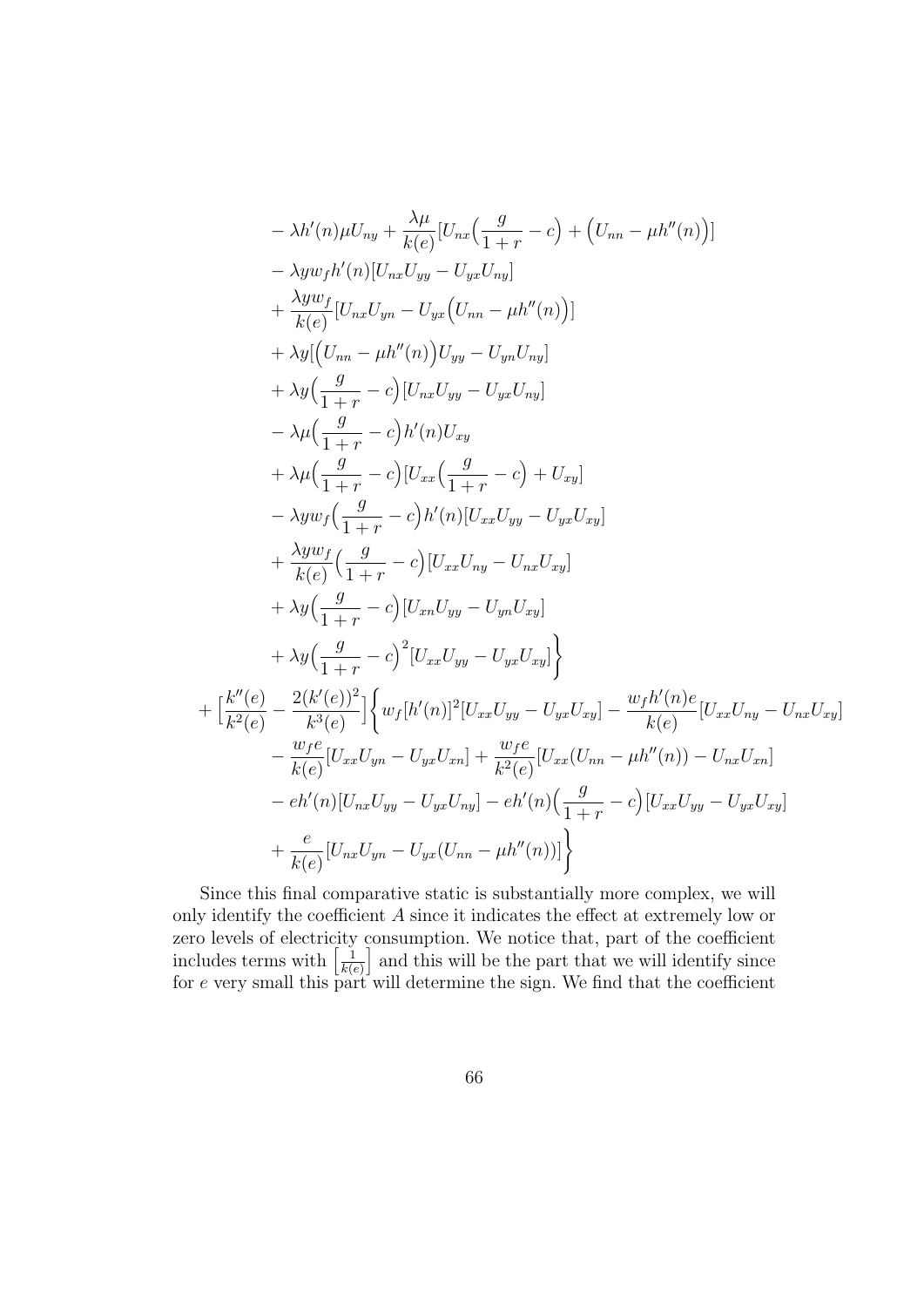$$
\begin{aligned}
& - \lambda h'(n)\mu U_{ny} + \frac{\lambda\mu}{k(e)}[U_{nx}\Big(\frac{g}{1+r} - c\Big) + \Big(U_{nn} - \mu h''(n)\Big)] \\
& - \lambda y w_f h'(n)[U_{nx}U_{yy} - U_{yx}U_{ny}] \\
& + \frac{\lambda y w_f}{k(e)}[U_{nx}U_{yn} - U_{yx}\Big(U_{nn} - \mu h''(n)\Big)] \\
& + \lambda y[\Big(U_{nn} - \mu h''(n)\Big)U_{yy} - U_{yn}U_{ny}] \\
& + \lambda y\Big(\frac{g}{1+r} - c\Big)[U_{nx}U_{yy} - U_{yx}U_{ny}] \\
& - \lambda\mu\Big(\frac{g}{1+r} - c\Big)h'(n)U_{xy} \\
& + \lambda\mu\Big(\frac{g}{1+r} - c\Big)[U_{xx}\Big(\frac{g}{1+r} - c\Big) + U_{xy}] \\
& - \lambda y w_f\Big(\frac{g}{1+r} - c\Big)h'(n)[U_{xx}U_{yy} - U_{yx}U_{xy}] \\
& + \frac{\lambda y w_f}{k(e)}\Big(\frac{g}{1+r} - c\Big)[U_{xx}U_{ny} - U_{nx}U_{xy}] \\
& + \lambda y\Big(\frac{g}{1+r} - c\Big)[U_{xn}U_{yy} - U_{yn}U_{xy}] \\
& + \lambda y\Big(\frac{g}{1+r} - c\Big)^2[U_{xx}U_{yy} - U_{yx}U_{xy}]\Bigg\} \\
+ \Big[\frac{k''(e)}{k^2(e)} - \frac{2(k'(e))^2}{k^3(e)}\Big] & \Bigg\{ w_f[h'(n)]^2[U_{xx}U_{yy} - U_{yx}U_{xy}] - \frac{w_f h'(n)e}{k(e)}[U_{xx}U_{ny} - U_{nx}U_{xy}] \\
& - \frac{w_f e}{k(e)}[U_{xx}U_{yn} - U_{yx}U_{xn}] + \frac{w_f e}{k^2(e)}[U_{xx}(U_{nn} - \mu h''(n)) - U_{nx}U_{xn}] \\
& - eh'(n)[U_{nx}U_{yy} - U_{yx}U_{ny}] - eh'(n)\Big(\frac{g}{1+r} - c\Big)[U_{xx}U_{yy} - U_{yx}U_{xy}] \\
& + \frac{e}{k(e)}[U_{nx}U_{yn} - U_{yx}(U_{nn} - \mu h''(n))]\Bigg\}
\end{aligned}
$$

Since this final comparative static is substantially more complex, we will only identify the coefficient $A$ since it indicates the effect at extremely low or zero levels of electricity consumption. We notice that, part of the coefficient includes terms with $\left[\frac{1}{k(e)}\right]$ and this will be the part that we will identify since for $e$ very small this part will determine the sign. We find that the coefficient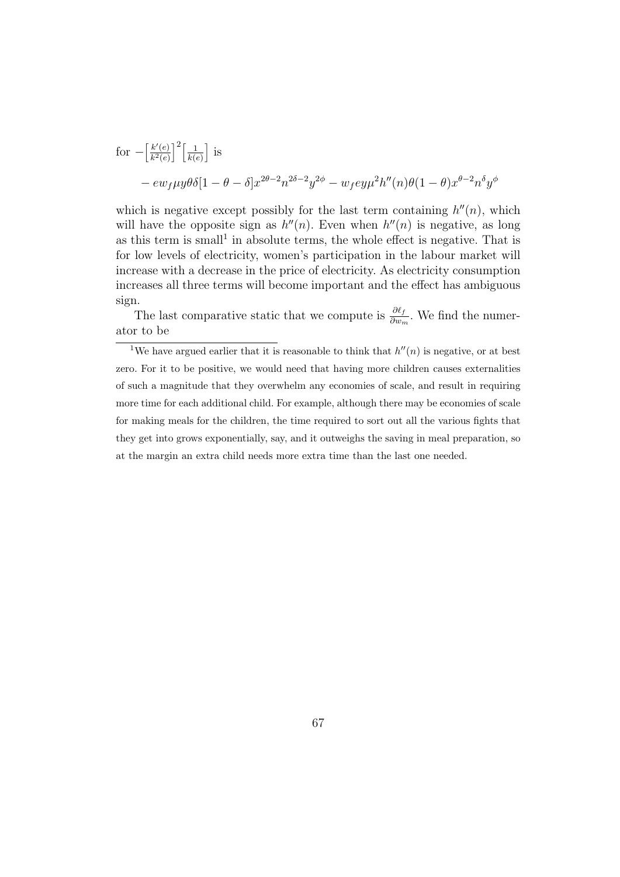for $-\Big[\frac{k'(e)}{k^2(e)}\Big]^2\Big[\frac{1}{k(e)}\Big]$ is

$$- ew_f\mu y\theta\delta[1-\theta-\delta]x^{2\theta-2}n^{2\delta-2}y^{2\phi} - w_f ey\mu^2 h''(n)\theta(1-\theta)x^{\theta-2}n^{\delta}y^{\phi}$$

which is negative except possibly for the last term containing $h''(n)$, which will have the opposite sign as $h''(n)$. Even when $h''(n)$ is negative, as long as this term is small[1] in absolute terms, the whole effect is negative. That is for low levels of electricity, women's participation in the labour market will increase with a decrease in the price of electricity. As electricity consumption increases all three terms will become important and the effect has ambiguous sign.

The last comparative static that we compute is $\frac{\partial \ell_f}{\partial w_m}$. We find the numerator to be

[1]We have argued earlier that it is reasonable to think that $h''(n)$ is negative, or at best zero. For it to be positive, we would need that having more children causes externalities of such a magnitude that they overwhelm any economies of scale, and result in requiring more time for each additional child. For example, although there may be economies of scale for making meals for the children, the time required to sort out all the various fights that they get into grows exponentially, say, and it outweighs the saving in meal preparation, so at the margin an extra child needs more extra time than the last one needed.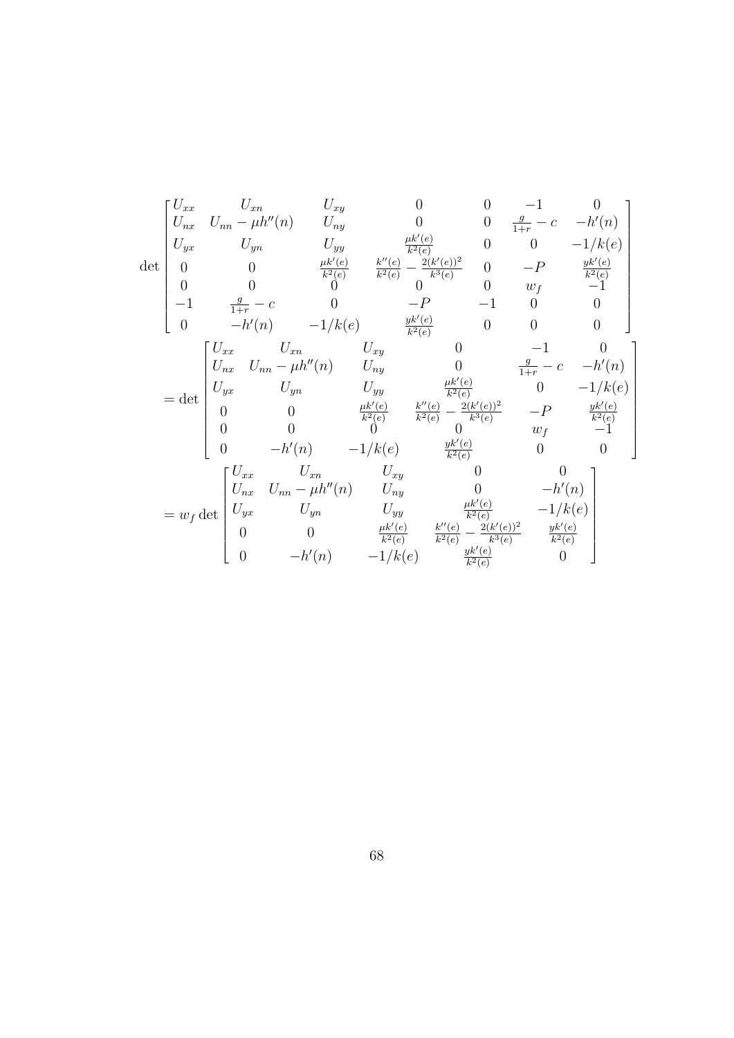$$
\det \begin{bmatrix}
U_{xx} & U_{xn} & U_{xy} & 0 & 0 & -1 & 0 \\
U_{nx} & U_{nn} - \mu h''(n) & U_{ny} & 0 & 0 & \frac{g}{1+r} - c & -h'(n) \\
U_{yx} & U_{yn} & U_{yy} & \frac{\mu k'(e)}{k^2(e)} & 0 & 0 & -1/k(e) \\
0 & 0 & \frac{\mu k'(e)}{k^2(e)} & \frac{k''(e)}{k^2(e)} - \frac{2(k'(e))^2}{k^3(e)} & 0 & -P & \frac{yk'(e)}{k^2(e)} \\
0 & 0 & 0 & 0 & 0 & w_f & -1 \\
-1 & \frac{g}{1+r} - c & 0 & -P & -1 & 0 & 0 \\
0 & -h'(n) & -1/k(e) & \frac{yk'(e)}{k^2(e)} & 0 & 0 & 0
\end{bmatrix}
$$

$$
= \det \begin{bmatrix}
U_{xx} & U_{xn} & U_{xy} & 0 & -1 & 0 \\
U_{nx} & U_{nn} - \mu h''(n) & U_{ny} & 0 & \frac{g}{1+r} - c & -h'(n) \\
U_{yx} & U_{yn} & U_{yy} & \frac{\mu k'(e)}{k^2(e)} & 0 & -1/k(e) \\
0 & 0 & \frac{\mu k'(e)}{k^2(e)} & \frac{k''(e)}{k^2(e)} - \frac{2(k'(e))^2}{k^3(e)} & -P & \frac{yk'(e)}{k^2(e)} \\
0 & 0 & 0 & 0 & w_f & -1 \\
0 & -h'(n) & -1/k(e) & \frac{yk'(e)}{k^2(e)} & 0 & 0
\end{bmatrix}
$$

$$
= w_f \det \begin{bmatrix}
U_{xx} & U_{xn} & U_{xy} & 0 & 0 \\
U_{nx} & U_{nn} - \mu h''(n) & U_{ny} & 0 & -h'(n) \\
U_{yx} & U_{yn} & U_{yy} & \frac{\mu k'(e)}{k^2(e)} & -1/k(e) \\
0 & 0 & \frac{\mu k'(e)}{k^2(e)} & \frac{k''(e)}{k^2(e)} - \frac{2(k'(e))^2}{k^3(e)} & \frac{yk'(e)}{k^2(e)} \\
0 & -h'(n) & -1/k(e) & \frac{yk'(e)}{k^2(e)} & 0
\end{bmatrix}
$$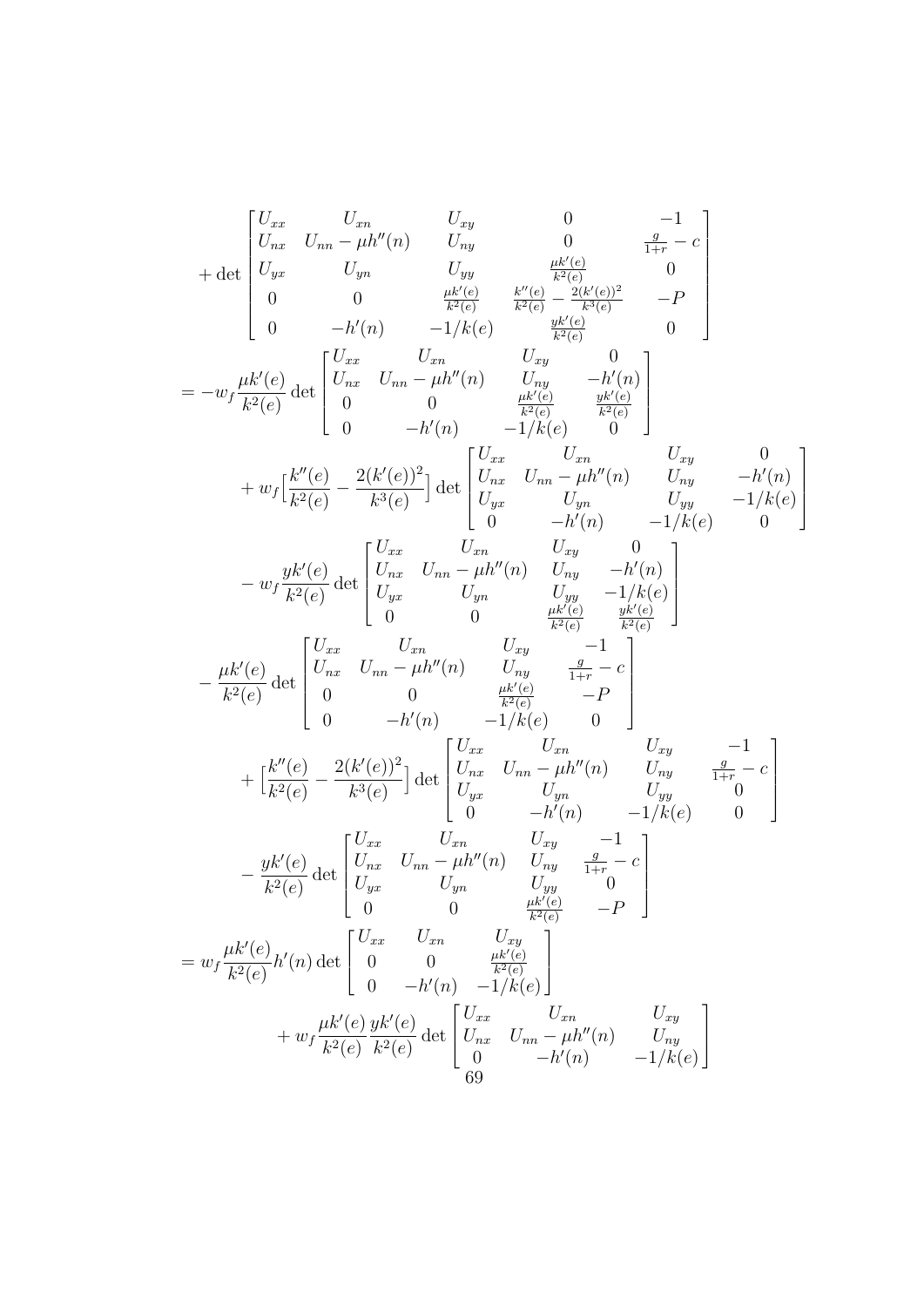$$
+\det\begin{bmatrix} U_{xx} & U_{xn} & U_{xy} & 0 & -1 \\ U_{nx} & U_{nn}-\mu h''(n) & U_{ny} & 0 & \frac{g}{1+r}-c \\ U_{yx} & U_{yn} & U_{yy} & \frac{\mu k'(e)}{k^2(e)} & 0 \\ 0 & 0 & \frac{\mu k'(e)}{k^2(e)} & \frac{k''(e)}{k^2(e)}-\frac{2(k'(e))^2}{k^3(e)} & -P \\ 0 & -h'(n) & -1/k(e) & \frac{yk'(e)}{k^2(e)} & 0 \end{bmatrix}
$$

$$
= -w_f\frac{\mu k'(e)}{k^2(e)}\det\begin{bmatrix} U_{xx} & U_{xn} & U_{xy} & 0 \\ U_{nx} & U_{nn}-\mu h''(n) & U_{ny} & -h'(n) \\ 0 & 0 & \frac{\mu k'(e)}{k^2(e)} & \frac{yk'(e)}{k^2(e)} \\ 0 & -h'(n) & -1/k(e) & 0 \end{bmatrix}
$$

$$
+ w_f\Big[\frac{k''(e)}{k^2(e)}-\frac{2(k'(e))^2}{k^3(e)}\Big]\det\begin{bmatrix} U_{xx} & U_{xn} & U_{xy} & 0 \\ U_{nx} & U_{nn}-\mu h''(n) & U_{ny} & -h'(n) \\ U_{yx} & U_{yn} & U_{yy} & -1/k(e) \\ 0 & -h'(n) & -1/k(e) & 0 \end{bmatrix}
$$

$$
- w_f\frac{yk'(e)}{k^2(e)}\det\begin{bmatrix} U_{xx} & U_{xn} & U_{xy} & 0 \\ U_{nx} & U_{nn}-\mu h''(n) & U_{ny} & -h'(n) \\ U_{yx} & U_{yn} & U_{yy} & -1/k(e) \\ 0 & 0 & \frac{\mu k'(e)}{k^2(e)} & \frac{yk'(e)}{k^2(e)} \end{bmatrix}
$$

$$
- \frac{\mu k'(e)}{k^2(e)}\det\begin{bmatrix} U_{xx} & U_{xn} & U_{xy} & -1 \\ U_{nx} & U_{nn}-\mu h''(n) & U_{ny} & \frac{g}{1+r}-c \\ 0 & 0 & \frac{\mu k'(e)}{k^2(e)} & -P \\ 0 & -h'(n) & -1/k(e) & 0 \end{bmatrix}
$$

$$
+ \Big[\frac{k''(e)}{k^2(e)}-\frac{2(k'(e))^2}{k^3(e)}\Big]\det\begin{bmatrix} U_{xx} & U_{xn} & U_{xy} & -1 \\ U_{nx} & U_{nn}-\mu h''(n) & U_{ny} & \frac{g}{1+r}-c \\ U_{yx} & U_{yn} & U_{yy} & 0 \\ 0 & -h'(n) & -1/k(e) & 0 \end{bmatrix}
$$

$$
- \frac{yk'(e)}{k^2(e)}\det\begin{bmatrix} U_{xx} & U_{xn} & U_{xy} & -1 \\ U_{nx} & U_{nn}-\mu h''(n) & U_{ny} & \frac{g}{1+r}-c \\ U_{yx} & U_{yn} & U_{yy} & 0 \\ 0 & 0 & \frac{\mu k'(e)}{k^2(e)} & -P \end{bmatrix}
$$

$$
= w_f\frac{\mu k'(e)}{k^2(e)}h'(n)\det\begin{bmatrix} U_{xx} & U_{xn} & U_{xy} \\ 0 & 0 & \frac{\mu k'(e)}{k^2(e)} \\ 0 & -h'(n) & -1/k(e) \end{bmatrix}
$$

$$
+ w_f\frac{\mu k'(e)}{k^2(e)}\frac{yk'(e)}{k^2(e)}\det\begin{bmatrix} U_{xx} & U_{xn} & U_{xy} \\ U_{nx} & U_{nn}-\mu h''(n) & U_{ny} \\ 0 & -h'(n) & -1/k(e) \end{bmatrix}
$$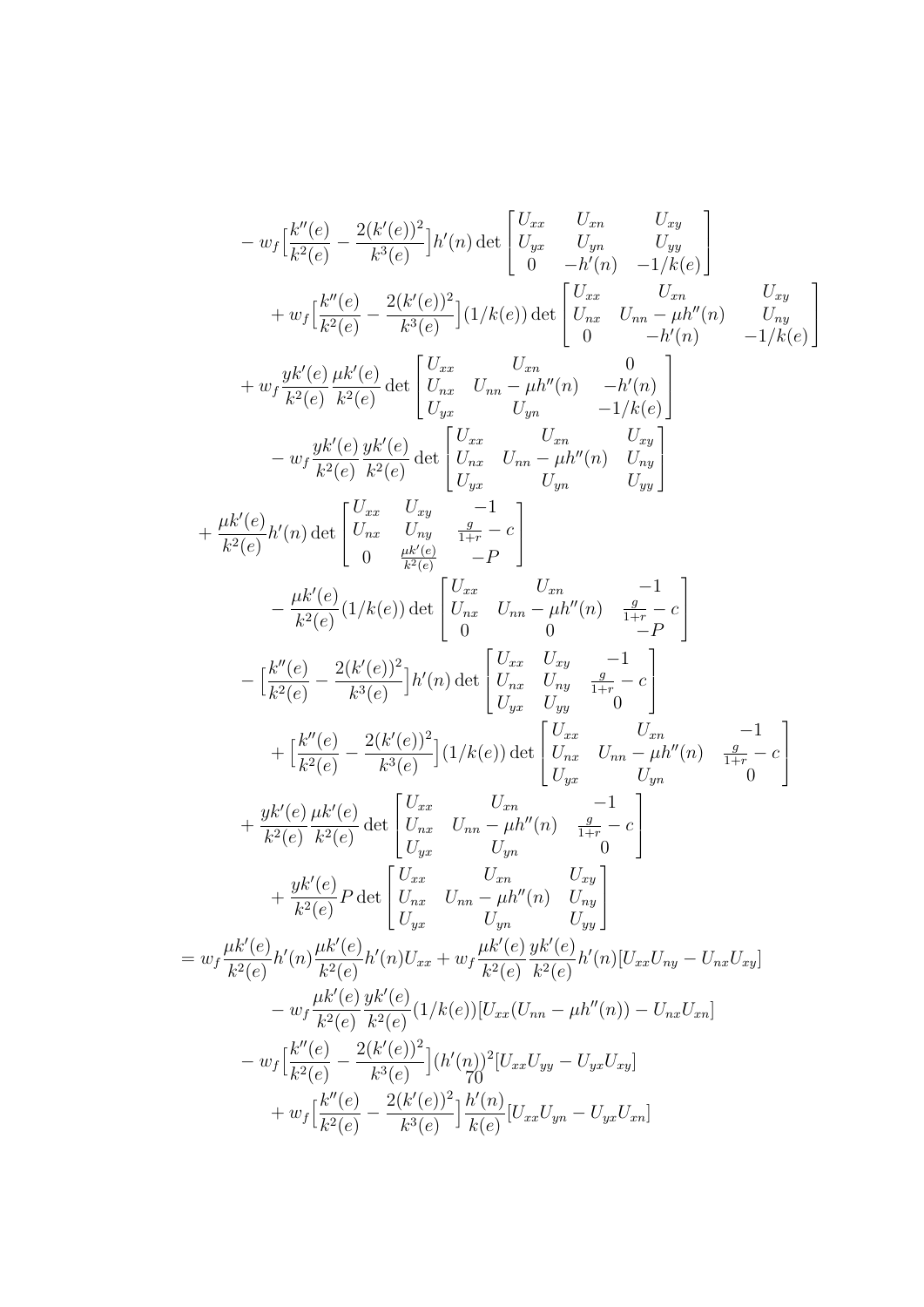$$
\begin{aligned}
& - w_f\Big[\frac{k''(e)}{k^2(e)} - \frac{2(k'(e))^2}{k^3(e)}\Big]h'(n) \det \begin{bmatrix} U_{xx} & U_{xn} & U_{xy} \\ U_{yx} & U_{yn} & U_{yy} \\ 0 & -h'(n) & -1/k(e) \end{bmatrix} \\
& \quad + w_f\Big[\frac{k''(e)}{k^2(e)} - \frac{2(k'(e))^2}{k^3(e)}\Big](1/k(e)) \det \begin{bmatrix} U_{xx} & U_{xn} & U_{xy} \\ U_{nx} & U_{nn} - \mu h''(n) & U_{ny} \\ 0 & -h'(n) & -1/k(e) \end{bmatrix} \\
& \quad + w_f \frac{yk'(e)}{k^2(e)} \frac{\mu k'(e)}{k^2(e)} \det \begin{bmatrix} U_{xx} & U_{xn} & 0 \\ U_{nx} & U_{nn} - \mu h''(n) & -h'(n) \\ U_{yx} & U_{yn} & -1/k(e) \end{bmatrix} \\
& \quad - w_f \frac{yk'(e)}{k^2(e)} \frac{yk'(e)}{k^2(e)} \det \begin{bmatrix} U_{xx} & U_{xn} & U_{xy} \\ U_{nx} & U_{nn} - \mu h''(n) & U_{ny} \\ U_{yx} & U_{yn} & U_{yy} \end{bmatrix} \\
& + \frac{\mu k'(e)}{k^2(e)} h'(n) \det \begin{bmatrix} U_{xx} & U_{xy} & -1 \\ U_{nx} & U_{ny} & \frac{g}{1+r} - c \\ 0 & \frac{\mu k'(e)}{k^2(e)} & -P \end{bmatrix} \\
& \quad - \frac{\mu k'(e)}{k^2(e)}(1/k(e)) \det \begin{bmatrix} U_{xx} & U_{xn} & -1 \\ U_{nx} & U_{nn} - \mu h''(n) & \frac{g}{1+r} - c \\ 0 & 0 & -P \end{bmatrix} \\
& - \Big[\frac{k''(e)}{k^2(e)} - \frac{2(k'(e))^2}{k^3(e)}\Big]h'(n) \det \begin{bmatrix} U_{xx} & U_{xy} & -1 \\ U_{nx} & U_{ny} & \frac{g}{1+r} - c \\ U_{yx} & U_{yy} & 0 \end{bmatrix} \\
& \quad + \Big[\frac{k''(e)}{k^2(e)} - \frac{2(k'(e))^2}{k^3(e)}\Big](1/k(e)) \det \begin{bmatrix} U_{xx} & U_{xn} & -1 \\ U_{nx} & U_{nn} - \mu h''(n) & \frac{g}{1+r} - c \\ U_{yx} & U_{yn} & 0 \end{bmatrix} \\
& + \frac{yk'(e)}{k^2(e)} \frac{\mu k'(e)}{k^2(e)} \det \begin{bmatrix} U_{xx} & U_{xn} & -1 \\ U_{nx} & U_{nn} - \mu h''(n) & \frac{g}{1+r} - c \\ U_{yx} & U_{yn} & 0 \end{bmatrix} \\
& \quad + \frac{yk'(e)}{k^2(e)} P \det \begin{bmatrix} U_{xx} & U_{xn} & U_{xy} \\ U_{nx} & U_{nn} - \mu h''(n) & U_{ny} \\ U_{yx} & U_{yn} & U_{yy} \end{bmatrix} \\
= {} & w_f \frac{\mu k'(e)}{k^2(e)} h'(n) \frac{\mu k'(e)}{k^2(e)} h'(n) U_{xx} + w_f \frac{\mu k'(e)}{k^2(e)} \frac{yk'(e)}{k^2(e)} h'(n) [U_{xx}U_{ny} - U_{nx}U_{xy}] \\
& \quad - w_f \frac{\mu k'(e)}{k^2(e)} \frac{yk'(e)}{k^2(e)} (1/k(e)) [U_{xx}(U_{nn} - \mu h''(n)) - U_{nx}U_{xn}] \\
& - w_f \Big[\frac{k''(e)}{k^2(e)} - \frac{2(k'(e))^2}{k^3(e)}\Big](h'(n))^2 [U_{xx}U_{yy} - U_{yx}U_{xy}] \\
& \quad + w_f \Big[\frac{k''(e)}{k^2(e)} - \frac{2(k'(e))^2}{k^3(e)}\Big] \frac{h'(n)}{k(e)} [U_{xx}U_{yn} - U_{yx}U_{xn}]
\end{aligned}
$$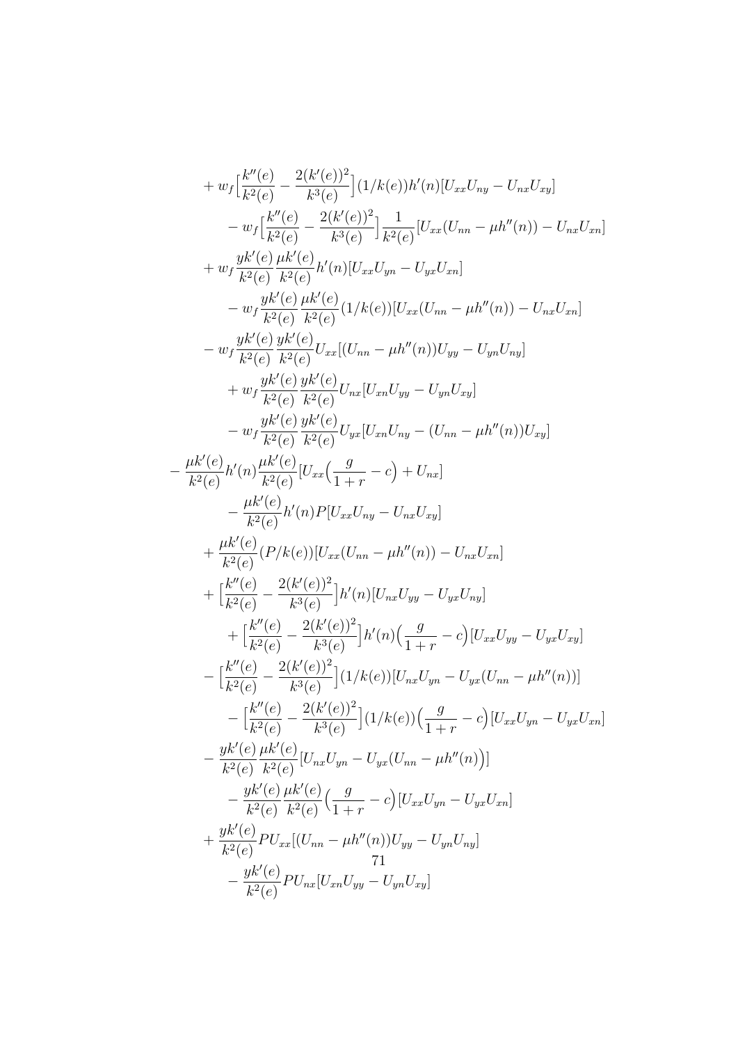$$
\begin{aligned}
&+ w_f\Big[\frac{k''(e)}{k^2(e)} - \frac{2(k'(e))^2}{k^3(e)}\Big](1/k(e))h'(n)[U_{xx}U_{ny} - U_{nx}U_{xy}] \\
&\quad - w_f\Big[\frac{k''(e)}{k^2(e)} - \frac{2(k'(e))^2}{k^3(e)}\Big]\frac{1}{k^2(e)}[U_{xx}(U_{nn} - \mu h''(n)) - U_{nx}U_{xn}] \\
&+ w_f\frac{yk'(e)}{k^2(e)}\frac{\mu k'(e)}{k^2(e)}h'(n)[U_{xx}U_{yn} - U_{yx}U_{xn}] \\
&\quad - w_f\frac{yk'(e)}{k^2(e)}\frac{\mu k'(e)}{k^2(e)}(1/k(e))[U_{xx}(U_{nn} - \mu h''(n)) - U_{nx}U_{xn}] \\
&- w_f\frac{yk'(e)}{k^2(e)}\frac{yk'(e)}{k^2(e)}U_{xx}[(U_{nn} - \mu h''(n))U_{yy} - U_{yn}U_{ny}] \\
&\quad + w_f\frac{yk'(e)}{k^2(e)}\frac{yk'(e)}{k^2(e)}U_{nx}[U_{xn}U_{yy} - U_{yn}U_{xy}] \\
&\quad - w_f\frac{yk'(e)}{k^2(e)}\frac{yk'(e)}{k^2(e)}U_{yx}[U_{xn}U_{ny} - (U_{nn} - \mu h''(n))U_{xy}] \\
&- \frac{\mu k'(e)}{k^2(e)}h'(n)\frac{\mu k'(e)}{k^2(e)}[U_{xx}\Big(\frac{g}{1+r} - c\Big) + U_{nx}] \\
&\quad - \frac{\mu k'(e)}{k^2(e)}h'(n)P[U_{xx}U_{ny} - U_{nx}U_{xy}] \\
&+ \frac{\mu k'(e)}{k^2(e)}(P/k(e))[U_{xx}(U_{nn} - \mu h''(n)) - U_{nx}U_{xn}] \\
&+ \Big[\frac{k''(e)}{k^2(e)} - \frac{2(k'(e))^2}{k^3(e)}\Big]h'(n)[U_{nx}U_{yy} - U_{yx}U_{ny}] \\
&\quad + \Big[\frac{k''(e)}{k^2(e)} - \frac{2(k'(e))^2}{k^3(e)}\Big]h'(n)\Big(\frac{g}{1+r} - c\Big)[U_{xx}U_{yy} - U_{yx}U_{xy}] \\
&- \Big[\frac{k''(e)}{k^2(e)} - \frac{2(k'(e))^2}{k^3(e)}\Big](1/k(e))[U_{nx}U_{yn} - U_{yx}(U_{nn} - \mu h''(n))] \\
&\quad - \Big[\frac{k''(e)}{k^2(e)} - \frac{2(k'(e))^2}{k^3(e)}\Big](1/k(e))\Big(\frac{g}{1+r} - c\Big)[U_{xx}U_{yn} - U_{yx}U_{xn}] \\
&- \frac{yk'(e)}{k^2(e)}\frac{\mu k'(e)}{k^2(e)}[U_{nx}U_{yn} - U_{yx}(U_{nn} - \mu h''(n)\Big)] \\
&\quad - \frac{yk'(e)}{k^2(e)}\frac{\mu k'(e)}{k^2(e)}\Big(\frac{g}{1+r} - c\Big)[U_{xx}U_{yn} - U_{yx}U_{xn}] \\
&+ \frac{yk'(e)}{k^2(e)}PU_{xx}[(U_{nn} - \mu h''(n))U_{yy} - U_{yn}U_{ny}] \\
&\quad - \frac{yk'(e)}{k^2(e)}PU_{nx}[U_{xn}U_{yy} - U_{yn}U_{xy}]
\end{aligned}
$$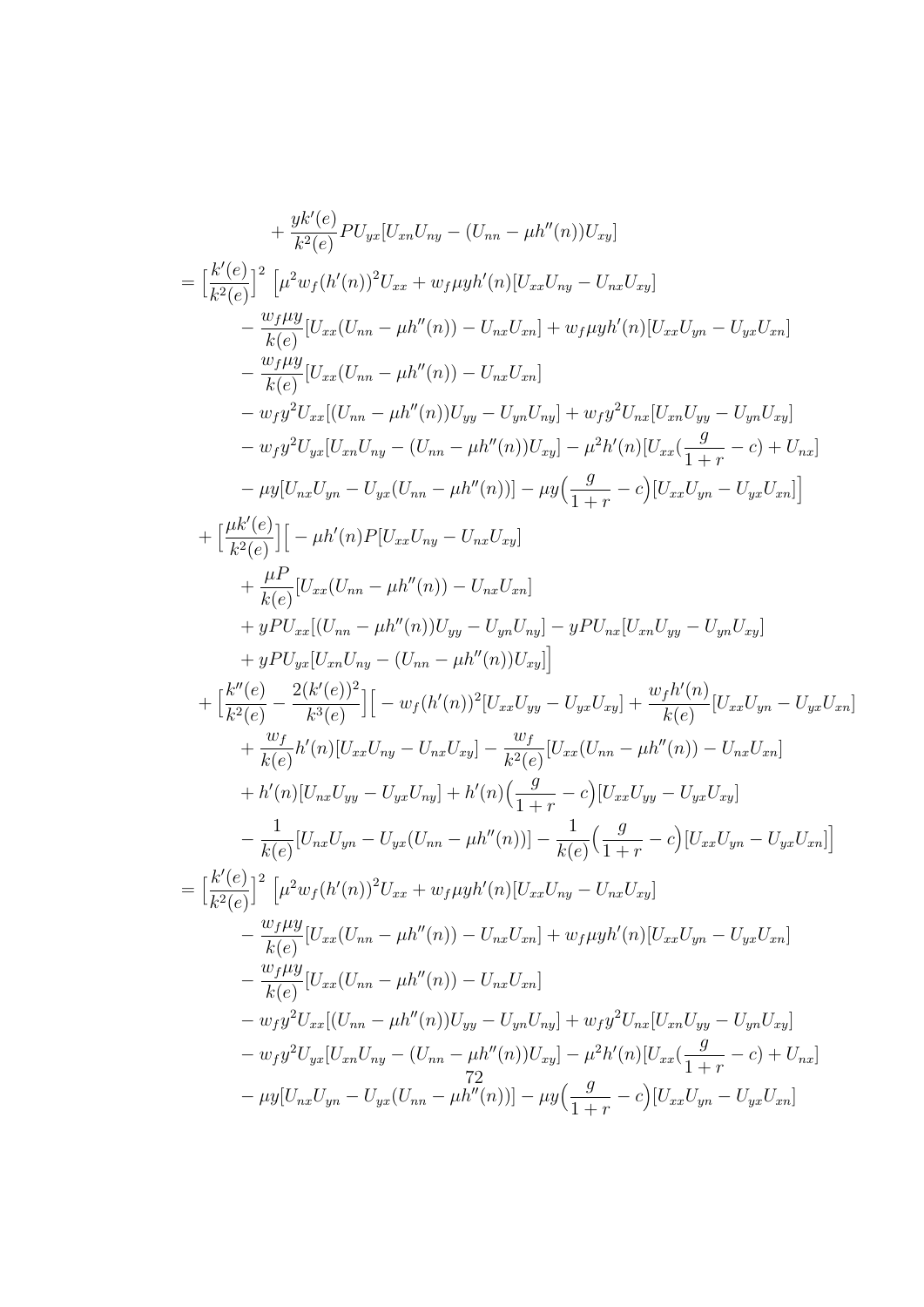$$
\begin{aligned}
&\qquad + \frac{yk'(e)}{k^2(e)} P U_{yx}[U_{xn}U_{ny} - (U_{nn} - \mu h''(n))U_{xy}] \\
&= \Big[\frac{k'(e)}{k^2(e)}\Big]^2 \Big[\mu^2 w_f (h'(n))^2 U_{xx} + w_f \mu y h'(n)[U_{xx}U_{ny} - U_{nx}U_{xy}] \\
&\qquad - \frac{w_f \mu y}{k(e)}[U_{xx}(U_{nn} - \mu h''(n)) - U_{nx}U_{xn}] + w_f \mu y h'(n)[U_{xx}U_{yn} - U_{yx}U_{xn}] \\
&\qquad - \frac{w_f \mu y}{k(e)}[U_{xx}(U_{nn} - \mu h''(n)) - U_{nx}U_{xn}] \\
&\qquad - w_f y^2 U_{xx}[(U_{nn} - \mu h''(n))U_{yy} - U_{yn}U_{ny}] + w_f y^2 U_{nx}[U_{xn}U_{yy} - U_{yn}U_{xy}] \\
&\qquad - w_f y^2 U_{yx}[U_{xn}U_{ny} - (U_{nn} - \mu h''(n))U_{xy}] - \mu^2 h'(n)[U_{xx}(\frac{g}{1+r} - c) + U_{nx}] \\
&\qquad - \mu y[U_{nx}U_{yn} - U_{yx}(U_{nn} - \mu h''(n))] - \mu y\Big(\frac{g}{1+r} - c\Big)[U_{xx}U_{yn} - U_{yx}U_{xn}]\Big] \\
&\quad + \Big[\frac{\mu k'(e)}{k^2(e)}\Big]\Big[ - \mu h'(n) P[U_{xx}U_{ny} - U_{nx}U_{xy}] \\
&\qquad + \frac{\mu P}{k(e)}[U_{xx}(U_{nn} - \mu h''(n)) - U_{nx}U_{xn}] \\
&\qquad + yPU_{xx}[(U_{nn} - \mu h''(n))U_{yy} - U_{yn}U_{ny}] - yPU_{nx}[U_{xn}U_{yy} - U_{yn}U_{xy}] \\
&\qquad + yPU_{yx}[U_{xn}U_{ny} - (U_{nn} - \mu h''(n))U_{xy}]\Big] \\
&\quad + \Big[\frac{k''(e)}{k^2(e)} - \frac{2(k'(e))^2}{k^3(e)}\Big]\Big[ - w_f (h'(n))^2[U_{xx}U_{yy} - U_{yx}U_{xy}] + \frac{w_f h'(n)}{k(e)}[U_{xx}U_{yn} - U_{yx}U_{xn}] \\
&\qquad + \frac{w_f}{k(e)} h'(n)[U_{xx}U_{ny} - U_{nx}U_{xy}] - \frac{w_f}{k^2(e)}[U_{xx}(U_{nn} - \mu h''(n)) - U_{nx}U_{xn}] \\
&\qquad + h'(n)[U_{nx}U_{yy} - U_{yx}U_{ny}] + h'(n)\Big(\frac{g}{1+r} - c\Big)[U_{xx}U_{yy} - U_{yx}U_{xy}] \\
&\qquad - \frac{1}{k(e)}[U_{nx}U_{yn} - U_{yx}(U_{nn} - \mu h''(n))] - \frac{1}{k(e)}\Big(\frac{g}{1+r} - c\Big)[U_{xx}U_{yn} - U_{yx}U_{xn}]\Big] \\
&= \Big[\frac{k'(e)}{k^2(e)}\Big]^2 \Big[\mu^2 w_f (h'(n))^2 U_{xx} + w_f \mu y h'(n)[U_{xx}U_{ny} - U_{nx}U_{xy}] \\
&\qquad - \frac{w_f \mu y}{k(e)}[U_{xx}(U_{nn} - \mu h''(n)) - U_{nx}U_{xn}] + w_f \mu y h'(n)[U_{xx}U_{yn} - U_{yx}U_{xn}] \\
&\qquad - \frac{w_f \mu y}{k(e)}[U_{xx}(U_{nn} - \mu h''(n)) - U_{nx}U_{xn}] \\
&\qquad - w_f y^2 U_{xx}[(U_{nn} - \mu h''(n))U_{yy} - U_{yn}U_{ny}] + w_f y^2 U_{nx}[U_{xn}U_{yy} - U_{yn}U_{xy}] \\
&\qquad - w_f y^2 U_{yx}[U_{xn}U_{ny} - (U_{nn} - \mu h''(n))U_{xy}] - \mu^2 h'(n)[U_{xx}(\frac{g}{1+r} - c) + U_{nx}] \\
&\qquad - \mu y[U_{nx}U_{yn} - U_{yx}(U_{nn} - \mu h''(n))] - \mu y\Big(\frac{g}{1+r} - c\Big)[U_{xx}U_{yn} - U_{yx}U_{xn}]
\end{aligned}
$$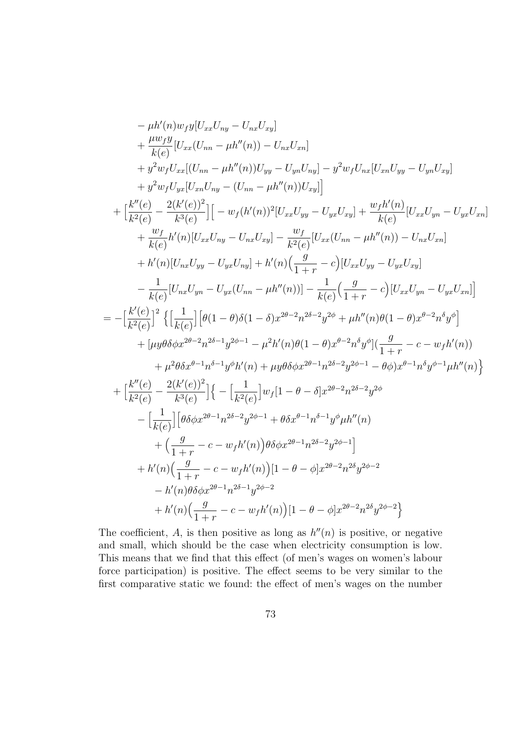$$
\begin{aligned}
&- \mu h'(n) w_f y [U_{xx}U_{ny} - U_{nx}U_{xy}] \\
&+ \frac{\mu w_f y}{k(e)} [U_{xx}(U_{nn} - \mu h''(n)) - U_{nx}U_{xn}] \\
&+ y^2 w_f U_{xx}[(U_{nn} - \mu h''(n))U_{yy} - U_{yn}U_{ny}] - y^2 w_f U_{nx}[U_{xn}U_{yy} - U_{yn}U_{xy}] \\
&+ y^2 w_f U_{yx}[U_{xn}U_{ny} - (U_{nn} - \mu h''(n))U_{xy}]\Big] \\
&+ \Big[\frac{k''(e)}{k^2(e)} - \frac{2(k'(e))^2}{k^3(e)}\Big]\Big[ - w_f (h'(n))^2 [U_{xx}U_{yy} - U_{yx}U_{xy}] + \frac{w_f h'(n)}{k(e)}[U_{xx}U_{yn} - U_{yx}U_{xn}] \\
&+ \frac{w_f}{k(e)} h'(n)[U_{xx}U_{ny} - U_{nx}U_{xy}] - \frac{w_f}{k^2(e)}[U_{xx}(U_{nn} - \mu h''(n)) - U_{nx}U_{xn}] \\
&+ h'(n)[U_{nx}U_{yy} - U_{yx}U_{ny}] + h'(n)\Big(\frac{g}{1+r} - c\Big)[U_{xx}U_{yy} - U_{yx}U_{xy}] \\
&- \frac{1}{k(e)}[U_{nx}U_{yn} - U_{yx}(U_{nn} - \mu h''(n))] - \frac{1}{k(e)}\Big(\frac{g}{1+r} - c\Big)[U_{xx}U_{yn} - U_{yx}U_{xn}]\Big] \\
= &-\Big[\frac{k'(e)}{k^2(e)}\Big]^2 \Big\{\Big[\frac{1}{k(e)}\Big]\Big[\theta(1-\theta)\delta(1-\delta)x^{2\theta-2}n^{2\delta-2}y^{2\phi} + \mu h''(n)\theta(1-\theta)x^{\theta-2}n^{\delta}y^{\phi}\Big] \\
&+ [\mu y \theta\delta\phi x^{2\theta-2}n^{2\delta-1}y^{2\phi-1} - \mu^2 h'(n)\theta(1-\theta)x^{\theta-2}n^{\delta}y^{\phi}](\frac{g}{1+r} - c - w_f h'(n)) \\
&+ \mu^2\theta\delta x^{\theta-1}n^{\delta-1}y^{\phi}h'(n) + \mu y\theta\delta\phi x^{2\theta-1}n^{2\delta-2}y^{2\phi-1} - \theta\phi)x^{\theta-1}n^{\delta}y^{\phi-1}\mu h''(n)\Big\} \\
&+ \Big[\frac{k''(e)}{k^2(e)} - \frac{2(k'(e))^2}{k^3(e)}\Big]\Big\{ - \Big[\frac{1}{k^2(e)}\Big] w_f[1-\theta-\delta]x^{2\theta-2}n^{2\delta-2}y^{2\phi} \\
&- \Big[\frac{1}{k(e)}\Big]\Big[\theta\delta\phi x^{2\theta-1}n^{2\delta-2}y^{2\phi-1} + \theta\delta x^{\theta-1}n^{\delta-1}y^{\phi}\mu h''(n) \\
&+ \Big(\frac{g}{1+r} - c - w_f h'(n)\Big)\theta\delta\phi x^{2\theta-1}n^{2\delta-2}y^{2\phi-1}\Big] \\
&+ h'(n)\Big(\frac{g}{1+r} - c - w_f h'(n)\Big)[1-\theta-\phi]x^{2\theta-2}n^{2\delta}y^{2\phi-2} \\
&- h'(n)\theta\delta\phi x^{2\theta-1}n^{2\delta-1}y^{2\phi-2} \\
&+ h'(n)\Big(\frac{g}{1+r} - c - w_f h'(n)\Big)[1-\theta-\phi]x^{2\theta-2}n^{2\delta}y^{2\phi-2}\Big\}
\end{aligned}
$$

The coefficient, $A$, is then positive as long as $h''(n)$ is positive, or negative and small, which should be the case when electricity consumption is low. This means that we find that this effect (of men's wages on women's labour force participation) is positive. The effect seems to be very similar to the first comparative static we found: the effect of men's wages on the number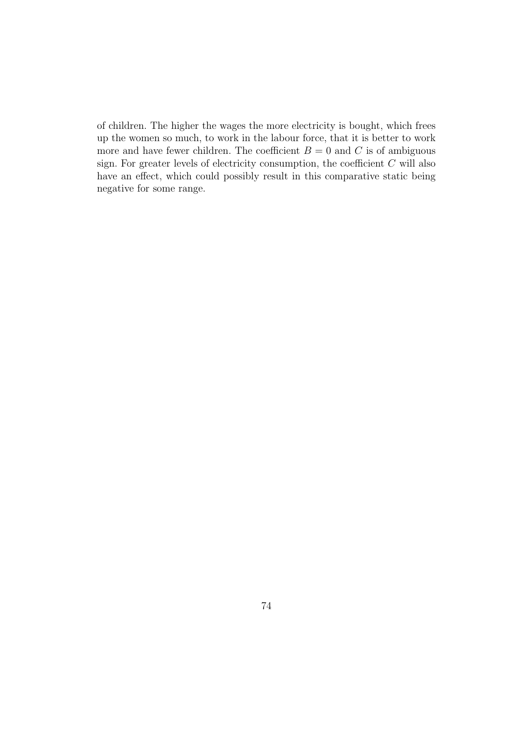of children. The higher the wages the more electricity is bought, which frees up the women so much, to work in the labour force, that it is better to work more and have fewer children. The coefficient $B = 0$ and $C$ is of ambiguous sign. For greater levels of electricity consumption, the coefficient $C$ will also have an effect, which could possibly result in this comparative static being negative for some range.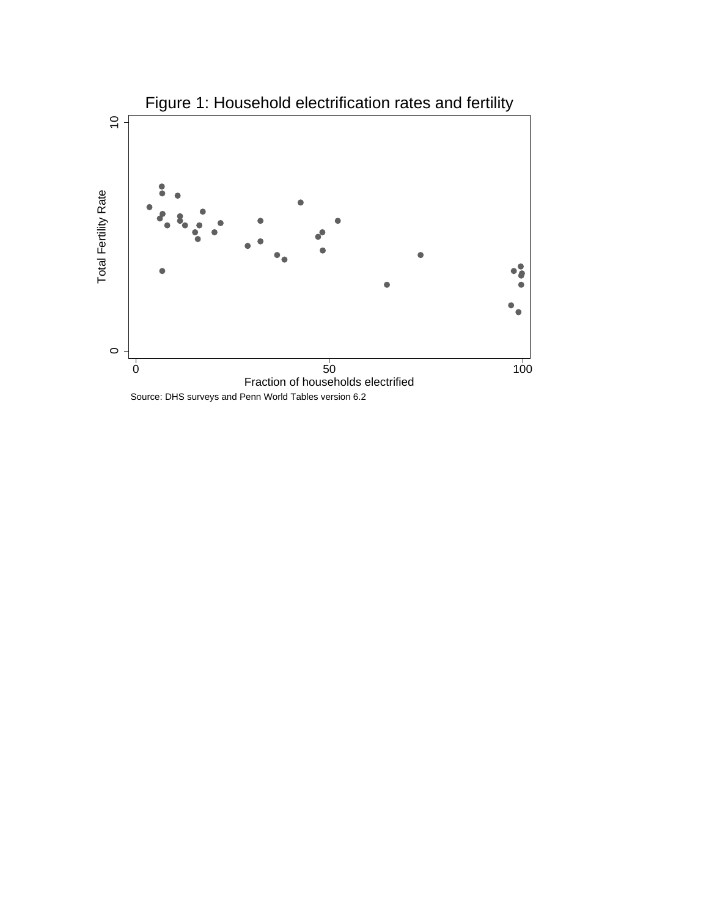Figure 1: Household electrification rates and fertility

Source: DHS surveys and Penn World Tables version 6.2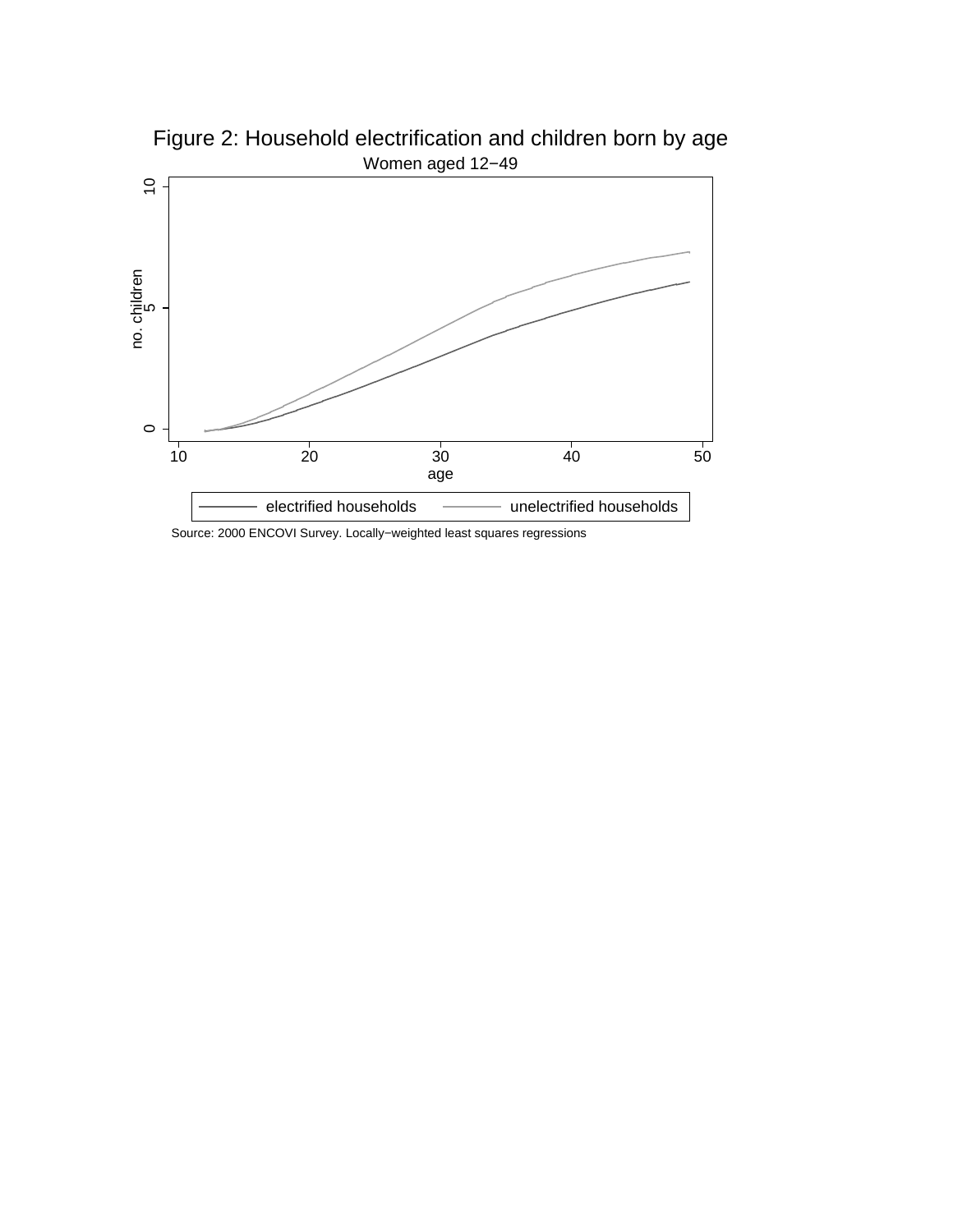Figure 2: Household electrification and children born by age

Women aged 12−49

no. children

0

5

10

10

20

30

40

50

age

electrified households

unelectrified households

Source: 2000 ENCOVI Survey. Locally−weighted least squares regressions